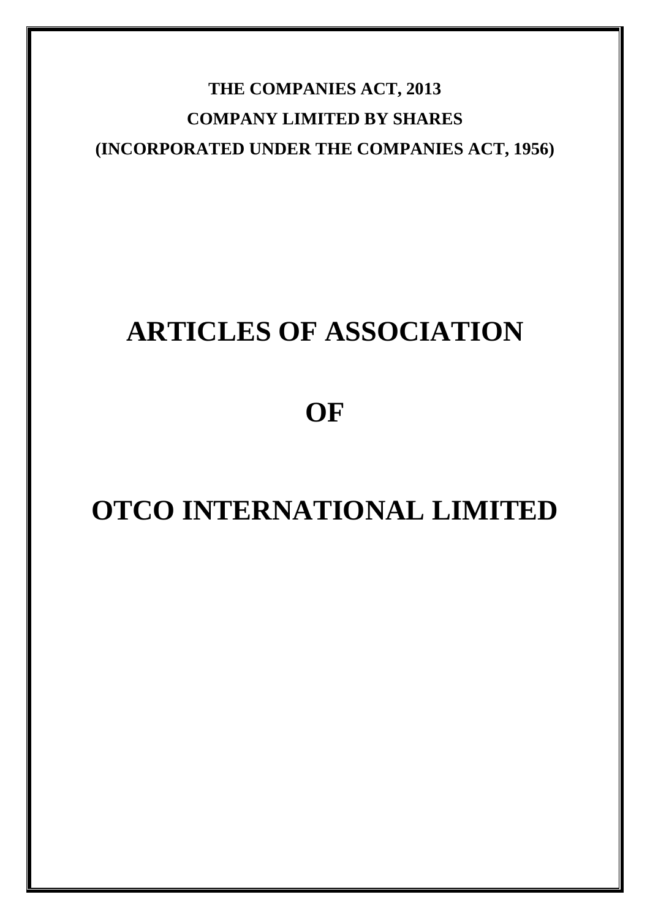**THE COMPANIES ACT, 2013**

**COMPANY LIMITED BY SHARES**

**(INCORPORATED UNDER THE COMPANIES ACT, 1956)**

# ARTICLES OF ASSOCIATION

# OF

# OTCO INTERNATIONAL LIMITED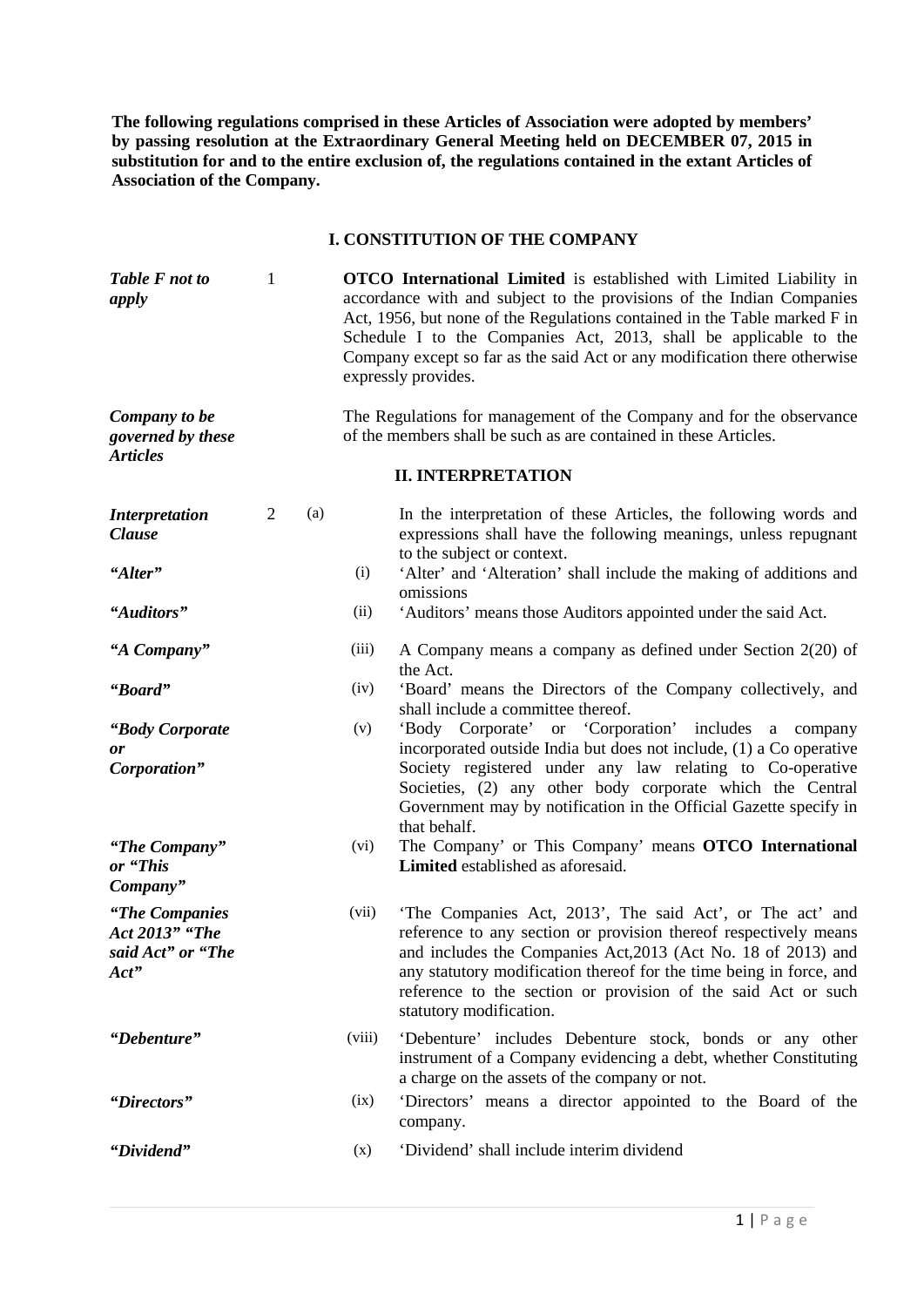**The following regulations comprised in these Articles of Association were adopted by members' by passing resolution at the Extraordinary General Meeting held on DECEMBER 07, 2015 in substitution for and to the entire exclusion of, the regulations contained in the extant Articles of Association of the Company.**

## I. CONSTITUTION OF THE COMPANY

***Table F not to apply***

1 **OTCO International Limited** is established with Limited Liability in accordance with and subject to the provisions of the Indian Companies Act, 1956, but none of the Regulations contained in the Table marked F in Schedule I to the Companies Act, 2013, shall be applicable to the Company except so far as the said Act or any modification there otherwise expressly provides.

***Company to be governed by these Articles***

The Regulations for management of the Company and for the observance of the members shall be such as are contained in these Articles.

## II. INTERPRETATION

***Interpretation Clause***

2 (a) In the interpretation of these Articles, the following words and expressions shall have the following meanings, unless repugnant to the subject or context.

***"Alter"***

(i) 'Alter' and 'Alteration' shall include the making of additions and omissions

***"Auditors"***

(ii) 'Auditors' means those Auditors appointed under the said Act.

***"A Company"***

(iii) A Company means a company as defined under Section 2(20) of the Act.

***"Board"***

(iv) 'Board' means the Directors of the Company collectively, and shall include a committee thereof.

***"Body Corporate or Corporation"***

(v) 'Body Corporate' or 'Corporation' includes a company incorporated outside India but does not include, (1) a Co operative Society registered under any law relating to Co-operative Societies, (2) any other body corporate which the Central Government may by notification in the Official Gazette specify in that behalf.

***"The Company" or "This Company"***

(vi) The Company' or This Company' means **OTCO International Limited** established as aforesaid.

***"The Companies Act 2013" "The said Act" or "The Act"***

(vii) 'The Companies Act, 2013', The said Act', or The act' and reference to any section or provision thereof respectively means and includes the Companies Act,2013 (Act No. 18 of 2013) and any statutory modification thereof for the time being in force, and reference to the section or provision of the said Act or such statutory modification.

***"Debenture"***

(viii) 'Debenture' includes Debenture stock, bonds or any other instrument of a Company evidencing a debt, whether Constituting a charge on the assets of the company or not.

***"Directors"***

(ix) 'Directors' means a director appointed to the Board of the company.

***"Dividend"***

(x) 'Dividend' shall include interim dividend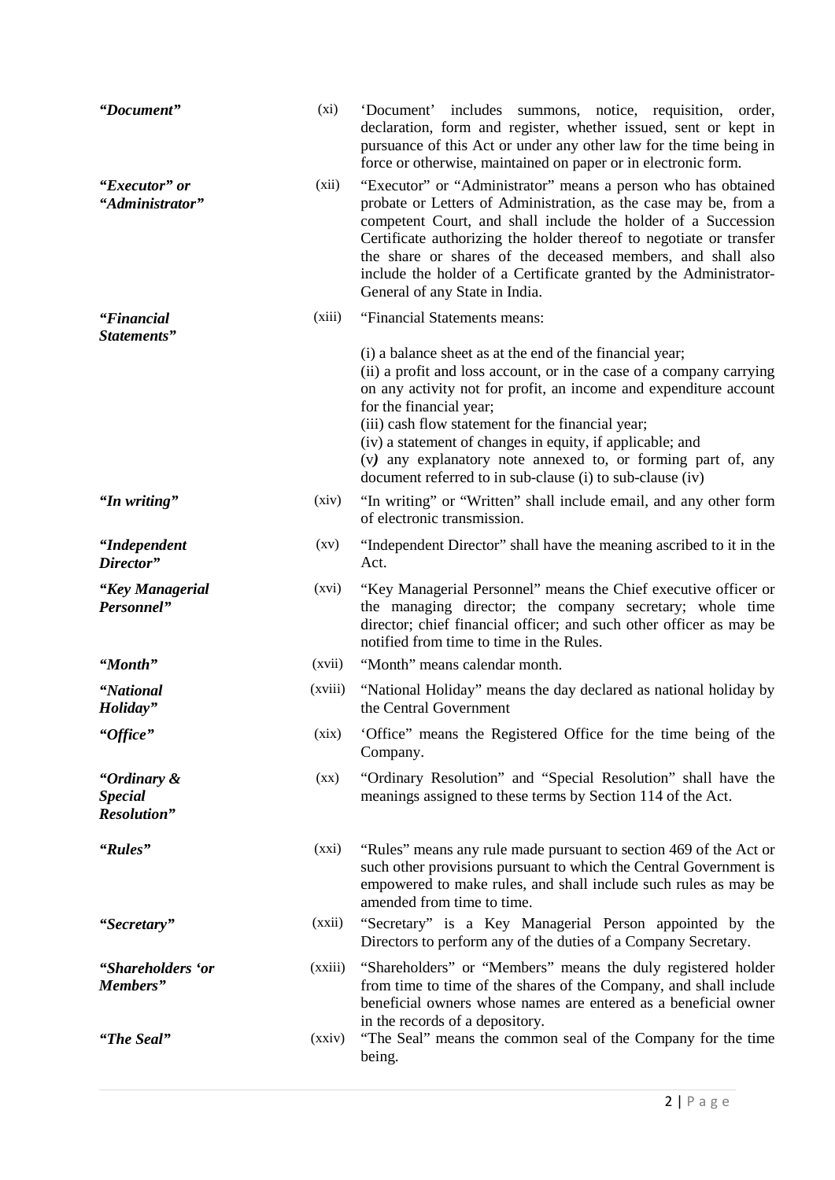| | | |
|---|---|---|
| ***"Document"*** | (xi) | 'Document' includes summons, notice, requisition, order, declaration, form and register, whether issued, sent or kept in pursuance of this Act or under any other law for the time being in force or otherwise, maintained on paper or in electronic form. |
| ***"Executor" or "Administrator"*** | (xii) | "Executor" or "Administrator" means a person who has obtained probate or Letters of Administration, as the case may be, from a competent Court, and shall include the holder of a Succession Certificate authorizing the holder thereof to negotiate or transfer the share or shares of the deceased members, and shall also include the holder of a Certificate granted by the Administrator-General of any State in India. |
| ***"Financial Statements"*** | (xiii) | "Financial Statements means:<br><br>(i) a balance sheet as at the end of the financial year;<br>(ii) a profit and loss account, or in the case of a company carrying on any activity not for profit, an income and expenditure account for the financial year;<br>(iii) cash flow statement for the financial year;<br>(iv) a statement of changes in equity, if applicable; and<br>(v*)* any explanatory note annexed to, or forming part of, any document referred to in sub-clause (i) to sub-clause (iv) |
| ***"In writing"*** | (xiv) | "In writing" or "Written" shall include email, and any other form of electronic transmission. |
| ***"Independent Director"*** | (xv) | "Independent Director" shall have the meaning ascribed to it in the Act. |
| ***"Key Managerial Personnel"*** | (xvi) | "Key Managerial Personnel" means the Chief executive officer or the managing director; the company secretary; whole time director; chief financial officer; and such other officer as may be notified from time to time in the Rules. |
| ***"Month"*** | (xvii) | "Month" means calendar month. |
| ***"National Holiday"*** | (xviii) | "National Holiday" means the day declared as national holiday by the Central Government |
| ***"Office"*** | (xix) | 'Office" means the Registered Office for the time being of the Company. |
| ***"Ordinary & Special Resolution"*** | (xx) | "Ordinary Resolution" and "Special Resolution" shall have the meanings assigned to these terms by Section 114 of the Act. |
| ***"Rules"*** | (xxi) | "Rules" means any rule made pursuant to section 469 of the Act or such other provisions pursuant to which the Central Government is empowered to make rules, and shall include such rules as may be amended from time to time. |
| ***"Secretary"*** | (xxii) | "Secretary" is a Key Managerial Person appointed by the Directors to perform any of the duties of a Company Secretary. |
| ***"Shareholders 'or Members"*** | (xxiii) | "Shareholders" or "Members" means the duly registered holder from time to time of the shares of the Company, and shall include beneficial owners whose names are entered as a beneficial owner in the records of a depository. |
| ***"The Seal"*** | (xxiv) | "The Seal" means the common seal of the Company for the time being. |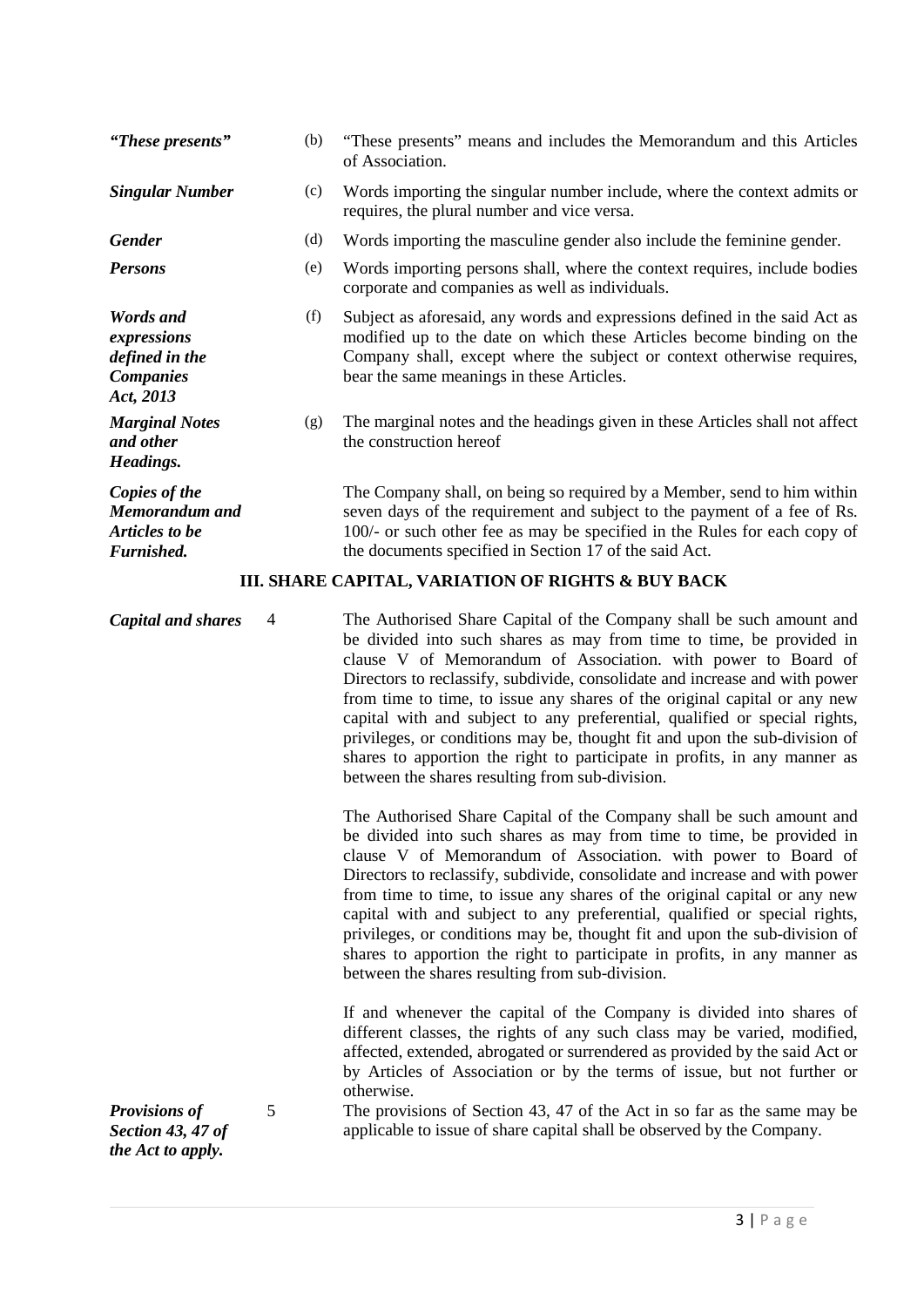| | | |
|---|---|---|
| ***"These presents"*** | (b) | "These presents" means and includes the Memorandum and this Articles of Association. |
| ***Singular Number*** | (c) | Words importing the singular number include, where the context admits or requires, the plural number and vice versa. |
| ***Gender*** | (d) | Words importing the masculine gender also include the feminine gender. |
| ***Persons*** | (e) | Words importing persons shall, where the context requires, include bodies corporate and companies as well as individuals. |
| ***Words and expressions defined in the Companies Act, 2013*** | (f) | Subject as aforesaid, any words and expressions defined in the said Act as modified up to the date on which these Articles become binding on the Company shall, except where the subject or context otherwise requires, bear the same meanings in these Articles. |
| ***Marginal Notes and other Headings.*** | (g) | The marginal notes and the headings given in these Articles shall not affect the construction hereof |
| ***Copies of the Memorandum and Articles to be Furnished.*** | | The Company shall, on being so required by a Member, send to him within seven days of the requirement and subject to the payment of a fee of Rs. 100/- or such other fee as may be specified in the Rules for each copy of the documents specified in Section 17 of the said Act. |

## III. SHARE CAPITAL, VARIATION OF RIGHTS & BUY BACK

| | | |
|---|---|---|
| ***Capital and shares*** | 4 | The Authorised Share Capital of the Company shall be such amount and be divided into such shares as may from time to time, be provided in clause V of Memorandum of Association. with power to Board of Directors to reclassify, subdivide, consolidate and increase and with power from time to time, to issue any shares of the original capital or any new capital with and subject to any preferential, qualified or special rights, privileges, or conditions may be, thought fit and upon the sub-division of shares to apportion the right to participate in profits, in any manner as between the shares resulting from sub-division.<br><br>The Authorised Share Capital of the Company shall be such amount and be divided into such shares as may from time to time, be provided in clause V of Memorandum of Association. with power to Board of Directors to reclassify, subdivide, consolidate and increase and with power from time to time, to issue any shares of the original capital or any new capital with and subject to any preferential, qualified or special rights, privileges, or conditions may be, thought fit and upon the sub-division of shares to apportion the right to participate in profits, in any manner as between the shares resulting from sub-division.<br><br>If and whenever the capital of the Company is divided into shares of different classes, the rights of any such class may be varied, modified, affected, extended, abrogated or surrendered as provided by the said Act or by Articles of Association or by the terms of issue, but not further or otherwise. |
| ***Provisions of Section 43, 47 of the Act to apply.*** | 5 | The provisions of Section 43, 47 of the Act in so far as the same may be applicable to issue of share capital shall be observed by the Company. |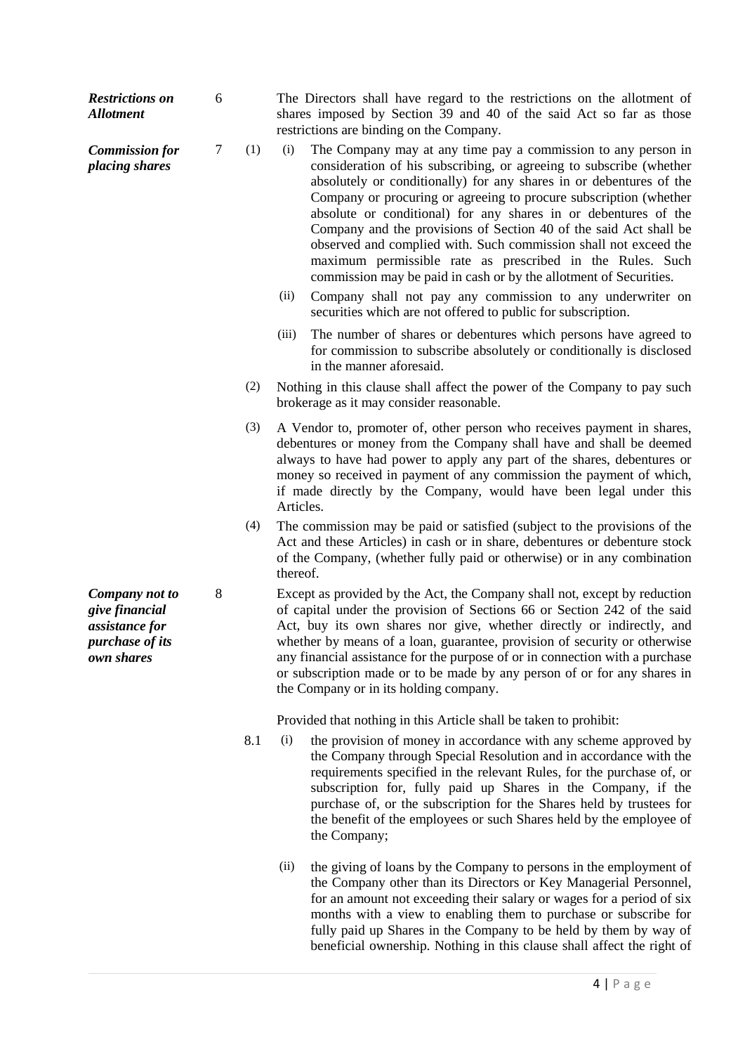***Restrictions on Allotment***

6 The Directors shall have regard to the restrictions on the allotment of shares imposed by Section 39 and 40 of the said Act so far as those restrictions are binding on the Company.

***Commission for placing shares***

7 (1) (i) The Company may at any time pay a commission to any person in consideration of his subscribing, or agreeing to subscribe (whether absolutely or conditionally) for any shares in or debentures of the Company or procuring or agreeing to procure subscription (whether absolute or conditional) for any shares in or debentures of the Company and the provisions of Section 40 of the said Act shall be observed and complied with. Such commission shall not exceed the maximum permissible rate as prescribed in the Rules. Such commission may be paid in cash or by the allotment of Securities.

(ii) Company shall not pay any commission to any underwriter on securities which are not offered to public for subscription.

(iii) The number of shares or debentures which persons have agreed to for commission to subscribe absolutely or conditionally is disclosed in the manner aforesaid.

(2) Nothing in this clause shall affect the power of the Company to pay such brokerage as it may consider reasonable.

(3) A Vendor to, promoter of, other person who receives payment in shares, debentures or money from the Company shall have and shall be deemed always to have had power to apply any part of the shares, debentures or money so received in payment of any commission the payment of which, if made directly by the Company, would have been legal under this Articles.

(4) The commission may be paid or satisfied (subject to the provisions of the Act and these Articles) in cash or in share, debentures or debenture stock of the Company, (whether fully paid or otherwise) or in any combination thereof.

***Company not to give financial assistance for purchase of its own shares***

8 Except as provided by the Act, the Company shall not, except by reduction of capital under the provision of Sections 66 or Section 242 of the said Act, buy its own shares nor give, whether directly or indirectly, and whether by means of a loan, guarantee, provision of security or otherwise any financial assistance for the purpose of or in connection with a purchase or subscription made or to be made by any person of or for any shares in the Company or in its holding company.

Provided that nothing in this Article shall be taken to prohibit:

8.1 (i) the provision of money in accordance with any scheme approved by the Company through Special Resolution and in accordance with the requirements specified in the relevant Rules, for the purchase of, or subscription for, fully paid up Shares in the Company, if the purchase of, or the subscription for the Shares held by trustees for the benefit of the employees or such Shares held by the employee of the Company;

(ii) the giving of loans by the Company to persons in the employment of the Company other than its Directors or Key Managerial Personnel, for an amount not exceeding their salary or wages for a period of six months with a view to enabling them to purchase or subscribe for fully paid up Shares in the Company to be held by them by way of beneficial ownership. Nothing in this clause shall affect the right of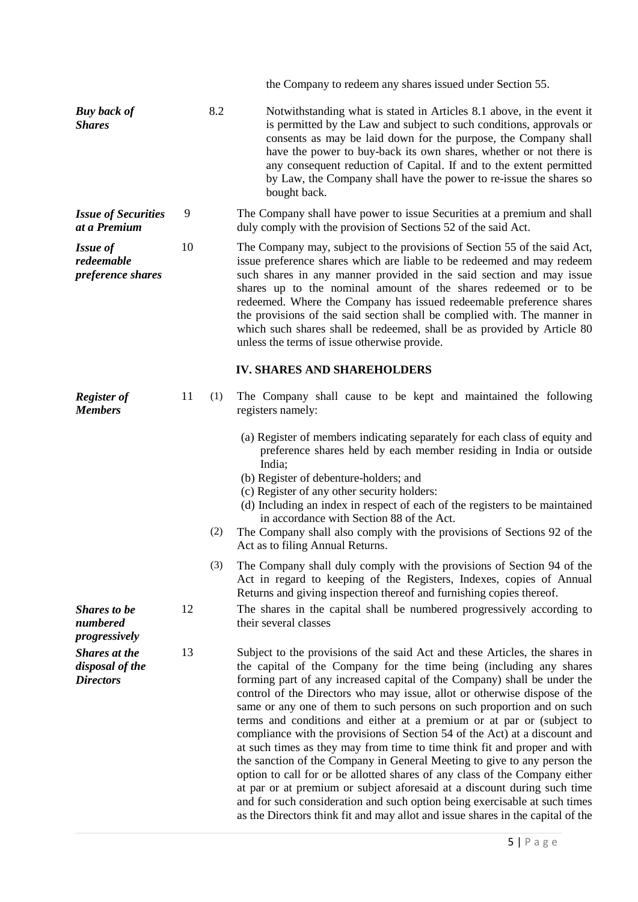the Company to redeem any shares issued under Section 55.

***Buy back of Shares***

8.2 Notwithstanding what is stated in Articles 8.1 above, in the event it is permitted by the Law and subject to such conditions, approvals or consents as may be laid down for the purpose, the Company shall have the power to buy-back its own shares, whether or not there is any consequent reduction of Capital. If and to the extent permitted by Law, the Company shall have the power to re-issue the shares so bought back.

***Issue of Securities at a Premium***

9 The Company shall have power to issue Securities at a premium and shall duly comply with the provision of Sections 52 of the said Act.

***Issue of redeemable preference shares***

10 The Company may, subject to the provisions of Section 55 of the said Act, issue preference shares which are liable to be redeemed and may redeem such shares in any manner provided in the said section and may issue shares up to the nominal amount of the shares redeemed or to be redeemed. Where the Company has issued redeemable preference shares the provisions of the said section shall be complied with. The manner in which such shares shall be redeemed, shall be as provided by Article 80 unless the terms of issue otherwise provide.

## IV. SHARES AND SHAREHOLDERS

***Register of Members***

11 (1) The Company shall cause to be kept and maintained the following registers namely:

(a) Register of members indicating separately for each class of equity and preference shares held by each member residing in India or outside India;
(b) Register of debenture-holders; and
(c) Register of any other security holders:
(d) Including an index in respect of each of the registers to be maintained in accordance with Section 88 of the Act.

(2) The Company shall also comply with the provisions of Sections 92 of the Act as to filing Annual Returns.

(3) The Company shall duly comply with the provisions of Section 94 of the Act in regard to keeping of the Registers, Indexes, copies of Annual Returns and giving inspection thereof and furnishing copies thereof.

***Shares to be numbered progressively***

12 The shares in the capital shall be numbered progressively according to their several classes

***Shares at the disposal of the Directors***

13 Subject to the provisions of the said Act and these Articles, the shares in the capital of the Company for the time being (including any shares forming part of any increased capital of the Company) shall be under the control of the Directors who may issue, allot or otherwise dispose of the same or any one of them to such persons on such proportion and on such terms and conditions and either at a premium or at par or (subject to compliance with the provisions of Section 54 of the Act) at a discount and at such times as they may from time to time think fit and proper and with the sanction of the Company in General Meeting to give to any person the option to call for or be allotted shares of any class of the Company either at par or at premium or subject aforesaid at a discount during such time and for such consideration and such option being exercisable at such times as the Directors think fit and may allot and issue shares in the capital of the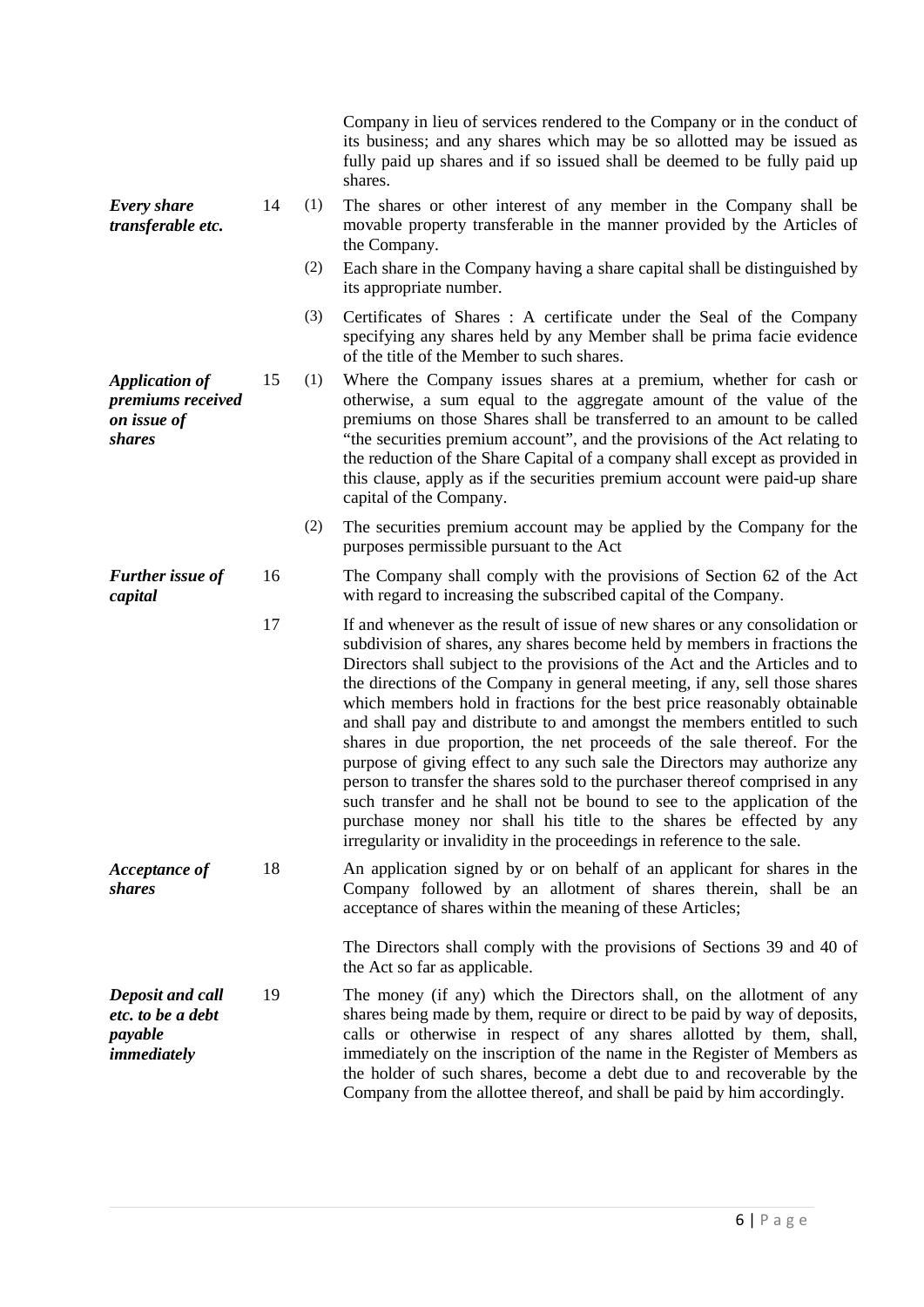Company in lieu of services rendered to the Company or in the conduct of its business; and any shares which may be so allotted may be issued as fully paid up shares and if so issued shall be deemed to be fully paid up shares.

***Every share transferable etc.***

14 (1) The shares or other interest of any member in the Company shall be movable property transferable in the manner provided by the Articles of the Company.

(2) Each share in the Company having a share capital shall be distinguished by its appropriate number.

(3) Certificates of Shares : A certificate under the Seal of the Company specifying any shares held by any Member shall be prima facie evidence of the title of the Member to such shares.

***Application of premiums received on issue of shares***

15 (1) Where the Company issues shares at a premium, whether for cash or otherwise, a sum equal to the aggregate amount of the value of the premiums on those Shares shall be transferred to an amount to be called "the securities premium account", and the provisions of the Act relating to the reduction of the Share Capital of a company shall except as provided in this clause, apply as if the securities premium account were paid-up share capital of the Company.

(2) The securities premium account may be applied by the Company for the purposes permissible pursuant to the Act

***Further issue of capital***

16 The Company shall comply with the provisions of Section 62 of the Act with regard to increasing the subscribed capital of the Company.

17 If and whenever as the result of issue of new shares or any consolidation or subdivision of shares, any shares become held by members in fractions the Directors shall subject to the provisions of the Act and the Articles and to the directions of the Company in general meeting, if any, sell those shares which members hold in fractions for the best price reasonably obtainable and shall pay and distribute to and amongst the members entitled to such shares in due proportion, the net proceeds of the sale thereof. For the purpose of giving effect to any such sale the Directors may authorize any person to transfer the shares sold to the purchaser thereof comprised in any such transfer and he shall not be bound to see to the application of the purchase money nor shall his title to the shares be effected by any irregularity or invalidity in the proceedings in reference to the sale.

***Acceptance of shares***

18 An application signed by or on behalf of an applicant for shares in the Company followed by an allotment of shares therein, shall be an acceptance of shares within the meaning of these Articles;

The Directors shall comply with the provisions of Sections 39 and 40 of the Act so far as applicable.

***Deposit and call etc. to be a debt payable immediately***

19 The money (if any) which the Directors shall, on the allotment of any shares being made by them, require or direct to be paid by way of deposits, calls or otherwise in respect of any shares allotted by them, shall, immediately on the inscription of the name in the Register of Members as the holder of such shares, become a debt due to and recoverable by the Company from the allottee thereof, and shall be paid by him accordingly.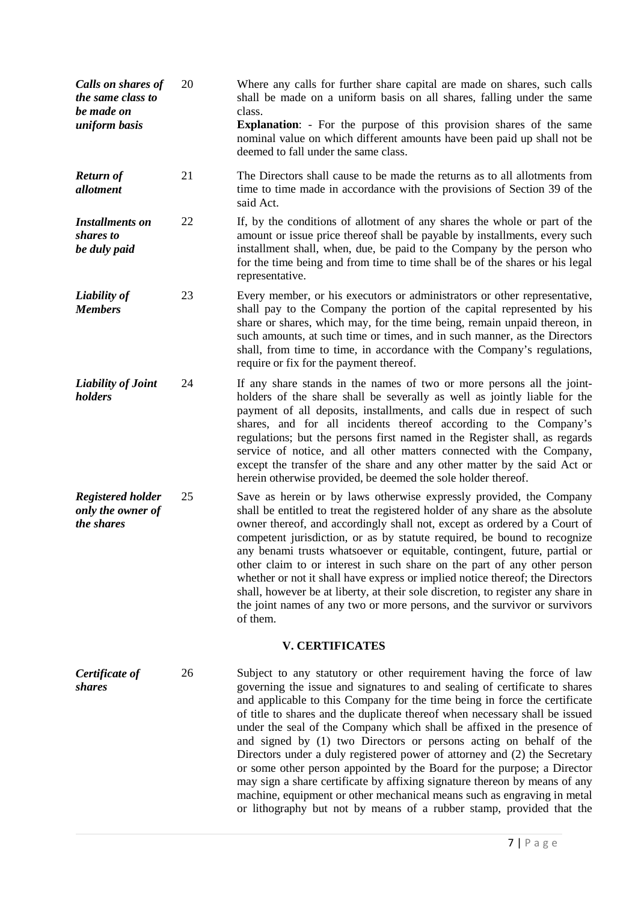| | | |
|---|---|---|
| ***Calls on shares of the same class to be made on uniform basis*** | 20 | Where any calls for further share capital are made on shares, such calls shall be made on a uniform basis on all shares, falling under the same class.<br>**Explanation**: - For the purpose of this provision shares of the same nominal value on which different amounts have been paid up shall not be deemed to fall under the same class. |
| ***Return of allotment*** | 21 | The Directors shall cause to be made the returns as to all allotments from time to time made in accordance with the provisions of Section 39 of the said Act. |
| ***Installments on shares to be duly paid*** | 22 | If, by the conditions of allotment of any shares the whole or part of the amount or issue price thereof shall be payable by installments, every such installment shall, when, due, be paid to the Company by the person who for the time being and from time to time shall be of the shares or his legal representative. |
| ***Liability of Members*** | 23 | Every member, or his executors or administrators or other representative, shall pay to the Company the portion of the capital represented by his share or shares, which may, for the time being, remain unpaid thereon, in such amounts, at such time or times, and in such manner, as the Directors shall, from time to time, in accordance with the Company's regulations, require or fix for the payment thereof. |
| ***Liability of Joint holders*** | 24 | If any share stands in the names of two or more persons all the joint-holders of the share shall be severally as well as jointly liable for the payment of all deposits, installments, and calls due in respect of such shares, and for all incidents thereof according to the Company's regulations; but the persons first named in the Register shall, as regards service of notice, and all other matters connected with the Company, except the transfer of the share and any other matter by the said Act or herein otherwise provided, be deemed the sole holder thereof. |
| ***Registered holder only the owner of the shares*** | 25 | Save as herein or by laws otherwise expressly provided, the Company shall be entitled to treat the registered holder of any share as the absolute owner thereof, and accordingly shall not, except as ordered by a Court of competent jurisdiction, or as by statute required, be bound to recognize any benami trusts whatsoever or equitable, contingent, future, partial or other claim to or interest in such share on the part of any other person whether or not it shall have express or implied notice thereof; the Directors shall, however be at liberty, at their sole discretion, to register any share in the joint names of any two or more persons, and the survivor or survivors of them. |

## V. CERTIFICATES

| | | |
|---|---|---|
| ***Certificate of shares*** | 26 | Subject to any statutory or other requirement having the force of law governing the issue and signatures to and sealing of certificate to shares and applicable to this Company for the time being in force the certificate of title to shares and the duplicate thereof when necessary shall be issued under the seal of the Company which shall be affixed in the presence of and signed by (1) two Directors or persons acting on behalf of the Directors under a duly registered power of attorney and (2) the Secretary or some other person appointed by the Board for the purpose; a Director may sign a share certificate by affixing signature thereon by means of any machine, equipment or other mechanical means such as engraving in metal or lithography but not by means of a rubber stamp, provided that the |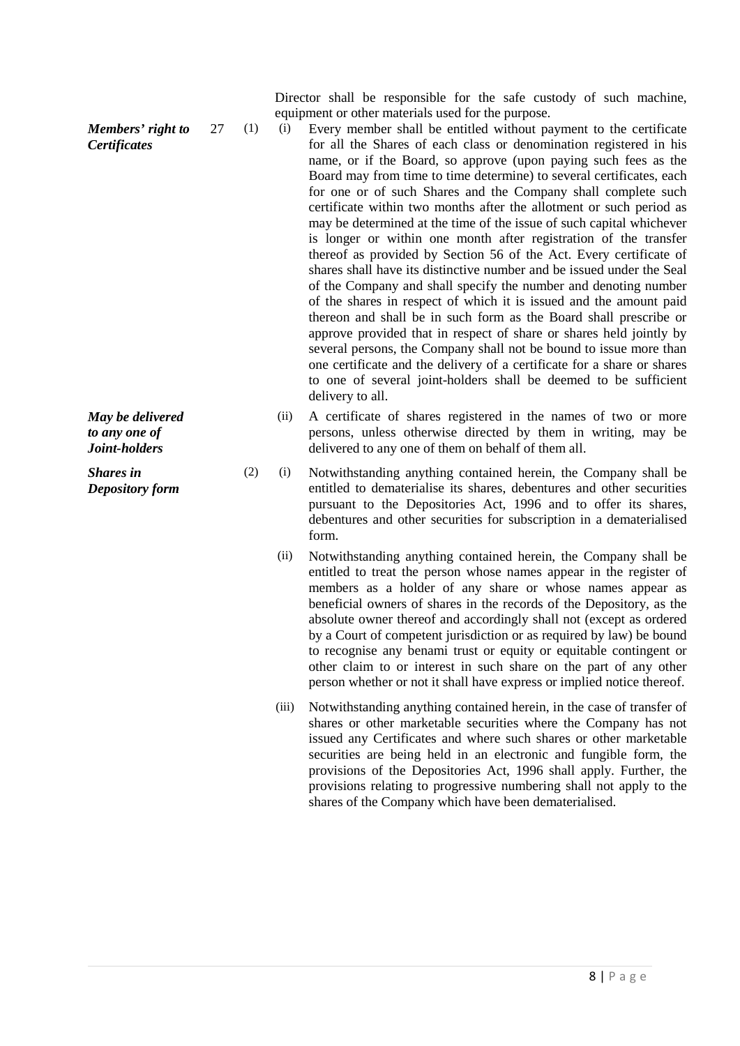Director shall be responsible for the safe custody of such machine, equipment or other materials used for the purpose.

***Members' right to Certificates***

27 (1) (i) Every member shall be entitled without payment to the certificate for all the Shares of each class or denomination registered in his name, or if the Board, so approve (upon paying such fees as the Board may from time to time determine) to several certificates, each for one or of such Shares and the Company shall complete such certificate within two months after the allotment or such period as may be determined at the time of the issue of such capital whichever is longer or within one month after registration of the transfer thereof as provided by Section 56 of the Act. Every certificate of shares shall have its distinctive number and be issued under the Seal of the Company and shall specify the number and denoting number of the shares in respect of which it is issued and the amount paid thereon and shall be in such form as the Board shall prescribe or approve provided that in respect of share or shares held jointly by several persons, the Company shall not be bound to issue more than one certificate and the delivery of a certificate for a share or shares to one of several joint-holders shall be deemed to be sufficient delivery to all.

***May be delivered to any one of Joint-holders***

(ii) A certificate of shares registered in the names of two or more persons, unless otherwise directed by them in writing, may be delivered to any one of them on behalf of them all.

***Shares in Depository form***

(2) (i) Notwithstanding anything contained herein, the Company shall be entitled to dematerialise its shares, debentures and other securities pursuant to the Depositories Act, 1996 and to offer its shares, debentures and other securities for subscription in a dematerialised form.

(ii) Notwithstanding anything contained herein, the Company shall be entitled to treat the person whose names appear in the register of members as a holder of any share or whose names appear as beneficial owners of shares in the records of the Depository, as the absolute owner thereof and accordingly shall not (except as ordered by a Court of competent jurisdiction or as required by law) be bound to recognise any benami trust or equity or equitable contingent or other claim to or interest in such share on the part of any other person whether or not it shall have express or implied notice thereof.

(iii) Notwithstanding anything contained herein, in the case of transfer of shares or other marketable securities where the Company has not issued any Certificates and where such shares or other marketable securities are being held in an electronic and fungible form, the provisions of the Depositories Act, 1996 shall apply. Further, the provisions relating to progressive numbering shall not apply to the shares of the Company which have been dematerialised.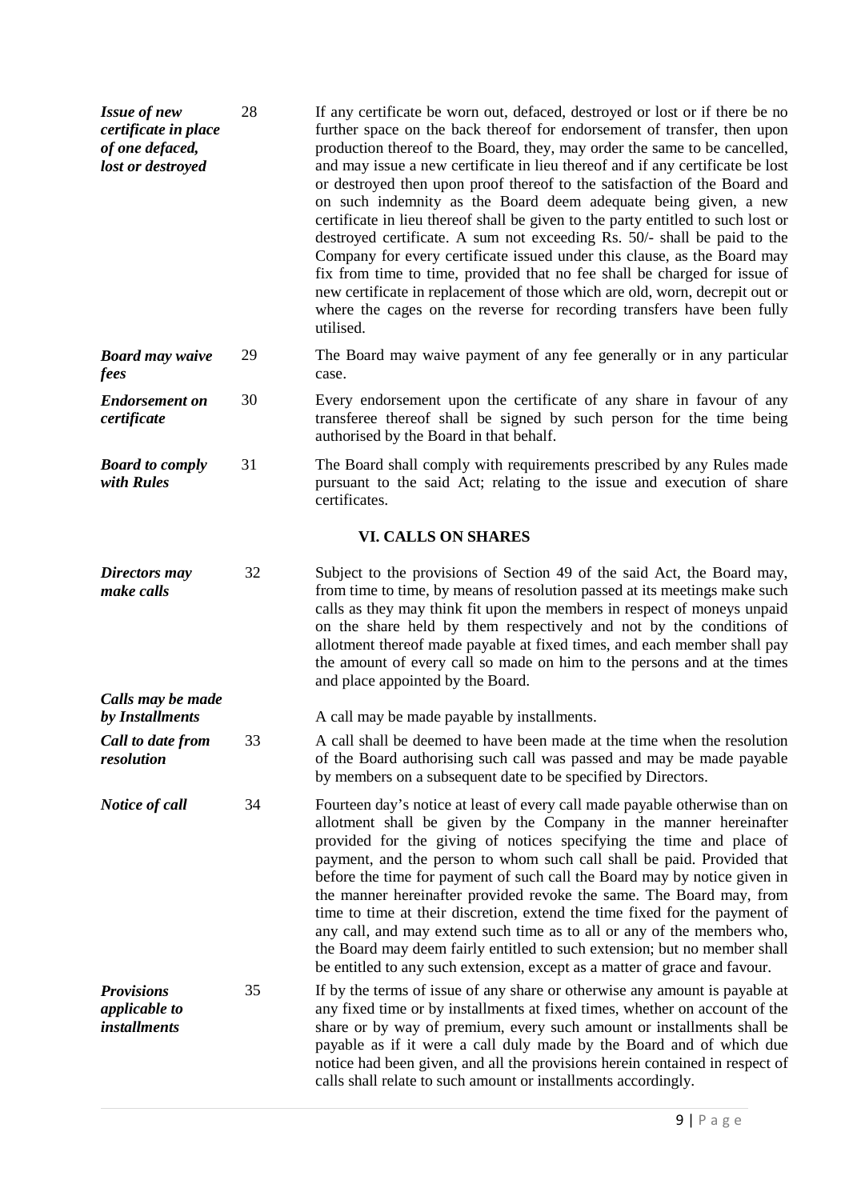| | | |
|---|---|---|
| ***Issue of new certificate in place of one defaced, lost or destroyed*** | 28 | If any certificate be worn out, defaced, destroyed or lost or if there be no further space on the back thereof for endorsement of transfer, then upon production thereof to the Board, they, may order the same to be cancelled, and may issue a new certificate in lieu thereof and if any certificate be lost or destroyed then upon proof thereof to the satisfaction of the Board and on such indemnity as the Board deem adequate being given, a new certificate in lieu thereof shall be given to the party entitled to such lost or destroyed certificate. A sum not exceeding Rs. 50/- shall be paid to the Company for every certificate issued under this clause, as the Board may fix from time to time, provided that no fee shall be charged for issue of new certificate in replacement of those which are old, worn, decrepit out or where the cages on the reverse for recording transfers have been fully utilised. |
| ***Board may waive fees*** | 29 | The Board may waive payment of any fee generally or in any particular case. |
| ***Endorsement on certificate*** | 30 | Every endorsement upon the certificate of any share in favour of any transferee thereof shall be signed by such person for the time being authorised by the Board in that behalf. |
| ***Board to comply with Rules*** | 31 | The Board shall comply with requirements prescribed by any Rules made pursuant to the said Act; relating to the issue and execution of share certificates. |

## VI. CALLS ON SHARES

| | | |
|---|---|---|
| ***Directors may make calls*** | 32 | Subject to the provisions of Section 49 of the said Act, the Board may, from time to time, by means of resolution passed at its meetings make such calls as they may think fit upon the members in respect of moneys unpaid on the share held by them respectively and not by the conditions of allotment thereof made payable at fixed times, and each member shall pay the amount of every call so made on him to the persons and at the times and place appointed by the Board. |
| ***Calls may be made by Installments*** | | A call may be made payable by installments. |
| ***Call to date from resolution*** | 33 | A call shall be deemed to have been made at the time when the resolution of the Board authorising such call was passed and may be made payable by members on a subsequent date to be specified by Directors. |
| ***Notice of call*** | 34 | Fourteen day's notice at least of every call made payable otherwise than on allotment shall be given by the Company in the manner hereinafter provided for the giving of notices specifying the time and place of payment, and the person to whom such call shall be paid. Provided that before the time for payment of such call the Board may by notice given in the manner hereinafter provided revoke the same. The Board may, from time to time at their discretion, extend the time fixed for the payment of any call, and may extend such time as to all or any of the members who, the Board may deem fairly entitled to such extension; but no member shall be entitled to any such extension, except as a matter of grace and favour. |
| ***Provisions applicable to installments*** | 35 | If by the terms of issue of any share or otherwise any amount is payable at any fixed time or by installments at fixed times, whether on account of the share or by way of premium, every such amount or installments shall be payable as if it were a call duly made by the Board and of which due notice had been given, and all the provisions herein contained in respect of calls shall relate to such amount or installments accordingly. |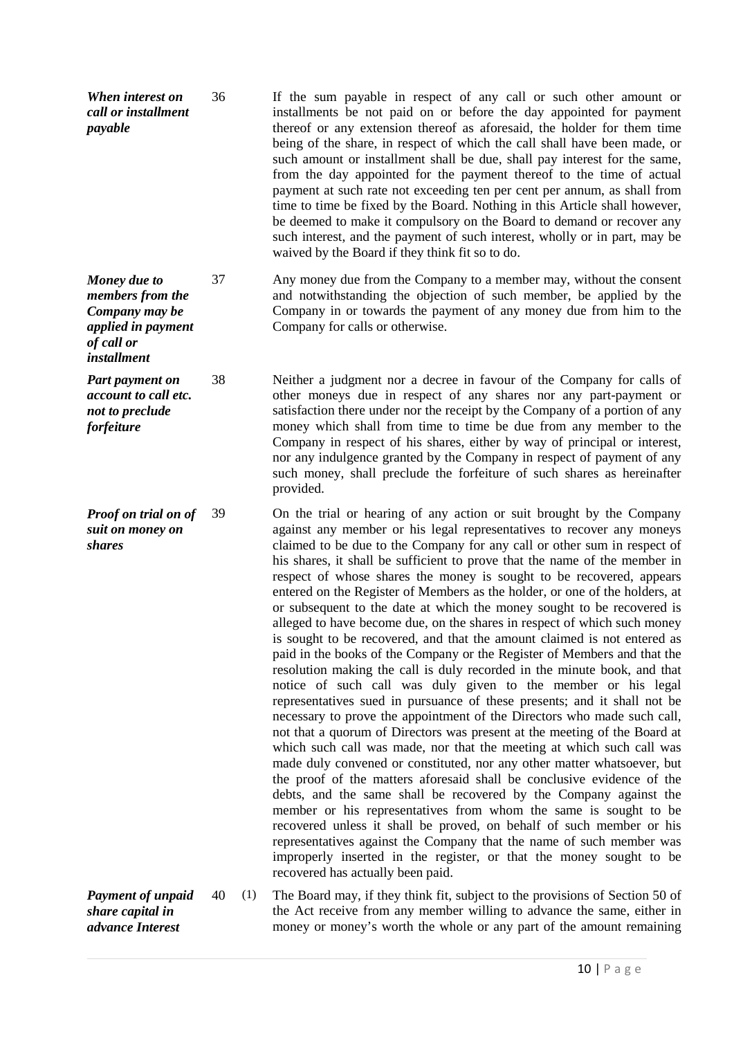***When interest on call or installment payable***

36 If the sum payable in respect of any call or such other amount or installments be not paid on or before the day appointed for payment thereof or any extension thereof as aforesaid, the holder for them time being of the share, in respect of which the call shall have been made, or such amount or installment shall be due, shall pay interest for the same, from the day appointed for the payment thereof to the time of actual payment at such rate not exceeding ten per cent per annum, as shall from time to time be fixed by the Board. Nothing in this Article shall however, be deemed to make it compulsory on the Board to demand or recover any such interest, and the payment of such interest, wholly or in part, may be waived by the Board if they think fit so to do.

***Money due to members from the Company may be applied in payment of call or installment***

37 Any money due from the Company to a member may, without the consent and notwithstanding the objection of such member, be applied by the Company in or towards the payment of any money due from him to the Company for calls or otherwise.

***Part payment on account to call etc. not to preclude forfeiture***

38 Neither a judgment nor a decree in favour of the Company for calls of other moneys due in respect of any shares nor any part-payment or satisfaction there under nor the receipt by the Company of a portion of any money which shall from time to time be due from any member to the Company in respect of his shares, either by way of principal or interest, nor any indulgence granted by the Company in respect of payment of any such money, shall preclude the forfeiture of such shares as hereinafter provided.

***Proof on trial on of suit on money on shares***

39 On the trial or hearing of any action or suit brought by the Company against any member or his legal representatives to recover any moneys claimed to be due to the Company for any call or other sum in respect of his shares, it shall be sufficient to prove that the name of the member in respect of whose shares the money is sought to be recovered, appears entered on the Register of Members as the holder, or one of the holders, at or subsequent to the date at which the money sought to be recovered is alleged to have become due, on the shares in respect of which such money is sought to be recovered, and that the amount claimed is not entered as paid in the books of the Company or the Register of Members and that the resolution making the call is duly recorded in the minute book, and that notice of such call was duly given to the member or his legal representatives sued in pursuance of these presents; and it shall not be necessary to prove the appointment of the Directors who made such call, not that a quorum of Directors was present at the meeting of the Board at which such call was made, nor that the meeting at which such call was made duly convened or constituted, nor any other matter whatsoever, but the proof of the matters aforesaid shall be conclusive evidence of the debts, and the same shall be recovered by the Company against the member or his representatives from whom the same is sought to be recovered unless it shall be proved, on behalf of such member or his representatives against the Company that the name of such member was improperly inserted in the register, or that the money sought to be recovered has actually been paid.

***Payment of unpaid share capital in advance Interest***

40 (1) The Board may, if they think fit, subject to the provisions of Section 50 of the Act receive from any member willing to advance the same, either in money or money's worth the whole or any part of the amount remaining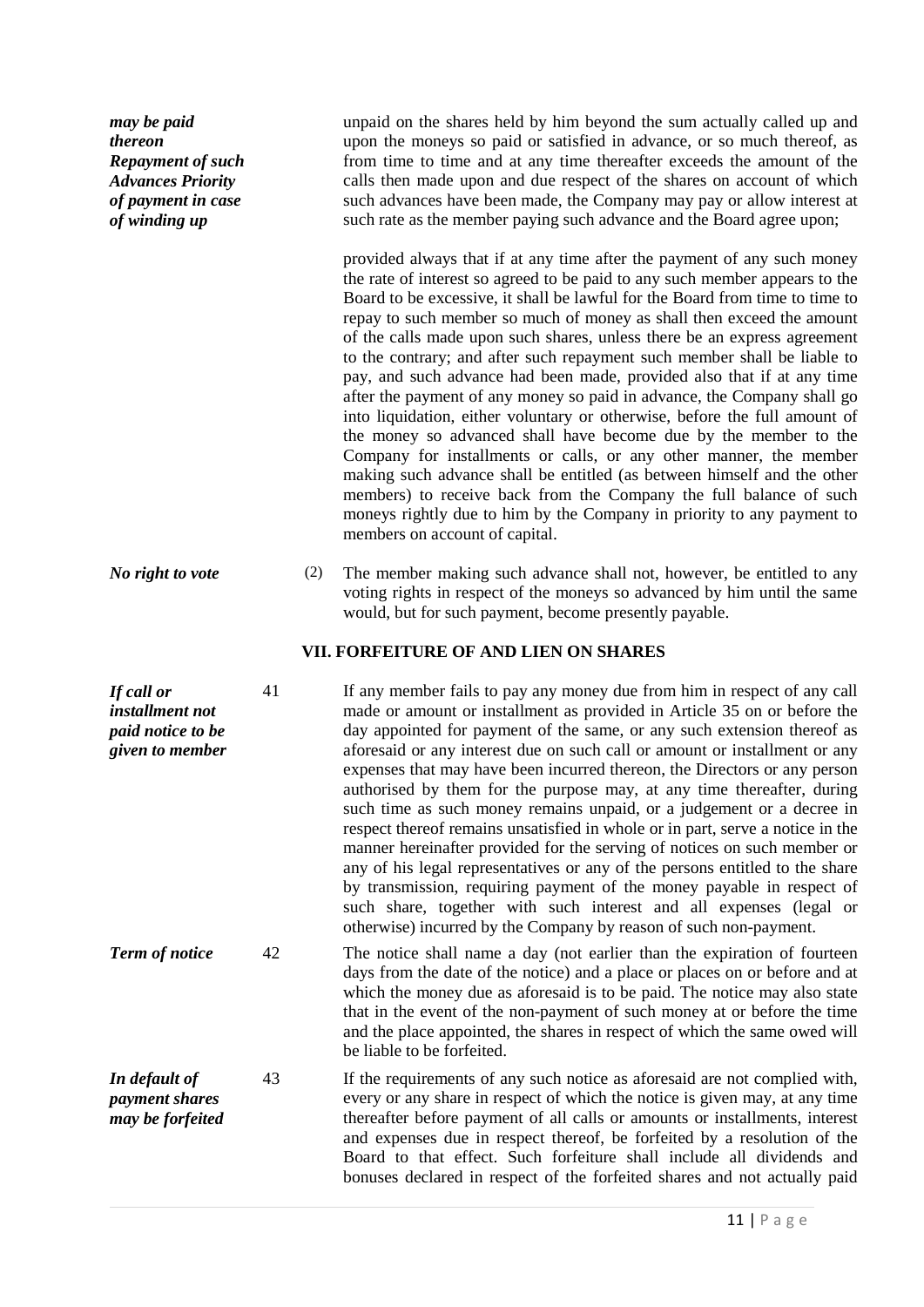***may be paid thereon Repayment of such Advances Priority of payment in case of winding up***

unpaid on the shares held by him beyond the sum actually called up and upon the moneys so paid or satisfied in advance, or so much thereof, as from time to time and at any time thereafter exceeds the amount of the calls then made upon and due respect of the shares on account of which such advances have been made, the Company may pay or allow interest at such rate as the member paying such advance and the Board agree upon;

provided always that if at any time after the payment of any such money the rate of interest so agreed to be paid to any such member appears to the Board to be excessive, it shall be lawful for the Board from time to time to repay to such member so much of money as shall then exceed the amount of the calls made upon such shares, unless there be an express agreement to the contrary; and after such repayment such member shall be liable to pay, and such advance had been made, provided also that if at any time after the payment of any money so paid in advance, the Company shall go into liquidation, either voluntary or otherwise, before the full amount of the money so advanced shall have become due by the member to the Company for installments or calls, or any other manner, the member making such advance shall be entitled (as between himself and the other members) to receive back from the Company the full balance of such moneys rightly due to him by the Company in priority to any payment to members on account of capital.

***No right to vote***

(2) The member making such advance shall not, however, be entitled to any voting rights in respect of the moneys so advanced by him until the same would, but for such payment, become presently payable.

## VII. FORFEITURE OF AND LIEN ON SHARES

***If call or installment not paid notice to be given to member***

41 If any member fails to pay any money due from him in respect of any call made or amount or installment as provided in Article 35 on or before the day appointed for payment of the same, or any such extension thereof as aforesaid or any interest due on such call or amount or installment or any expenses that may have been incurred thereon, the Directors or any person authorised by them for the purpose may, at any time thereafter, during such time as such money remains unpaid, or a judgement or a decree in respect thereof remains unsatisfied in whole or in part, serve a notice in the manner hereinafter provided for the serving of notices on such member or any of his legal representatives or any of the persons entitled to the share by transmission, requiring payment of the money payable in respect of such share, together with such interest and all expenses (legal or otherwise) incurred by the Company by reason of such non-payment.

***Term of notice***

42 The notice shall name a day (not earlier than the expiration of fourteen days from the date of the notice) and a place or places on or before and at which the money due as aforesaid is to be paid. The notice may also state that in the event of the non-payment of such money at or before the time and the place appointed, the shares in respect of which the same owed will be liable to be forfeited.

***In default of payment shares may be forfeited***

43 If the requirements of any such notice as aforesaid are not complied with, every or any share in respect of which the notice is given may, at any time thereafter before payment of all calls or amounts or installments, interest and expenses due in respect thereof, be forfeited by a resolution of the Board to that effect. Such forfeiture shall include all dividends and bonuses declared in respect of the forfeited shares and not actually paid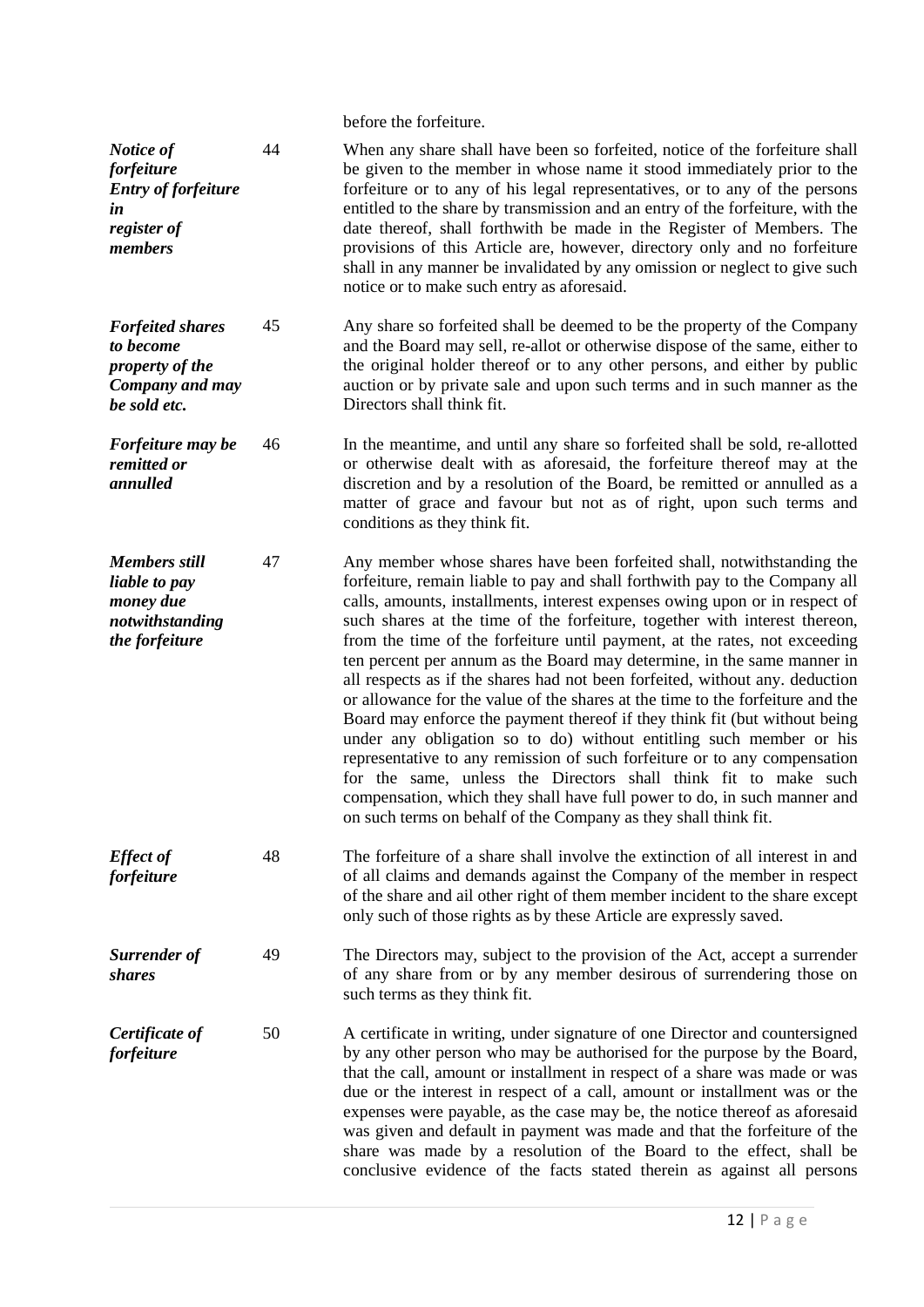before the forfeiture.

| | | |
|---|---|---|
| ***Notice of forfeiture Entry of forfeiture in register of members*** | 44 | When any share shall have been so forfeited, notice of the forfeiture shall be given to the member in whose name it stood immediately prior to the forfeiture or to any of his legal representatives, or to any of the persons entitled to the share by transmission and an entry of the forfeiture, with the date thereof, shall forthwith be made in the Register of Members. The provisions of this Article are, however, directory only and no forfeiture shall in any manner be invalidated by any omission or neglect to give such notice or to make such entry as aforesaid. |
| ***Forfeited shares to become property of the Company and may be sold etc.*** | 45 | Any share so forfeited shall be deemed to be the property of the Company and the Board may sell, re-allot or otherwise dispose of the same, either to the original holder thereof or to any other persons, and either by public auction or by private sale and upon such terms and in such manner as the Directors shall think fit. |
| ***Forfeiture may be remitted or annulled*** | 46 | In the meantime, and until any share so forfeited shall be sold, re-allotted or otherwise dealt with as aforesaid, the forfeiture thereof may at the discretion and by a resolution of the Board, be remitted or annulled as a matter of grace and favour but not as of right, upon such terms and conditions as they think fit. |
| ***Members still liable to pay money due notwithstanding the forfeiture*** | 47 | Any member whose shares have been forfeited shall, notwithstanding the forfeiture, remain liable to pay and shall forthwith pay to the Company all calls, amounts, installments, interest expenses owing upon or in respect of such shares at the time of the forfeiture, together with interest thereon, from the time of the forfeiture until payment, at the rates, not exceeding ten percent per annum as the Board may determine, in the same manner in all respects as if the shares had not been forfeited, without any. deduction or allowance for the value of the shares at the time to the forfeiture and the Board may enforce the payment thereof if they think fit (but without being under any obligation so to do) without entitling such member or his representative to any remission of such forfeiture or to any compensation for the same, unless the Directors shall think fit to make such compensation, which they shall have full power to do, in such manner and on such terms on behalf of the Company as they shall think fit. |
| ***Effect of forfeiture*** | 48 | The forfeiture of a share shall involve the extinction of all interest in and of all claims and demands against the Company of the member in respect of the share and ail other right of them member incident to the share except only such of those rights as by these Article are expressly saved. |
| ***Surrender of shares*** | 49 | The Directors may, subject to the provision of the Act, accept a surrender of any share from or by any member desirous of surrendering those on such terms as they think fit. |
| ***Certificate of forfeiture*** | 50 | A certificate in writing, under signature of one Director and countersigned by any other person who may be authorised for the purpose by the Board, that the call, amount or installment in respect of a share was made or was due or the interest in respect of a call, amount or installment was or the expenses were payable, as the case may be, the notice thereof as aforesaid was given and default in payment was made and that the forfeiture of the share was made by a resolution of the Board to the effect, shall be conclusive evidence of the facts stated therein as against all persons |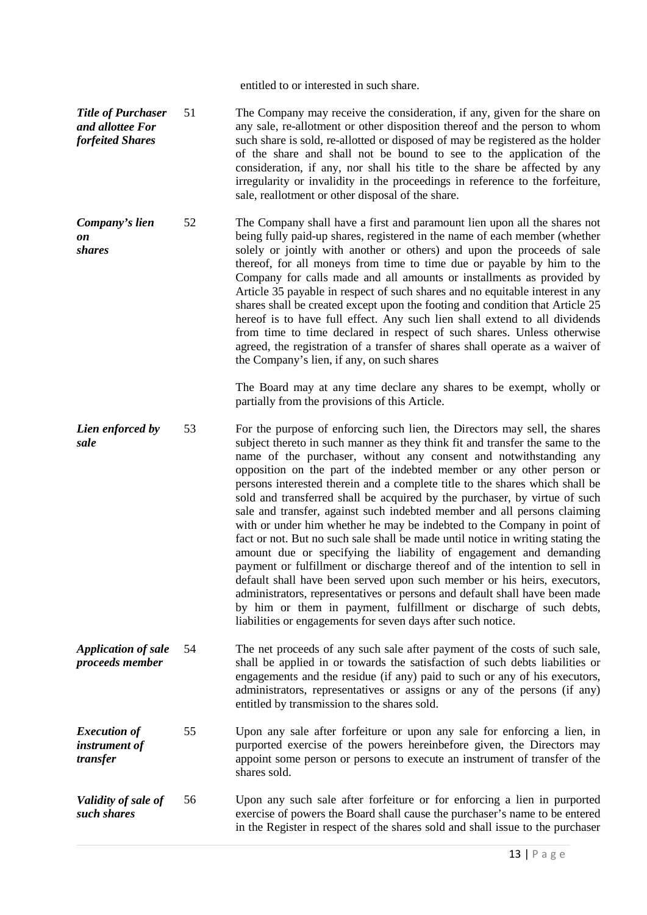entitled to or interested in such share.

| | | |
|---|---|---|
| ***Title of Purchaser and allottee For forfeited Shares*** | 51 | The Company may receive the consideration, if any, given for the share on any sale, re-allotment or other disposition thereof and the person to whom such share is sold, re-allotted or disposed of may be registered as the holder of the share and shall not be bound to see to the application of the consideration, if any, nor shall his title to the share be affected by any irregularity or invalidity in the proceedings in reference to the forfeiture, sale, reallotment or other disposal of the share. |
| ***Company's lien on shares*** | 52 | The Company shall have a first and paramount lien upon all the shares not being fully paid-up shares, registered in the name of each member (whether solely or jointly with another or others) and upon the proceeds of sale thereof, for all moneys from time to time due or payable by him to the Company for calls made and all amounts or installments as provided by Article 35 payable in respect of such shares and no equitable interest in any shares shall be created except upon the footing and condition that Article 25 hereof is to have full effect. Any such lien shall extend to all dividends from time to time declared in respect of such shares. Unless otherwise agreed, the registration of a transfer of shares shall operate as a waiver of the Company's lien, if any, on such shares<br><br>The Board may at any time declare any shares to be exempt, wholly or partially from the provisions of this Article. |
| ***Lien enforced by sale*** | 53 | For the purpose of enforcing such lien, the Directors may sell, the shares subject thereto in such manner as they think fit and transfer the same to the name of the purchaser, without any consent and notwithstanding any opposition on the part of the indebted member or any other person or persons interested therein and a complete title to the shares which shall be sold and transferred shall be acquired by the purchaser, by virtue of such sale and transfer, against such indebted member and all persons claiming with or under him whether he may be indebted to the Company in point of fact or not. But no such sale shall be made until notice in writing stating the amount due or specifying the liability of engagement and demanding payment or fulfillment or discharge thereof and of the intention to sell in default shall have been served upon such member or his heirs, executors, administrators, representatives or persons and default shall have been made by him or them in payment, fulfillment or discharge of such debts, liabilities or engagements for seven days after such notice. |
| ***Application of sale proceeds member*** | 54 | The net proceeds of any such sale after payment of the costs of such sale, shall be applied in or towards the satisfaction of such debts liabilities or engagements and the residue (if any) paid to such or any of his executors, administrators, representatives or assigns or any of the persons (if any) entitled by transmission to the shares sold. |
| ***Execution of instrument of transfer*** | 55 | Upon any sale after forfeiture or upon any sale for enforcing a lien, in purported exercise of the powers hereinbefore given, the Directors may appoint some person or persons to execute an instrument of transfer of the shares sold. |
| ***Validity of sale of such shares*** | 56 | Upon any such sale after forfeiture or for enforcing a lien in purported exercise of powers the Board shall cause the purchaser's name to be entered in the Register in respect of the shares sold and shall issue to the purchaser |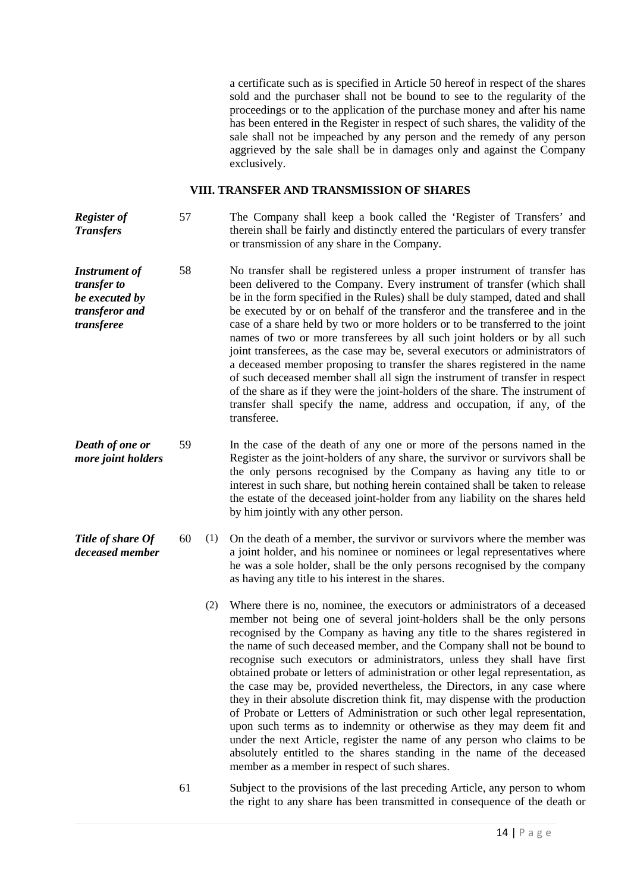a certificate such as is specified in Article 50 hereof in respect of the shares sold and the purchaser shall not be bound to see to the regularity of the proceedings or to the application of the purchase money and after his name has been entered in the Register in respect of such shares, the validity of the sale shall not be impeached by any person and the remedy of any person aggrieved by the sale shall be in damages only and against the Company exclusively.

## VIII. TRANSFER AND TRANSMISSION OF SHARES

***Register of Transfers***

57 The Company shall keep a book called the 'Register of Transfers' and therein shall be fairly and distinctly entered the particulars of every transfer or transmission of any share in the Company.

***Instrument of transfer to be executed by transferor and transferee***

58 No transfer shall be registered unless a proper instrument of transfer has been delivered to the Company. Every instrument of transfer (which shall be in the form specified in the Rules) shall be duly stamped, dated and shall be executed by or on behalf of the transferor and the transferee and in the case of a share held by two or more holders or to be transferred to the joint names of two or more transferees by all such joint holders or by all such joint transferees, as the case may be, several executors or administrators of a deceased member proposing to transfer the shares registered in the name of such deceased member shall all sign the instrument of transfer in respect of the share as if they were the joint-holders of the share. The instrument of transfer shall specify the name, address and occupation, if any, of the transferee.

***Death of one or more joint holders***

59 In the case of the death of any one or more of the persons named in the Register as the joint-holders of any share, the survivor or survivors shall be the only persons recognised by the Company as having any title to or interest in such share, but nothing herein contained shall be taken to release the estate of the deceased joint-holder from any liability on the shares held by him jointly with any other person.

***Title of share Of deceased member***

60 (1) On the death of a member, the survivor or survivors where the member was a joint holder, and his nominee or nominees or legal representatives where he was a sole holder, shall be the only persons recognised by the company as having any title to his interest in the shares.

(2) Where there is no, nominee, the executors or administrators of a deceased member not being one of several joint-holders shall be the only persons recognised by the Company as having any title to the shares registered in the name of such deceased member, and the Company shall not be bound to recognise such executors or administrators, unless they shall have first obtained probate or letters of administration or other legal representation, as the case may be, provided nevertheless, the Directors, in any case where they in their absolute discretion think fit, may dispense with the production of Probate or Letters of Administration or such other legal representation, upon such terms as to indemnity or otherwise as they may deem fit and under the next Article, register the name of any person who claims to be absolutely entitled to the shares standing in the name of the deceased member as a member in respect of such shares.

61 Subject to the provisions of the last preceding Article, any person to whom the right to any share has been transmitted in consequence of the death or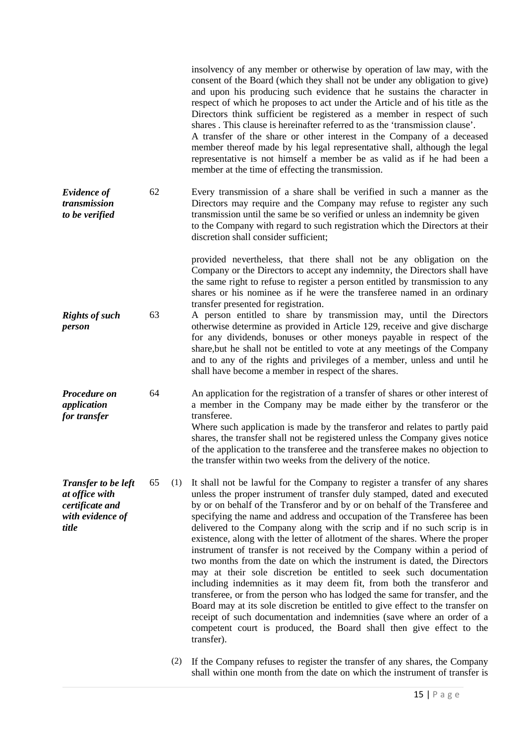insolvency of any member or otherwise by operation of law may, with the consent of the Board (which they shall not be under any obligation to give) and upon his producing such evidence that he sustains the character in respect of which he proposes to act under the Article and of his title as the Directors think sufficient be registered as a member in respect of such shares . This clause is hereinafter referred to as the 'transmission clause'.

A transfer of the share or other interest in the Company of a deceased member thereof made by his legal representative shall, although the legal representative is not himself a member be as valid as if he had been a member at the time of effecting the transmission.

***Evidence of transmission to be verified***

62 Every transmission of a share shall be verified in such a manner as the Directors may require and the Company may refuse to register any such transmission until the same be so verified or unless an indemnity be given to the Company with regard to such registration which the Directors at their discretion shall consider sufficient;

provided nevertheless, that there shall not be any obligation on the Company or the Directors to accept any indemnity, the Directors shall have the same right to refuse to register a person entitled by transmission to any shares or his nominee as if he were the transferee named in an ordinary transfer presented for registration.

***Rights of such person***

63 A person entitled to share by transmission may, until the Directors otherwise determine as provided in Article 129, receive and give discharge for any dividends, bonuses or other moneys payable in respect of the share,but he shall not be entitled to vote at any meetings of the Company and to any of the rights and privileges of a member, unless and until he shall have become a member in respect of the shares.

***Procedure on application for transfer***

64 An application for the registration of a transfer of shares or other interest of a member in the Company may be made either by the transferor or the transferee.

Where such application is made by the transferor and relates to partly paid shares, the transfer shall not be registered unless the Company gives notice of the application to the transferee and the transferee makes no objection to the transfer within two weeks from the delivery of the notice.

***Transfer to be left at office with certificate and with evidence of title***

65 (1) It shall not be lawful for the Company to register a transfer of any shares unless the proper instrument of transfer duly stamped, dated and executed by or on behalf of the Transferor and by or on behalf of the Transferee and specifying the name and address and occupation of the Transferee has been delivered to the Company along with the scrip and if no such scrip is in existence, along with the letter of allotment of the shares. Where the proper instrument of transfer is not received by the Company within a period of two months from the date on which the instrument is dated, the Directors may at their sole discretion be entitled to seek such documentation including indemnities as it may deem fit, from both the transferor and transferee, or from the person who has lodged the same for transfer, and the Board may at its sole discretion be entitled to give effect to the transfer on receipt of such documentation and indemnities (save where an order of a competent court is produced, the Board shall then give effect to the transfer).

(2) If the Company refuses to register the transfer of any shares, the Company shall within one month from the date on which the instrument of transfer is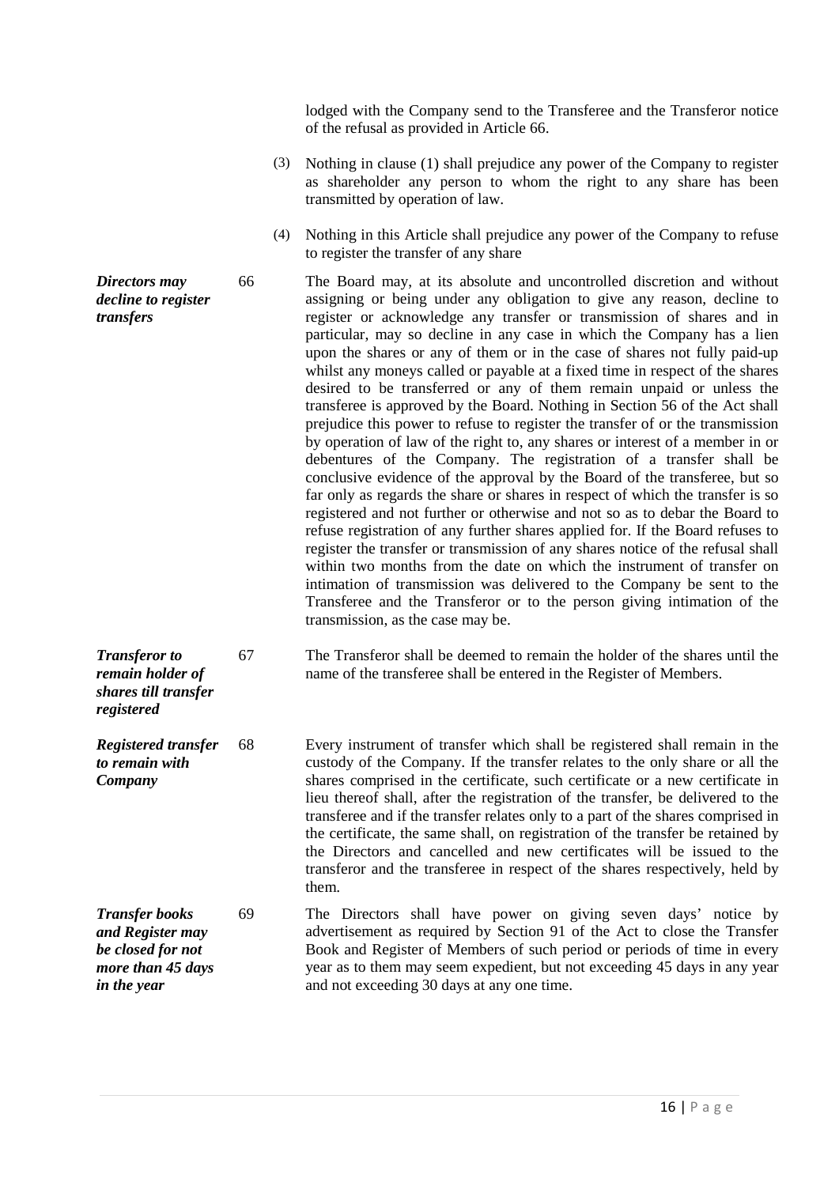lodged with the Company send to the Transferee and the Transferor notice of the refusal as provided in Article 66.

(3) Nothing in clause (1) shall prejudice any power of the Company to register as shareholder any person to whom the right to any share has been transmitted by operation of law.

(4) Nothing in this Article shall prejudice any power of the Company to refuse to register the transfer of any share

***Directors may decline to register transfers***

66 The Board may, at its absolute and uncontrolled discretion and without assigning or being under any obligation to give any reason, decline to register or acknowledge any transfer or transmission of shares and in particular, may so decline in any case in which the Company has a lien upon the shares or any of them or in the case of shares not fully paid-up whilst any moneys called or payable at a fixed time in respect of the shares desired to be transferred or any of them remain unpaid or unless the transferee is approved by the Board. Nothing in Section 56 of the Act shall prejudice this power to refuse to register the transfer of or the transmission by operation of law of the right to, any shares or interest of a member in or debentures of the Company. The registration of a transfer shall be conclusive evidence of the approval by the Board of the transferee, but so far only as regards the share or shares in respect of which the transfer is so registered and not further or otherwise and not so as to debar the Board to refuse registration of any further shares applied for. If the Board refuses to register the transfer or transmission of any shares notice of the refusal shall within two months from the date on which the instrument of transfer on intimation of transmission was delivered to the Company be sent to the Transferee and the Transferor or to the person giving intimation of the transmission, as the case may be.

***Transferor to remain holder of shares till transfer registered***

67 The Transferor shall be deemed to remain the holder of the shares until the name of the transferee shall be entered in the Register of Members.

***Registered transfer to remain with Company***

68 Every instrument of transfer which shall be registered shall remain in the custody of the Company. If the transfer relates to the only share or all the shares comprised in the certificate, such certificate or a new certificate in lieu thereof shall, after the registration of the transfer, be delivered to the transferee and if the transfer relates only to a part of the shares comprised in the certificate, the same shall, on registration of the transfer be retained by the Directors and cancelled and new certificates will be issued to the transferor and the transferee in respect of the shares respectively, held by them.

***Transfer books and Register may be closed for not more than 45 days in the year***

69 The Directors shall have power on giving seven days' notice by advertisement as required by Section 91 of the Act to close the Transfer Book and Register of Members of such period or periods of time in every year as to them may seem expedient, but not exceeding 45 days in any year and not exceeding 30 days at any one time.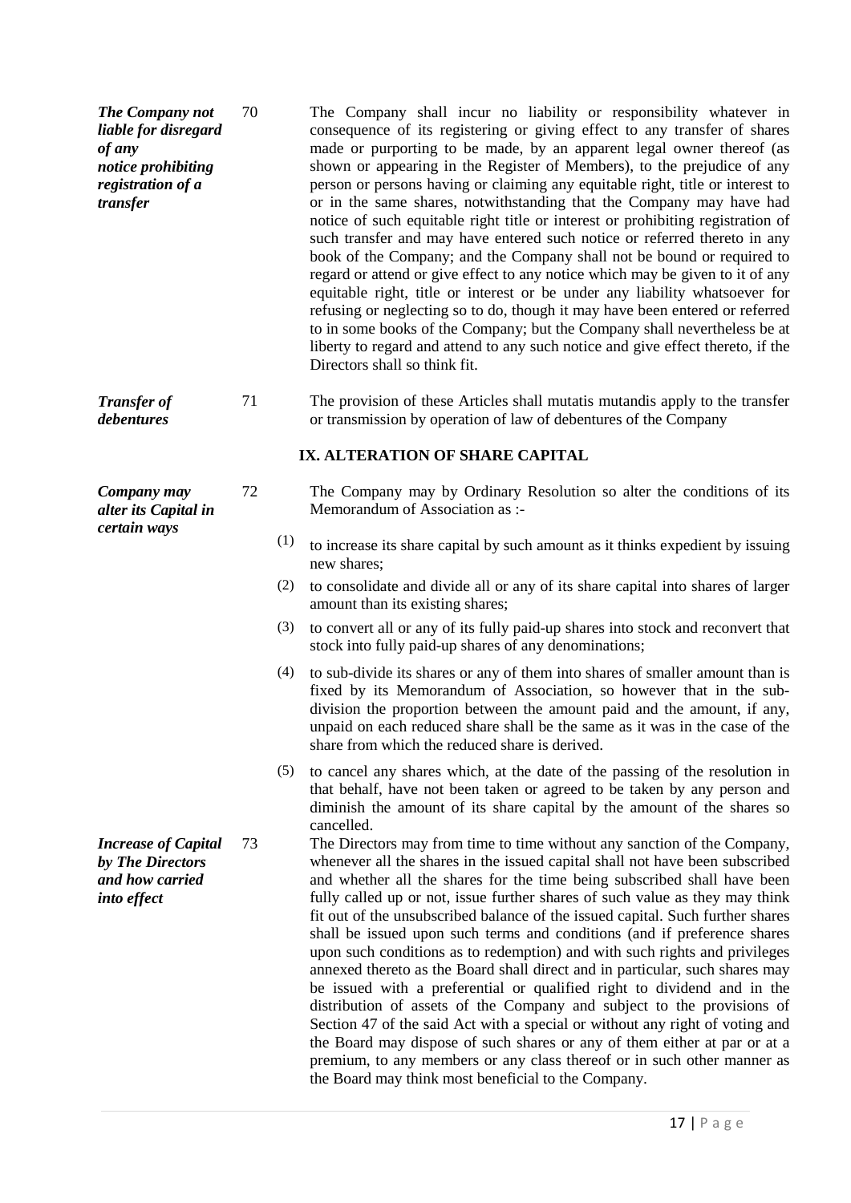***The Company not liable for disregard of any notice prohibiting registration of a transfer***

70 The Company shall incur no liability or responsibility whatever in consequence of its registering or giving effect to any transfer of shares made or purporting to be made, by an apparent legal owner thereof (as shown or appearing in the Register of Members), to the prejudice of any person or persons having or claiming any equitable right, title or interest to or in the same shares, notwithstanding that the Company may have had notice of such equitable right title or interest or prohibiting registration of such transfer and may have entered such notice or referred thereto in any book of the Company; and the Company shall not be bound or required to regard or attend or give effect to any notice which may be given to it of any equitable right, title or interest or be under any liability whatsoever for refusing or neglecting so to do, though it may have been entered or referred to in some books of the Company; but the Company shall nevertheless be at liberty to regard and attend to any such notice and give effect thereto, if the Directors shall so think fit.

***Transfer of debentures***

71 The provision of these Articles shall mutatis mutandis apply to the transfer or transmission by operation of law of debentures of the Company

## IX. ALTERATION OF SHARE CAPITAL

***Company may alter its Capital in certain ways***

72 The Company may by Ordinary Resolution so alter the conditions of its Memorandum of Association as :-

(1) to increase its share capital by such amount as it thinks expedient by issuing new shares;

(2) to consolidate and divide all or any of its share capital into shares of larger amount than its existing shares;

(3) to convert all or any of its fully paid-up shares into stock and reconvert that stock into fully paid-up shares of any denominations;

(4) to sub-divide its shares or any of them into shares of smaller amount than is fixed by its Memorandum of Association, so however that in the sub-division the proportion between the amount paid and the amount, if any, unpaid on each reduced share shall be the same as it was in the case of the share from which the reduced share is derived.

(5) to cancel any shares which, at the date of the passing of the resolution in that behalf, have not been taken or agreed to be taken by any person and diminish the amount of its share capital by the amount of the shares so cancelled.

***Increase of Capital by The Directors and how carried into effect***

73 The Directors may from time to time without any sanction of the Company, whenever all the shares in the issued capital shall not have been subscribed and whether all the shares for the time being subscribed shall have been fully called up or not, issue further shares of such value as they may think fit out of the unsubscribed balance of the issued capital. Such further shares shall be issued upon such terms and conditions (and if preference shares upon such conditions as to redemption) and with such rights and privileges annexed thereto as the Board shall direct and in particular, such shares may be issued with a preferential or qualified right to dividend and in the distribution of assets of the Company and subject to the provisions of Section 47 of the said Act with a special or without any right of voting and the Board may dispose of such shares or any of them either at par or at a premium, to any members or any class thereof or in such other manner as the Board may think most beneficial to the Company.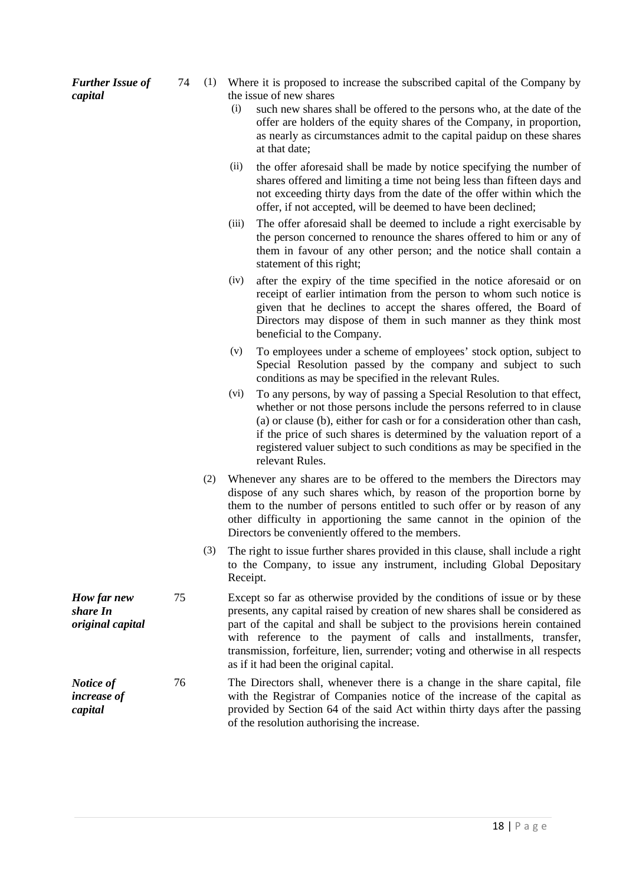***Further Issue of capital***

74 (1) Where it is proposed to increase the subscribed capital of the Company by the issue of new shares

(i) such new shares shall be offered to the persons who, at the date of the offer are holders of the equity shares of the Company, in proportion, as nearly as circumstances admit to the capital paidup on these shares at that date;

(ii) the offer aforesaid shall be made by notice specifying the number of shares offered and limiting a time not being less than fifteen days and not exceeding thirty days from the date of the offer within which the offer, if not accepted, will be deemed to have been declined;

(iii) The offer aforesaid shall be deemed to include a right exercisable by the person concerned to renounce the shares offered to him or any of them in favour of any other person; and the notice shall contain a statement of this right;

(iv) after the expiry of the time specified in the notice aforesaid or on receipt of earlier intimation from the person to whom such notice is given that he declines to accept the shares offered, the Board of Directors may dispose of them in such manner as they think most beneficial to the Company.

(v) To employees under a scheme of employees' stock option, subject to Special Resolution passed by the company and subject to such conditions as may be specified in the relevant Rules.

(vi) To any persons, by way of passing a Special Resolution to that effect, whether or not those persons include the persons referred to in clause (a) or clause (b), either for cash or for a consideration other than cash, if the price of such shares is determined by the valuation report of a registered valuer subject to such conditions as may be specified in the relevant Rules.

(2) Whenever any shares are to be offered to the members the Directors may dispose of any such shares which, by reason of the proportion borne by them to the number of persons entitled to such offer or by reason of any other difficulty in apportioning the same cannot in the opinion of the Directors be conveniently offered to the members.

(3) The right to issue further shares provided in this clause, shall include a right to the Company, to issue any instrument, including Global Depositary Receipt.

***How far new share In original capital***

75 Except so far as otherwise provided by the conditions of issue or by these presents, any capital raised by creation of new shares shall be considered as part of the capital and shall be subject to the provisions herein contained with reference to the payment of calls and installments, transfer, transmission, forfeiture, lien, surrender; voting and otherwise in all respects as if it had been the original capital.

***Notice of increase of capital***

76 The Directors shall, whenever there is a change in the share capital, file with the Registrar of Companies notice of the increase of the capital as provided by Section 64 of the said Act within thirty days after the passing of the resolution authorising the increase.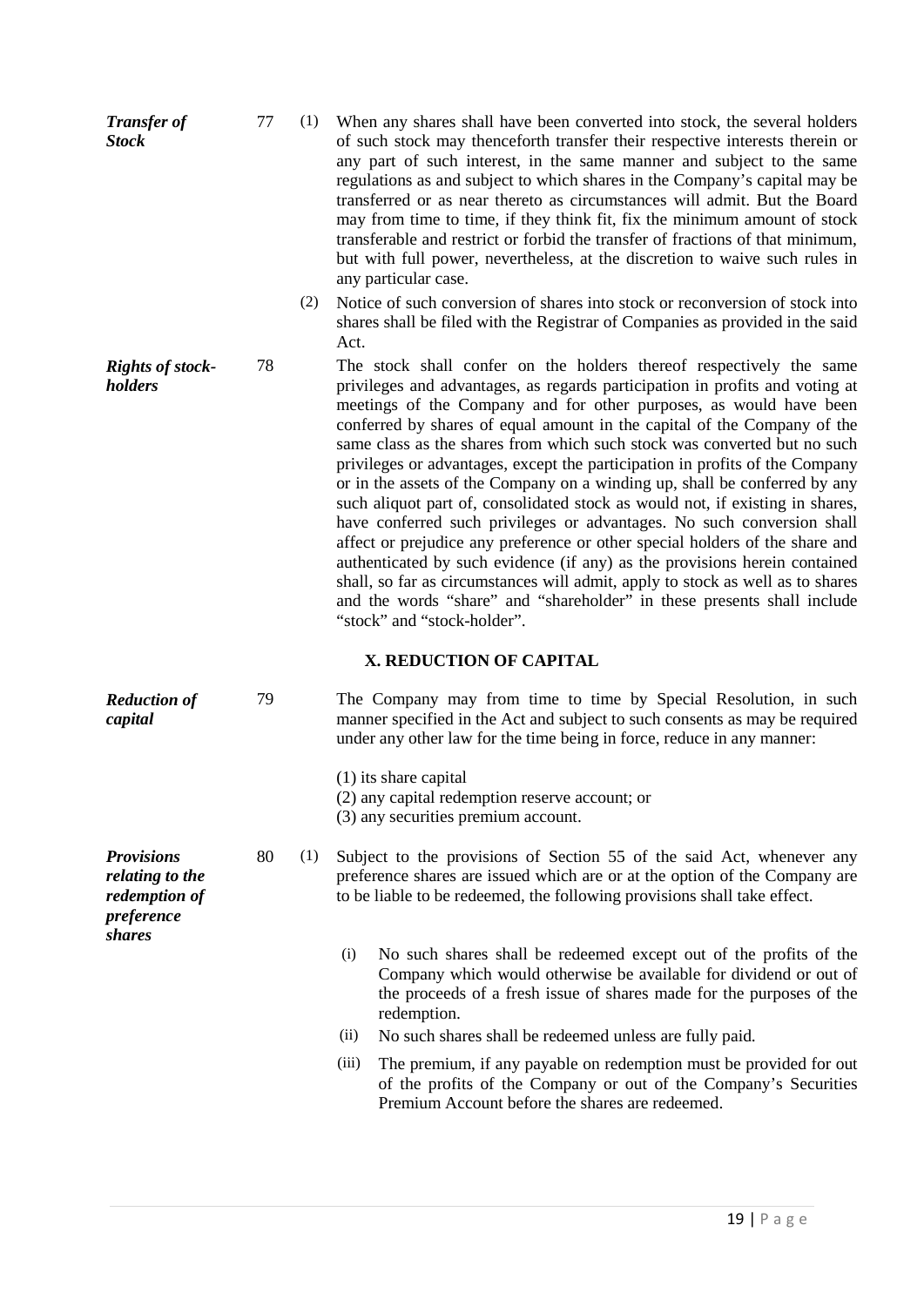***Transfer of Stock***

77 (1) When any shares shall have been converted into stock, the several holders of such stock may thenceforth transfer their respective interests therein or any part of such interest, in the same manner and subject to the same regulations as and subject to which shares in the Company's capital may be transferred or as near thereto as circumstances will admit. But the Board may from time to time, if they think fit, fix the minimum amount of stock transferable and restrict or forbid the transfer of fractions of that minimum, but with full power, nevertheless, at the discretion to waive such rules in any particular case.

(2) Notice of such conversion of shares into stock or reconversion of stock into shares shall be filed with the Registrar of Companies as provided in the said Act.

***Rights of stock-holders***

78 The stock shall confer on the holders thereof respectively the same privileges and advantages, as regards participation in profits and voting at meetings of the Company and for other purposes, as would have been conferred by shares of equal amount in the capital of the Company of the same class as the shares from which such stock was converted but no such privileges or advantages, except the participation in profits of the Company or in the assets of the Company on a winding up, shall be conferred by any such aliquot part of, consolidated stock as would not, if existing in shares, have conferred such privileges or advantages. No such conversion shall affect or prejudice any preference or other special holders of the share and authenticated by such evidence (if any) as the provisions herein contained shall, so far as circumstances will admit, apply to stock as well as to shares and the words "share" and "shareholder" in these presents shall include "stock" and "stock-holder".

## X. REDUCTION OF CAPITAL

***Reduction of capital***

79 The Company may from time to time by Special Resolution, in such manner specified in the Act and subject to such consents as may be required under any other law for the time being in force, reduce in any manner:

(1) its share capital
(2) any capital redemption reserve account; or
(3) any securities premium account.

***Provisions relating to the redemption of preference shares***

80 (1) Subject to the provisions of Section 55 of the said Act, whenever any preference shares are issued which are or at the option of the Company are to be liable to be redeemed, the following provisions shall take effect.

(i) No such shares shall be redeemed except out of the profits of the Company which would otherwise be available for dividend or out of the proceeds of a fresh issue of shares made for the purposes of the redemption.

(ii) No such shares shall be redeemed unless are fully paid.

(iii) The premium, if any payable on redemption must be provided for out of the profits of the Company or out of the Company's Securities Premium Account before the shares are redeemed.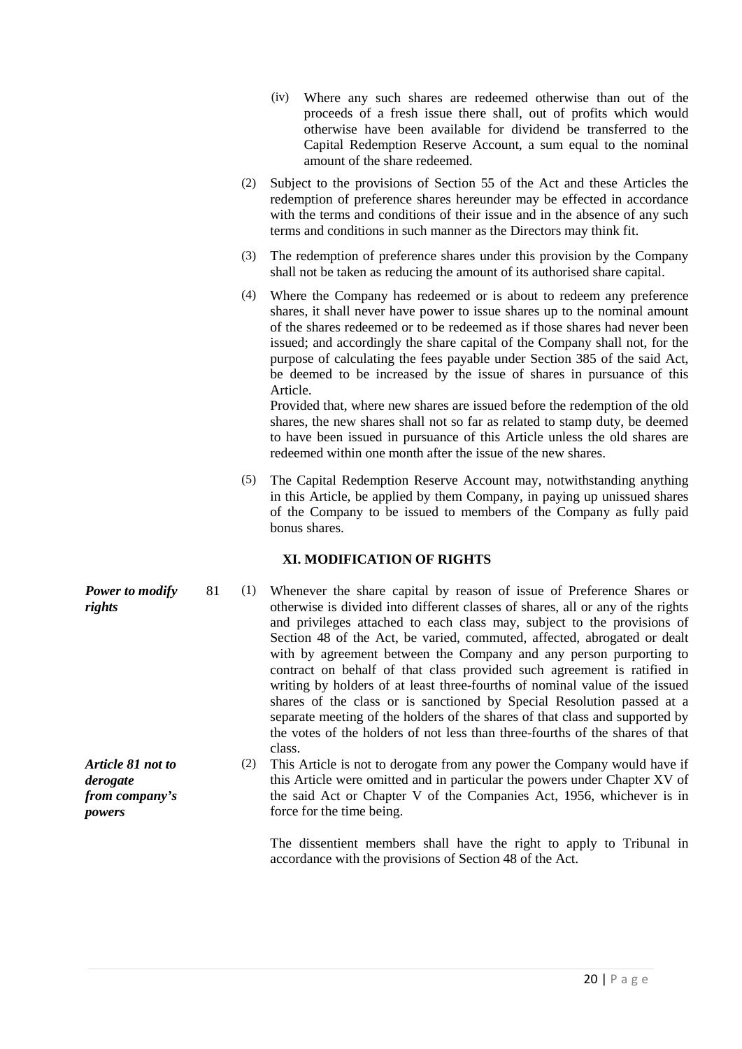(iv) Where any such shares are redeemed otherwise than out of the proceeds of a fresh issue there shall, out of profits which would otherwise have been available for dividend be transferred to the Capital Redemption Reserve Account, a sum equal to the nominal amount of the share redeemed.

(2) Subject to the provisions of Section 55 of the Act and these Articles the redemption of preference shares hereunder may be effected in accordance with the terms and conditions of their issue and in the absence of any such terms and conditions in such manner as the Directors may think fit.

(3) The redemption of preference shares under this provision by the Company shall not be taken as reducing the amount of its authorised share capital.

(4) Where the Company has redeemed or is about to redeem any preference shares, it shall never have power to issue shares up to the nominal amount of the shares redeemed or to be redeemed as if those shares had never been issued; and accordingly the share capital of the Company shall not, for the purpose of calculating the fees payable under Section 385 of the said Act, be deemed to be increased by the issue of shares in pursuance of this Article.
Provided that, where new shares are issued before the redemption of the old shares, the new shares shall not so far as related to stamp duty, be deemed to have been issued in pursuance of this Article unless the old shares are redeemed within one month after the issue of the new shares.

(5) The Capital Redemption Reserve Account may, notwithstanding anything in this Article, be applied by them Company, in paying up unissued shares of the Company to be issued to members of the Company as fully paid bonus shares.

## XI. MODIFICATION OF RIGHTS

***Power to modify rights***

81 (1) Whenever the share capital by reason of issue of Preference Shares or otherwise is divided into different classes of shares, all or any of the rights and privileges attached to each class may, subject to the provisions of Section 48 of the Act, be varied, commuted, affected, abrogated or dealt with by agreement between the Company and any person purporting to contract on behalf of that class provided such agreement is ratified in writing by holders of at least three-fourths of nominal value of the issued shares of the class or is sanctioned by Special Resolution passed at a separate meeting of the holders of the shares of that class and supported by the votes of the holders of not less than three-fourths of the shares of that class.

***Article 81 not to derogate from company's powers***

(2) This Article is not to derogate from any power the Company would have if this Article were omitted and in particular the powers under Chapter XV of the said Act or Chapter V of the Companies Act, 1956, whichever is in force for the time being.

The dissentient members shall have the right to apply to Tribunal in accordance with the provisions of Section 48 of the Act.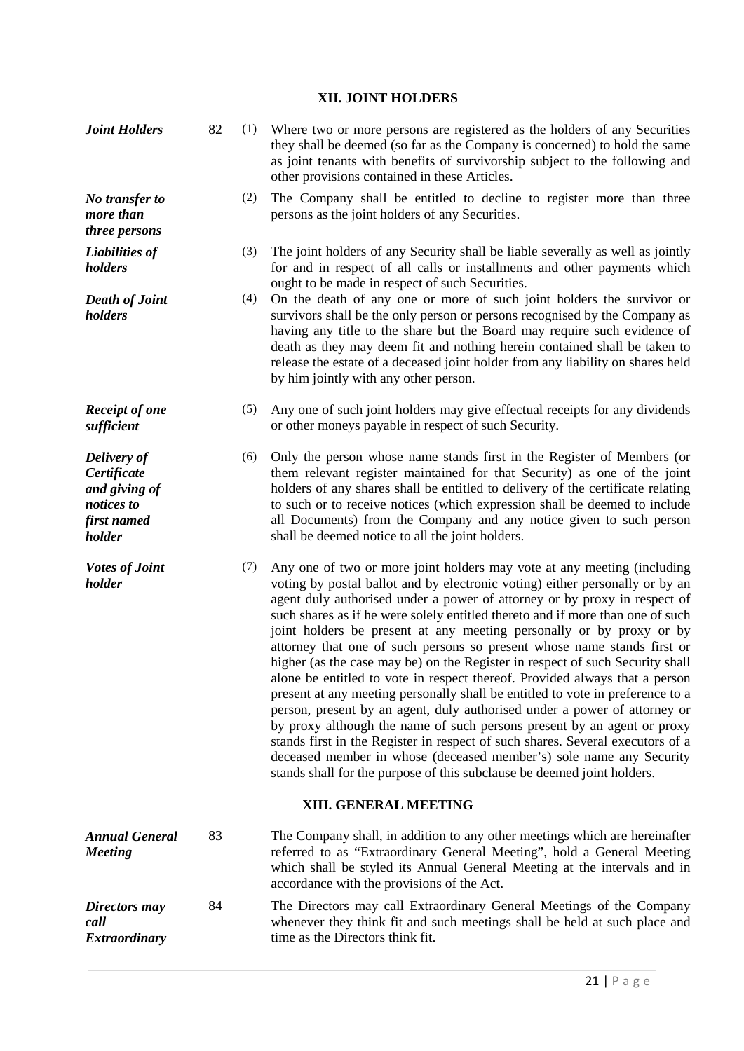## XII. JOINT HOLDERS

***Joint Holders*** 82 (1) Where two or more persons are registered as the holders of any Securities they shall be deemed (so far as the Company is concerned) to hold the same as joint tenants with benefits of survivorship subject to the following and other provisions contained in these Articles.

***No transfer to more than three persons*** (2) The Company shall be entitled to decline to register more than three persons as the joint holders of any Securities.

***Liabilities of holders*** (3) The joint holders of any Security shall be liable severally as well as jointly for and in respect of all calls or installments and other payments which ought to be made in respect of such Securities.

***Death of Joint holders*** (4) On the death of any one or more of such joint holders the survivor or survivors shall be the only person or persons recognised by the Company as having any title to the share but the Board may require such evidence of death as they may deem fit and nothing herein contained shall be taken to release the estate of a deceased joint holder from any liability on shares held by him jointly with any other person.

***Receipt of one sufficient*** (5) Any one of such joint holders may give effectual receipts for any dividends or other moneys payable in respect of such Security.

***Delivery of Certificate and giving of notices to first named holder*** (6) Only the person whose name stands first in the Register of Members (or them relevant register maintained for that Security) as one of the joint holders of any shares shall be entitled to delivery of the certificate relating to such or to receive notices (which expression shall be deemed to include all Documents) from the Company and any notice given to such person shall be deemed notice to all the joint holders.

***Votes of Joint holder*** (7) Any one of two or more joint holders may vote at any meeting (including voting by postal ballot and by electronic voting) either personally or by an agent duly authorised under a power of attorney or by proxy in respect of such shares as if he were solely entitled thereto and if more than one of such joint holders be present at any meeting personally or by proxy or by attorney that one of such persons so present whose name stands first or higher (as the case may be) on the Register in respect of such Security shall alone be entitled to vote in respect thereof. Provided always that a person present at any meeting personally shall be entitled to vote in preference to a person, present by an agent, duly authorised under a power of attorney or by proxy although the name of such persons present by an agent or proxy stands first in the Register in respect of such shares. Several executors of a deceased member in whose (deceased member's) sole name any Security stands shall for the purpose of this subclause be deemed joint holders.

## XIII. GENERAL MEETING

***Annual General Meeting*** 83 The Company shall, in addition to any other meetings which are hereinafter referred to as "Extraordinary General Meeting", hold a General Meeting which shall be styled its Annual General Meeting at the intervals and in accordance with the provisions of the Act.

***Directors may call Extraordinary*** 84 The Directors may call Extraordinary General Meetings of the Company whenever they think fit and such meetings shall be held at such place and time as the Directors think fit.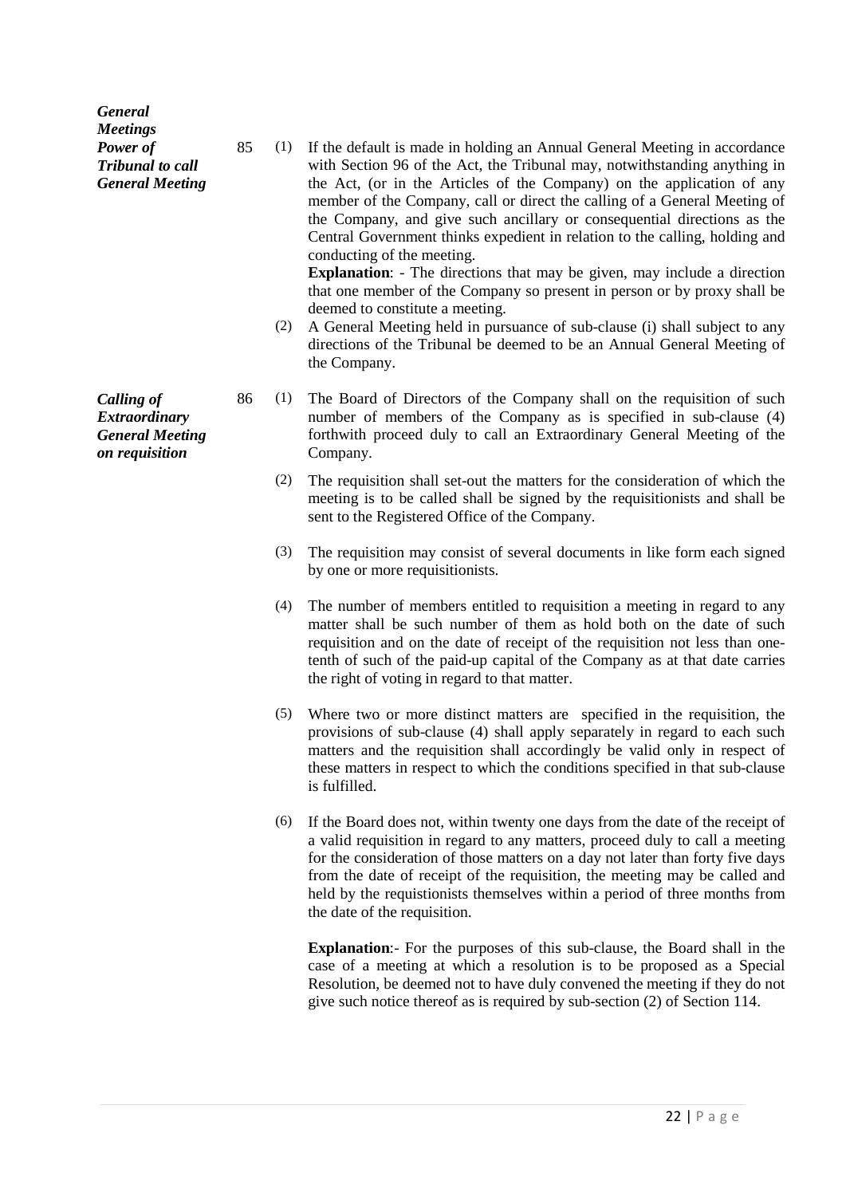***General Meetings***

***Power of Tribunal to call General Meeting***

85 (1) If the default is made in holding an Annual General Meeting in accordance with Section 96 of the Act, the Tribunal may, notwithstanding anything in the Act, (or in the Articles of the Company) on the application of any member of the Company, call or direct the calling of a General Meeting of the Company, and give such ancillary or consequential directions as the Central Government thinks expedient in relation to the calling, holding and conducting of the meeting.

**Explanation**: - The directions that may be given, may include a direction that one member of the Company so present in person or by proxy shall be deemed to constitute a meeting.

(2) A General Meeting held in pursuance of sub-clause (i) shall subject to any directions of the Tribunal be deemed to be an Annual General Meeting of the Company.

***Calling of Extraordinary General Meeting on requisition***

86 (1) The Board of Directors of the Company shall on the requisition of such number of members of the Company as is specified in sub-clause (4) forthwith proceed duly to call an Extraordinary General Meeting of the Company.

(2) The requisition shall set-out the matters for the consideration of which the meeting is to be called shall be signed by the requisitionists and shall be sent to the Registered Office of the Company.

(3) The requisition may consist of several documents in like form each signed by one or more requisitionists.

(4) The number of members entitled to requisition a meeting in regard to any matter shall be such number of them as hold both on the date of such requisition and on the date of receipt of the requisition not less than one-tenth of such of the paid-up capital of the Company as at that date carries the right of voting in regard to that matter.

(5) Where two or more distinct matters are specified in the requisition, the provisions of sub-clause (4) shall apply separately in regard to each such matters and the requisition shall accordingly be valid only in respect of these matters in respect to which the conditions specified in that sub-clause is fulfilled.

(6) If the Board does not, within twenty one days from the date of the receipt of a valid requisition in regard to any matters, proceed duly to call a meeting for the consideration of those matters on a day not later than forty five days from the date of receipt of the requisition, the meeting may be called and held by the requistionists themselves within a period of three months from the date of the requisition.

**Explanation**:- For the purposes of this sub-clause, the Board shall in the case of a meeting at which a resolution is to be proposed as a Special Resolution, be deemed not to have duly convened the meeting if they do not give such notice thereof as is required by sub-section (2) of Section 114.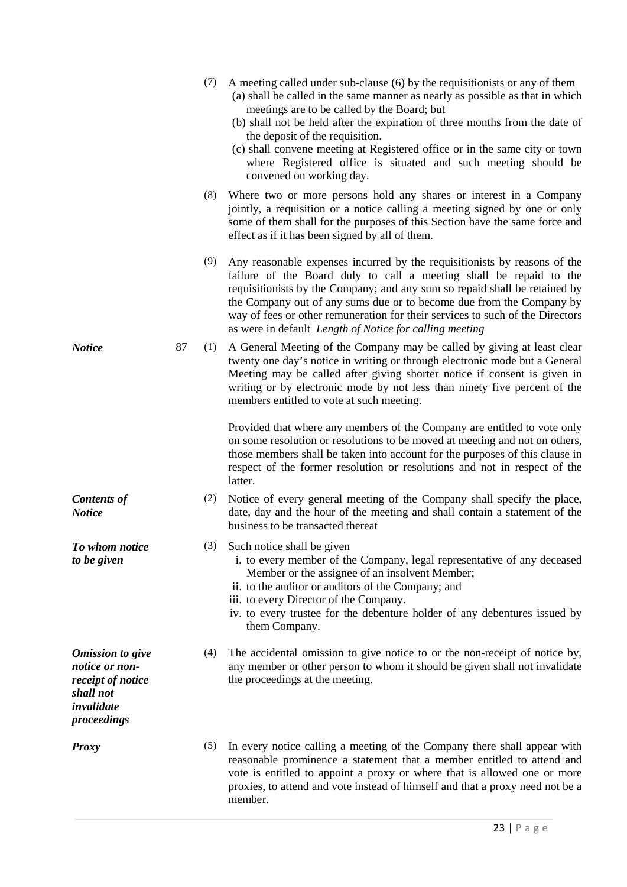(7) A meeting called under sub-clause (6) by the requisitionists or any of them
   (a) shall be called in the same manner as nearly as possible as that in which meetings are to be called by the Board; but
   (b) shall not be held after the expiration of three months from the date of the deposit of the requisition.
   (c) shall convene meeting at Registered office or in the same city or town where Registered office is situated and such meeting should be convened on working day.

(8) Where two or more persons hold any shares or interest in a Company jointly, a requisition or a notice calling a meeting signed by one or only some of them shall for the purposes of this Section have the same force and effect as if it has been signed by all of them.

(9) Any reasonable expenses incurred by the requisitionists by reasons of the failure of the Board duly to call a meeting shall be repaid to the requisitionists by the Company; and any sum so repaid shall be retained by the Company out of any sums due or to become due from the Company by way of fees or other remuneration for their services to such of the Directors as were in default *Length of Notice for calling meeting*

***Notice***

87 (1) A General Meeting of the Company may be called by giving at least clear twenty one day's notice in writing or through electronic mode but a General Meeting may be called after giving shorter notice if consent is given in writing or by electronic mode by not less than ninety five percent of the members entitled to vote at such meeting.

Provided that where any members of the Company are entitled to vote only on some resolution or resolutions to be moved at meeting and not on others, those members shall be taken into account for the purposes of this clause in respect of the former resolution or resolutions and not in respect of the latter.

***Contents of Notice***

(2) Notice of every general meeting of the Company shall specify the place, date, day and the hour of the meeting and shall contain a statement of the business to be transacted thereat

***To whom notice to be given***

(3) Such notice shall be given
   i. to every member of the Company, legal representative of any deceased Member or the assignee of an insolvent Member;
   ii. to the auditor or auditors of the Company; and
   iii. to every Director of the Company.
   iv. to every trustee for the debenture holder of any debentures issued by them Company.

***Omission to give notice or non-receipt of notice shall not invalidate proceedings***

(4) The accidental omission to give notice to or the non-receipt of notice by, any member or other person to whom it should be given shall not invalidate the proceedings at the meeting.

***Proxy***

(5) In every notice calling a meeting of the Company there shall appear with reasonable prominence a statement that a member entitled to attend and vote is entitled to appoint a proxy or where that is allowed one or more proxies, to attend and vote instead of himself and that a proxy need not be a member.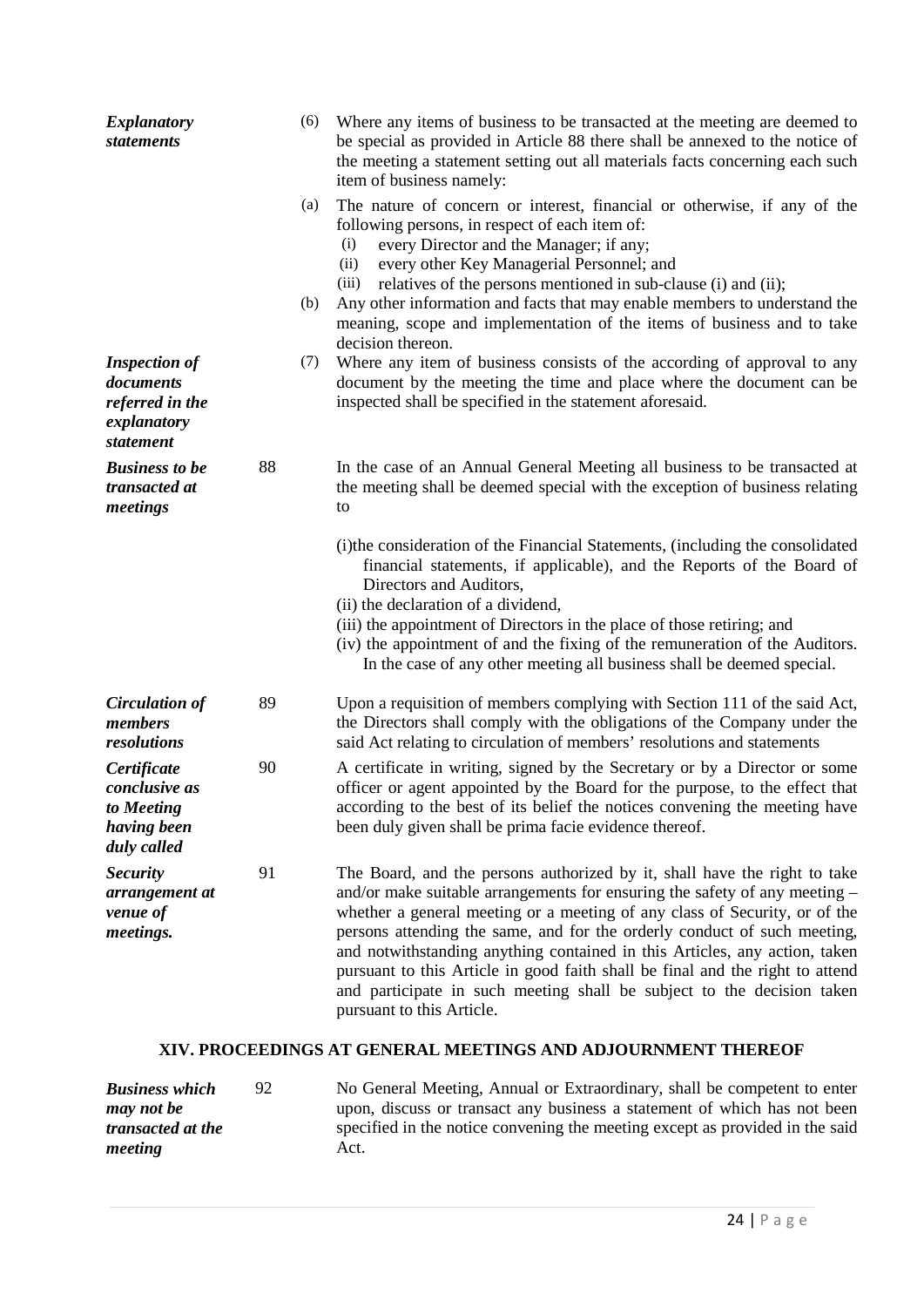***Explanatory statements***

(6) Where any items of business to be transacted at the meeting are deemed to be special as provided in Article 88 there shall be annexed to the notice of the meeting a statement setting out all materials facts concerning each such item of business namely:

(a) The nature of concern or interest, financial or otherwise, if any of the following persons, in respect of each item of:
  (i) every Director and the Manager; if any;
  (ii) every other Key Managerial Personnel; and
  (iii) relatives of the persons mentioned in sub-clause (i) and (ii);

(b) Any other information and facts that may enable members to understand the meaning, scope and implementation of the items of business and to take decision thereon.

***Inspection of documents referred in the explanatory statement***

(7) Where any item of business consists of the according of approval to any document by the meeting the time and place where the document can be inspected shall be specified in the statement aforesaid.

***Business to be transacted at meetings***

88 In the case of an Annual General Meeting all business to be transacted at the meeting shall be deemed special with the exception of business relating to

(i)the consideration of the Financial Statements, (including the consolidated financial statements, if applicable), and the Reports of the Board of Directors and Auditors,

(ii) the declaration of a dividend,

(iii) the appointment of Directors in the place of those retiring; and

(iv) the appointment of and the fixing of the remuneration of the Auditors. In the case of any other meeting all business shall be deemed special.

***Circulation of members resolutions***

89 Upon a requisition of members complying with Section 111 of the said Act, the Directors shall comply with the obligations of the Company under the said Act relating to circulation of members' resolutions and statements

***Certificate conclusive as to Meeting having been duly called***

90 A certificate in writing, signed by the Secretary or by a Director or some officer or agent appointed by the Board for the purpose, to the effect that according to the best of its belief the notices convening the meeting have been duly given shall be prima facie evidence thereof.

***Security arrangement at venue of meetings.***

91 The Board, and the persons authorized by it, shall have the right to take and/or make suitable arrangements for ensuring the safety of any meeting – whether a general meeting or a meeting of any class of Security, or of the persons attending the same, and for the orderly conduct of such meeting, and notwithstanding anything contained in this Articles, any action, taken pursuant to this Article in good faith shall be final and the right to attend and participate in such meeting shall be subject to the decision taken pursuant to this Article.

## XIV. PROCEEDINGS AT GENERAL MEETINGS AND ADJOURNMENT THEREOF

***Business which may not be transacted at the meeting***

92 No General Meeting, Annual or Extraordinary, shall be competent to enter upon, discuss or transact any business a statement of which has not been specified in the notice convening the meeting except as provided in the said Act.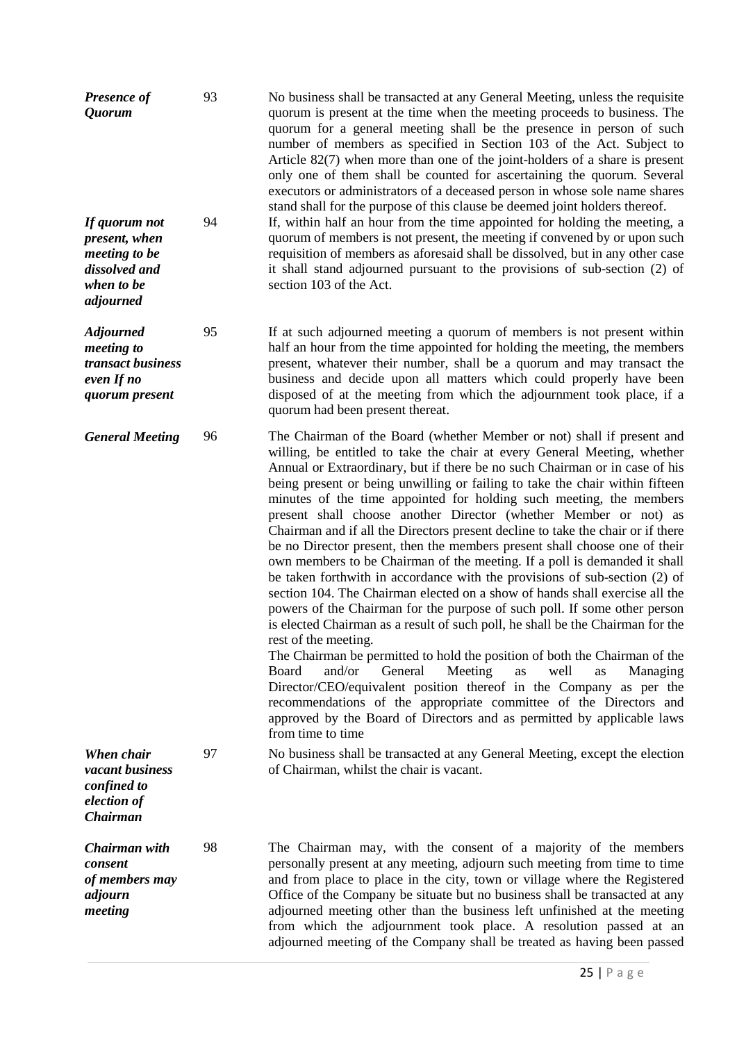| | | |
|---|---|---|
| ***Presence of Quorum*** | 93 | No business shall be transacted at any General Meeting, unless the requisite quorum is present at the time when the meeting proceeds to business. The quorum for a general meeting shall be the presence in person of such number of members as specified in Section 103 of the Act. Subject to Article 82(7) when more than one of the joint-holders of a share is present only one of them shall be counted for ascertaining the quorum. Several executors or administrators of a deceased person in whose sole name shares stand shall for the purpose of this clause be deemed joint holders thereof. |
| ***If quorum not present, when meeting to be dissolved and when to be adjourned*** | 94 | If, within half an hour from the time appointed for holding the meeting, a quorum of members is not present, the meeting if convened by or upon such requisition of members as aforesaid shall be dissolved, but in any other case it shall stand adjourned pursuant to the provisions of sub-section (2) of section 103 of the Act. |
| ***Adjourned meeting to transact business even If no quorum present*** | 95 | If at such adjourned meeting a quorum of members is not present within half an hour from the time appointed for holding the meeting, the members present, whatever their number, shall be a quorum and may transact the business and decide upon all matters which could properly have been disposed of at the meeting from which the adjournment took place, if a quorum had been present thereat. |
| ***General Meeting*** | 96 | The Chairman of the Board (whether Member or not) shall if present and willing, be entitled to take the chair at every General Meeting, whether Annual or Extraordinary, but if there be no such Chairman or in case of his being present or being unwilling or failing to take the chair within fifteen minutes of the time appointed for holding such meeting, the members present shall choose another Director (whether Member or not) as Chairman and if all the Directors present decline to take the chair or if there be no Director present, then the members present shall choose one of their own members to be Chairman of the meeting. If a poll is demanded it shall be taken forthwith in accordance with the provisions of sub-section (2) of section 104. The Chairman elected on a show of hands shall exercise all the powers of the Chairman for the purpose of such poll. If some other person is elected Chairman as a result of such poll, he shall be the Chairman for the rest of the meeting.<br>The Chairman be permitted to hold the position of both the Chairman of the Board and/or General Meeting as well as Managing Director/CEO/equivalent position thereof in the Company as per the recommendations of the appropriate committee of the Directors and approved by the Board of Directors and as permitted by applicable laws from time to time |
| ***When chair vacant business confined to election of Chairman*** | 97 | No business shall be transacted at any General Meeting, except the election of Chairman, whilst the chair is vacant. |
| ***Chairman with consent of members may adjourn meeting*** | 98 | The Chairman may, with the consent of a majority of the members personally present at any meeting, adjourn such meeting from time to time and from place to place in the city, town or village where the Registered Office of the Company be situate but no business shall be transacted at any adjourned meeting other than the business left unfinished at the meeting from which the adjournment took place. A resolution passed at an adjourned meeting of the Company shall be treated as having been passed |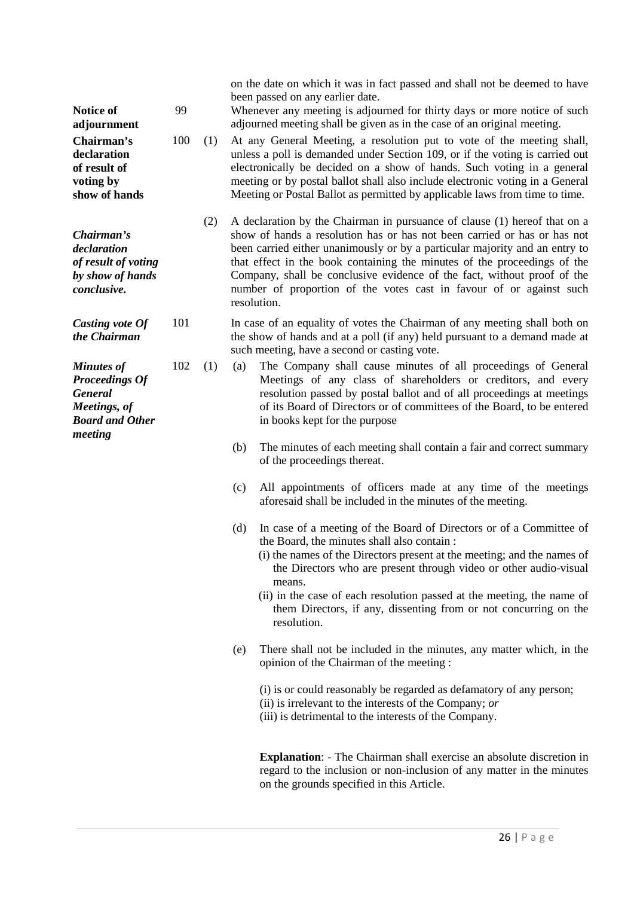on the date on which it was in fact passed and shall not be deemed to have been passed on any earlier date.

**Notice of adjournment**

99 Whenever any meeting is adjourned for thirty days or more notice of such adjourned meeting shall be given as in the case of an original meeting.

**Chairman's declaration of result of voting by show of hands**

100 (1) At any General Meeting, a resolution put to vote of the meeting shall, unless a poll is demanded under Section 109, or if the voting is carried out electronically be decided on a show of hands. Such voting in a general meeting or by postal ballot shall also include electronic voting in a General Meeting or Postal Ballot as permitted by applicable laws from time to time.

***Chairman's declaration of result of voting by show of hands conclusive.***

(2) A declaration by the Chairman in pursuance of clause (1) hereof that on a show of hands a resolution has or has not been carried or has or has not been carried either unanimously or by a particular majority and an entry to that effect in the book containing the minutes of the proceedings of the Company, shall be conclusive evidence of the fact, without proof of the number of proportion of the votes cast in favour of or against such resolution.

***Casting vote Of the Chairman***

101 In case of an equality of votes the Chairman of any meeting shall both on the show of hands and at a poll (if any) held pursuant to a demand made at such meeting, have a second or casting vote.

***Minutes of Proceedings Of General Meetings, of Board and Other meeting***

102 (1)

(a) The Company shall cause minutes of all proceedings of General Meetings of any class of shareholders or creditors, and every resolution passed by postal ballot and of all proceedings at meetings of its Board of Directors or of committees of the Board, to be entered in books kept for the purpose

(b) The minutes of each meeting shall contain a fair and correct summary of the proceedings thereat.

(c) All appointments of officers made at any time of the meetings aforesaid shall be included in the minutes of the meeting.

(d) In case of a meeting of the Board of Directors or of a Committee of the Board, the minutes shall also contain :
   (i) the names of the Directors present at the meeting; and the names of the Directors who are present through video or other audio-visual means.
   (ii) in the case of each resolution passed at the meeting, the name of them Directors, if any, dissenting from or not concurring on the resolution.

(e) There shall not be included in the minutes, any matter which, in the opinion of the Chairman of the meeting :

   (i) is or could reasonably be regarded as defamatory of any person;
   (ii) is irrelevant to the interests of the Company; *or*
   (iii) is detrimental to the interests of the Company.

   **Explanation**: - The Chairman shall exercise an absolute discretion in regard to the inclusion or non-inclusion of any matter in the minutes on the grounds specified in this Article.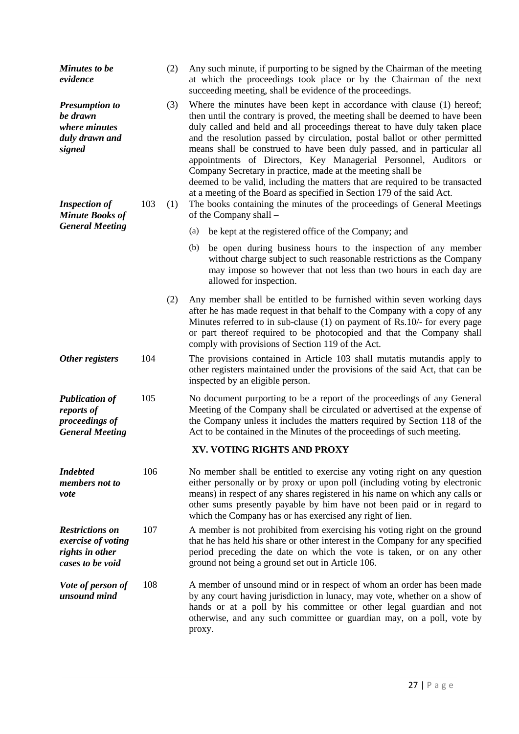***Minutes to be evidence***

(2) Any such minute, if purporting to be signed by the Chairman of the meeting at which the proceedings took place or by the Chairman of the next succeeding meeting, shall be evidence of the proceedings.

***Presumption to be drawn where minutes duly drawn and signed***

(3) Where the minutes have been kept in accordance with clause (1) hereof; then until the contrary is proved, the meeting shall be deemed to have been duly called and held and all proceedings thereat to have duly taken place and the resolution passed by circulation, postal ballot or other permitted means shall be construed to have been duly passed, and in particular all appointments of Directors, Key Managerial Personnel, Auditors or Company Secretary in practice, made at the meeting shall be deemed to be valid, including the matters that are required to be transacted at a meeting of the Board as specified in Section 179 of the said Act.

***Inspection of Minute Books of General Meeting***

103 (1) The books containing the minutes of the proceedings of General Meetings of the Company shall –

(a) be kept at the registered office of the Company; and

(b) be open during business hours to the inspection of any member without charge subject to such reasonable restrictions as the Company may impose so however that not less than two hours in each day are allowed for inspection.

(2) Any member shall be entitled to be furnished within seven working days after he has made request in that behalf to the Company with a copy of any Minutes referred to in sub-clause (1) on payment of Rs.10/- for every page or part thereof required to be photocopied and that the Company shall comply with provisions of Section 119 of the Act.

***Other registers***

104 The provisions contained in Article 103 shall mutatis mutandis apply to other registers maintained under the provisions of the said Act, that can be inspected by an eligible person.

***Publication of reports of proceedings of General Meeting***

105 No document purporting to be a report of the proceedings of any General Meeting of the Company shall be circulated or advertised at the expense of the Company unless it includes the matters required by Section 118 of the Act to be contained in the Minutes of the proceedings of such meeting.

## XV. VOTING RIGHTS AND PROXY

***Indebted members not to vote***

106 No member shall be entitled to exercise any voting right on any question either personally or by proxy or upon poll (including voting by electronic means) in respect of any shares registered in his name on which any calls or other sums presently payable by him have not been paid or in regard to which the Company has or has exercised any right of lien.

***Restrictions on exercise of voting rights in other cases to be void***

107 A member is not prohibited from exercising his voting right on the ground that he has held his share or other interest in the Company for any specified period preceding the date on which the vote is taken, or on any other ground not being a ground set out in Article 106.

***Vote of person of unsound mind***

108 A member of unsound mind or in respect of whom an order has been made by any court having jurisdiction in lunacy, may vote, whether on a show of hands or at a poll by his committee or other legal guardian and not otherwise, and any such committee or guardian may, on a poll, vote by proxy.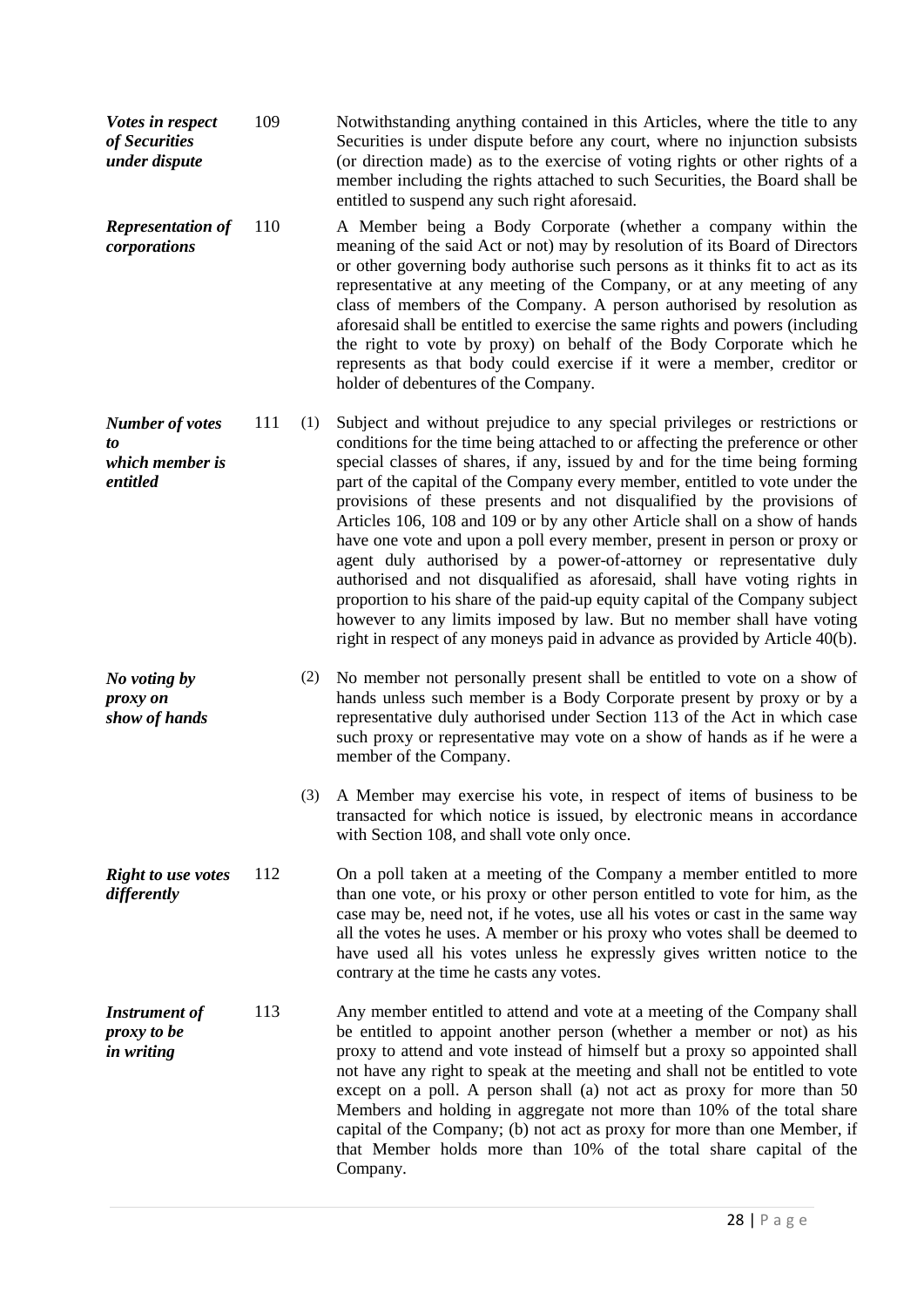***Votes in respect of Securities under dispute***

**109** Notwithstanding anything contained in this Articles, where the title to any Securities is under dispute before any court, where no injunction subsists (or direction made) as to the exercise of voting rights or other rights of a member including the rights attached to such Securities, the Board shall be entitled to suspend any such right aforesaid.

***Representation of corporations***

**110** A Member being a Body Corporate (whether a company within the meaning of the said Act or not) may by resolution of its Board of Directors or other governing body authorise such persons as it thinks fit to act as its representative at any meeting of the Company, or at any meeting of any class of members of the Company. A person authorised by resolution as aforesaid shall be entitled to exercise the same rights and powers (including the right to vote by proxy) on behalf of the Body Corporate which he represents as that body could exercise if it were a member, creditor or holder of debentures of the Company.

***Number of votes to which member is entitled***

**111** (1) Subject and without prejudice to any special privileges or restrictions or conditions for the time being attached to or affecting the preference or other special classes of shares, if any, issued by and for the time being forming part of the capital of the Company every member, entitled to vote under the provisions of these presents and not disqualified by the provisions of Articles 106, 108 and 109 or by any other Article shall on a show of hands have one vote and upon a poll every member, present in person or proxy or agent duly authorised by a power-of-attorney or representative duly authorised and not disqualified as aforesaid, shall have voting rights in proportion to his share of the paid-up equity capital of the Company subject however to any limits imposed by law. But no member shall have voting right in respect of any moneys paid in advance as provided by Article 40(b).

***No voting by proxy on show of hands***

(2) No member not personally present shall be entitled to vote on a show of hands unless such member is a Body Corporate present by proxy or by a representative duly authorised under Section 113 of the Act in which case such proxy or representative may vote on a show of hands as if he were a member of the Company.

(3) A Member may exercise his vote, in respect of items of business to be transacted for which notice is issued, by electronic means in accordance with Section 108, and shall vote only once.

***Right to use votes differently***

**112** On a poll taken at a meeting of the Company a member entitled to more than one vote, or his proxy or other person entitled to vote for him, as the case may be, need not, if he votes, use all his votes or cast in the same way all the votes he uses. A member or his proxy who votes shall be deemed to have used all his votes unless he expressly gives written notice to the contrary at the time he casts any votes.

***Instrument of proxy to be in writing***

**113** Any member entitled to attend and vote at a meeting of the Company shall be entitled to appoint another person (whether a member or not) as his proxy to attend and vote instead of himself but a proxy so appointed shall not have any right to speak at the meeting and shall not be entitled to vote except on a poll. A person shall (a) not act as proxy for more than 50 Members and holding in aggregate not more than 10% of the total share capital of the Company; (b) not act as proxy for more than one Member, if that Member holds more than 10% of the total share capital of the Company.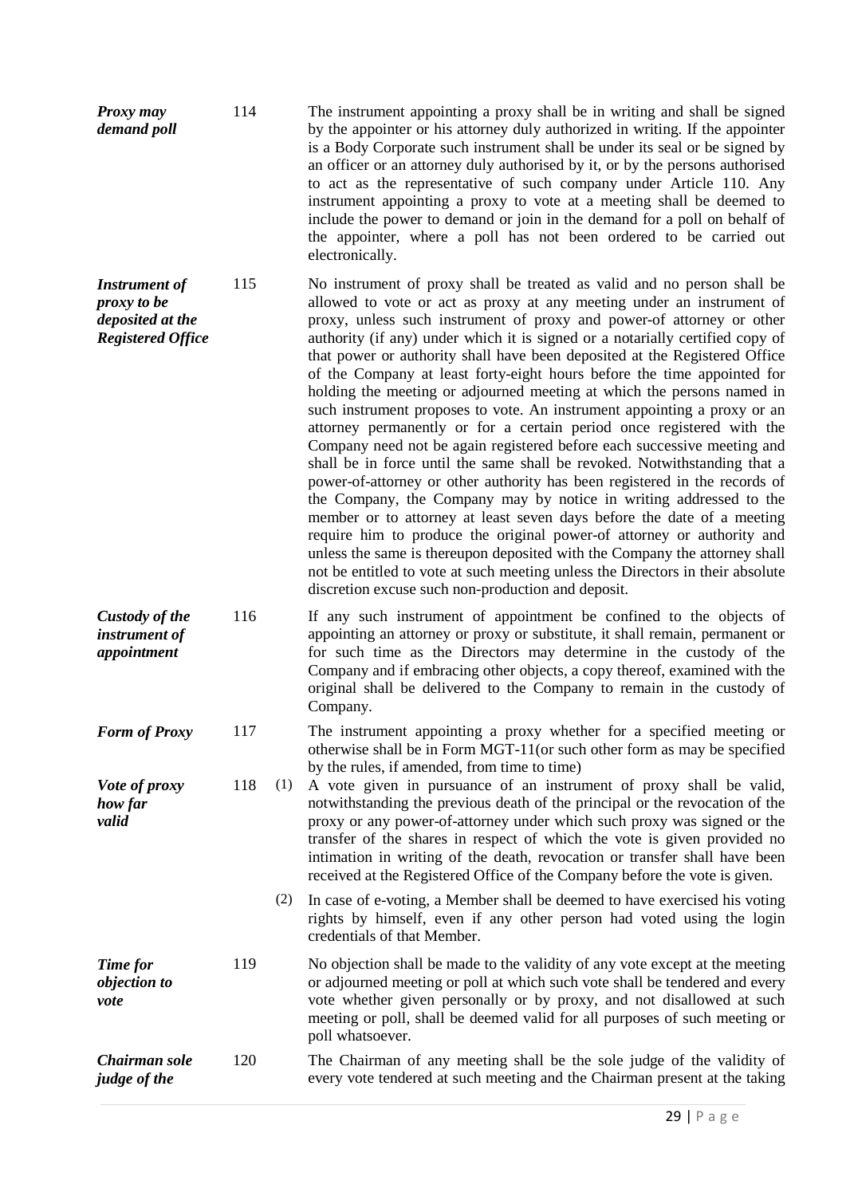***Proxy may demand poll***

114 The instrument appointing a proxy shall be in writing and shall be signed by the appointer or his attorney duly authorized in writing. If the appointer is a Body Corporate such instrument shall be under its seal or be signed by an officer or an attorney duly authorised by it, or by the persons authorised to act as the representative of such company under Article 110. Any instrument appointing a proxy to vote at a meeting shall be deemed to include the power to demand or join in the demand for a poll on behalf of the appointer, where a poll has not been ordered to be carried out electronically.

***Instrument of proxy to be deposited at the Registered Office***

115 No instrument of proxy shall be treated as valid and no person shall be allowed to vote or act as proxy at any meeting under an instrument of proxy, unless such instrument of proxy and power-of attorney or other authority (if any) under which it is signed or a notarially certified copy of that power or authority shall have been deposited at the Registered Office of the Company at least forty-eight hours before the time appointed for holding the meeting or adjourned meeting at which the persons named in such instrument proposes to vote. An instrument appointing a proxy or an attorney permanently or for a certain period once registered with the Company need not be again registered before each successive meeting and shall be in force until the same shall be revoked. Notwithstanding that a power-of-attorney or other authority has been registered in the records of the Company, the Company may by notice in writing addressed to the member or to attorney at least seven days before the date of a meeting require him to produce the original power-of attorney or authority and unless the same is thereupon deposited with the Company the attorney shall not be entitled to vote at such meeting unless the Directors in their absolute discretion excuse such non-production and deposit.

***Custody of the instrument of appointment***

116 If any such instrument of appointment be confined to the objects of appointing an attorney or proxy or substitute, it shall remain, permanent or for such time as the Directors may determine in the custody of the Company and if embracing other objects, a copy thereof, examined with the original shall be delivered to the Company to remain in the custody of Company.

***Form of Proxy***

117 The instrument appointing a proxy whether for a specified meeting or otherwise shall be in Form MGT-11(or such other form as may be specified by the rules, if amended, from time to time)

***Vote of proxy how far valid***

118 (1) A vote given in pursuance of an instrument of proxy shall be valid, notwithstanding the previous death of the principal or the revocation of the proxy or any power-of-attorney under which such proxy was signed or the transfer of the shares in respect of which the vote is given provided no intimation in writing of the death, revocation or transfer shall have been received at the Registered Office of the Company before the vote is given.

(2) In case of e-voting, a Member shall be deemed to have exercised his voting rights by himself, even if any other person had voted using the login credentials of that Member.

***Time for objection to vote***

119 No objection shall be made to the validity of any vote except at the meeting or adjourned meeting or poll at which such vote shall be tendered and every vote whether given personally or by proxy, and not disallowed at such meeting or poll, shall be deemed valid for all purposes of such meeting or poll whatsoever.

***Chairman sole judge of the***

120 The Chairman of any meeting shall be the sole judge of the validity of every vote tendered at such meeting and the Chairman present at the taking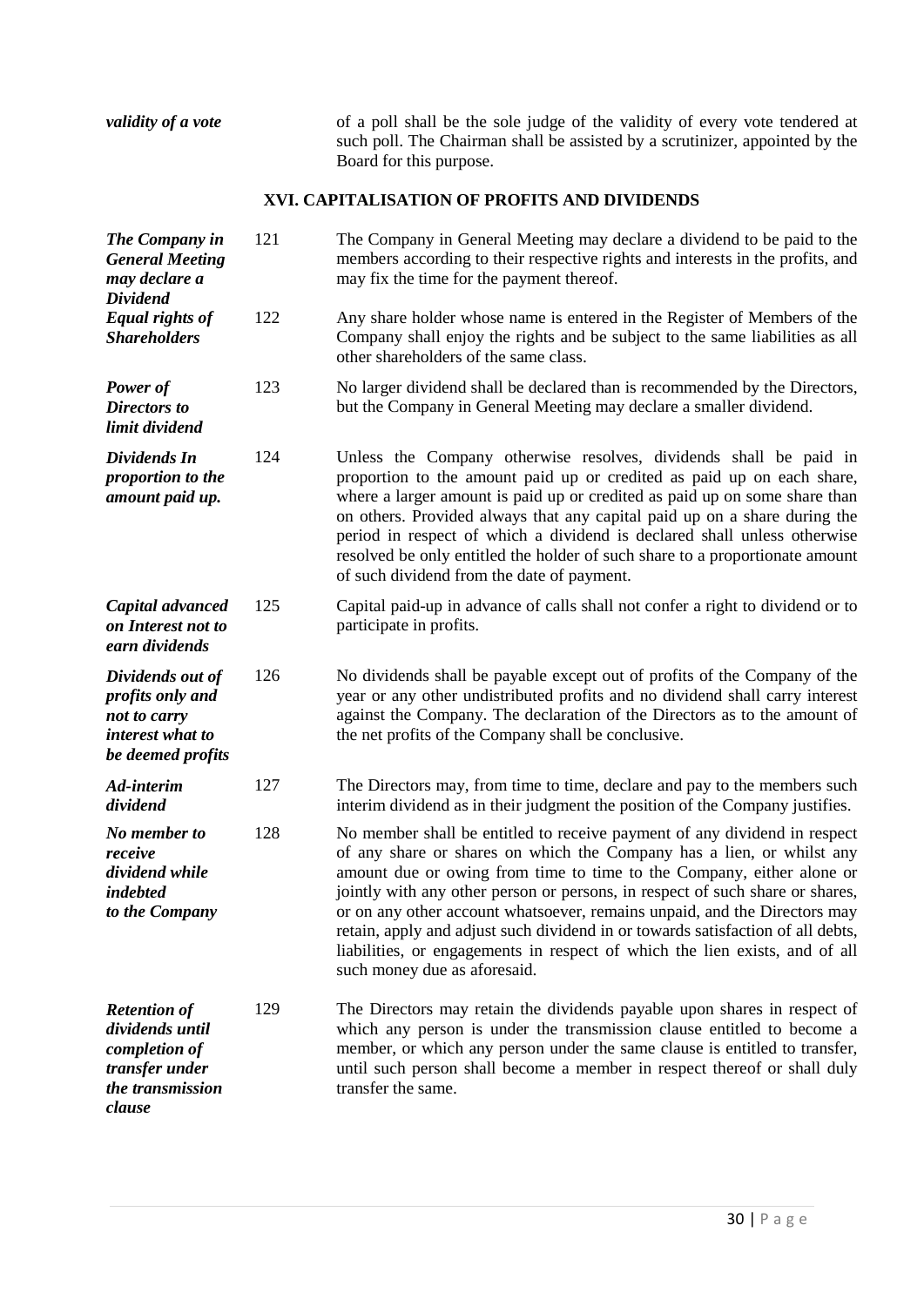| | | |
|---|---|---|
| ***validity of a vote*** | | of a poll shall be the sole judge of the validity of every vote tendered at such poll. The Chairman shall be assisted by a scrutinizer, appointed by the Board for this purpose. |

## XVI. CAPITALISATION OF PROFITS AND DIVIDENDS

| | | |
|---|---|---|
| ***The Company in General Meeting may declare a Dividend*** | 121 | The Company in General Meeting may declare a dividend to be paid to the members according to their respective rights and interests in the profits, and may fix the time for the payment thereof. |
| ***Equal rights of Shareholders*** | 122 | Any share holder whose name is entered in the Register of Members of the Company shall enjoy the rights and be subject to the same liabilities as all other shareholders of the same class. |
| ***Power of Directors to limit dividend*** | 123 | No larger dividend shall be declared than is recommended by the Directors, but the Company in General Meeting may declare a smaller dividend. |
| ***Dividends In proportion to the amount paid up.*** | 124 | Unless the Company otherwise resolves, dividends shall be paid in proportion to the amount paid up or credited as paid up on each share, where a larger amount is paid up or credited as paid up on some share than on others. Provided always that any capital paid up on a share during the period in respect of which a dividend is declared shall unless otherwise resolved be only entitled the holder of such share to a proportionate amount of such dividend from the date of payment. |
| ***Capital advanced on Interest not to earn dividends*** | 125 | Capital paid-up in advance of calls shall not confer a right to dividend or to participate in profits. |
| ***Dividends out of profits only and not to carry interest what to be deemed profits*** | 126 | No dividends shall be payable except out of profits of the Company of the year or any other undistributed profits and no dividend shall carry interest against the Company. The declaration of the Directors as to the amount of the net profits of the Company shall be conclusive. |
| ***Ad-interim dividend*** | 127 | The Directors may, from time to time, declare and pay to the members such interim dividend as in their judgment the position of the Company justifies. |
| ***No member to receive dividend while indebted to the Company*** | 128 | No member shall be entitled to receive payment of any dividend in respect of any share or shares on which the Company has a lien, or whilst any amount due or owing from time to time to the Company, either alone or jointly with any other person or persons, in respect of such share or shares, or on any other account whatsoever, remains unpaid, and the Directors may retain, apply and adjust such dividend in or towards satisfaction of all debts, liabilities, or engagements in respect of which the lien exists, and of all such money due as aforesaid. |
| ***Retention of dividends until completion of transfer under the transmission clause*** | 129 | The Directors may retain the dividends payable upon shares in respect of which any person is under the transmission clause entitled to become a member, or which any person under the same clause is entitled to transfer, until such person shall become a member in respect thereof or shall duly transfer the same. |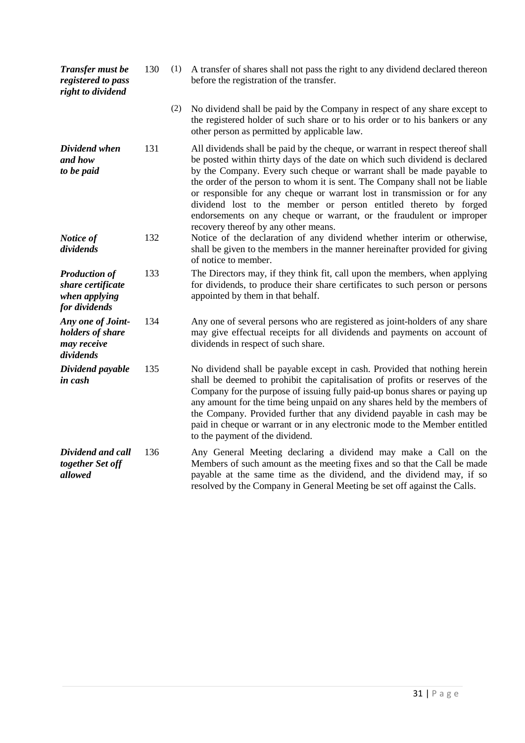| | | | |
|---|---|---|---|
| ***Transfer must be registered to pass right to dividend*** | 130 | (1) | A transfer of shares shall not pass the right to any dividend declared thereon before the registration of the transfer. |
| | | (2) | No dividend shall be paid by the Company in respect of any share except to the registered holder of such share or to his order or to his bankers or any other person as permitted by applicable law. |
| ***Dividend when and how to be paid*** | 131 | | All dividends shall be paid by the cheque, or warrant in respect thereof shall be posted within thirty days of the date on which such dividend is declared by the Company. Every such cheque or warrant shall be made payable to the order of the person to whom it is sent. The Company shall not be liable or responsible for any cheque or warrant lost in transmission or for any dividend lost to the member or person entitled thereto by forged endorsements on any cheque or warrant, or the fraudulent or improper recovery thereof by any other means. |
| ***Notice of dividends*** | 132 | | Notice of the declaration of any dividend whether interim or otherwise, shall be given to the members in the manner hereinafter provided for giving of notice to member. |
| ***Production of share certificate when applying for dividends*** | 133 | | The Directors may, if they think fit, call upon the members, when applying for dividends, to produce their share certificates to such person or persons appointed by them in that behalf. |
| ***Any one of Joint-holders of share may receive dividends*** | 134 | | Any one of several persons who are registered as joint-holders of any share may give effectual receipts for all dividends and payments on account of dividends in respect of such share. |
| ***Dividend payable in cash*** | 135 | | No dividend shall be payable except in cash. Provided that nothing herein shall be deemed to prohibit the capitalisation of profits or reserves of the Company for the purpose of issuing fully paid-up bonus shares or paying up any amount for the time being unpaid on any shares held by the members of the Company. Provided further that any dividend payable in cash may be paid in cheque or warrant or in any electronic mode to the Member entitled to the payment of the dividend. |
| ***Dividend and call together Set off allowed*** | 136 | | Any General Meeting declaring a dividend may make a Call on the Members of such amount as the meeting fixes and so that the Call be made payable at the same time as the dividend, and the dividend may, if so resolved by the Company in General Meeting be set off against the Calls. |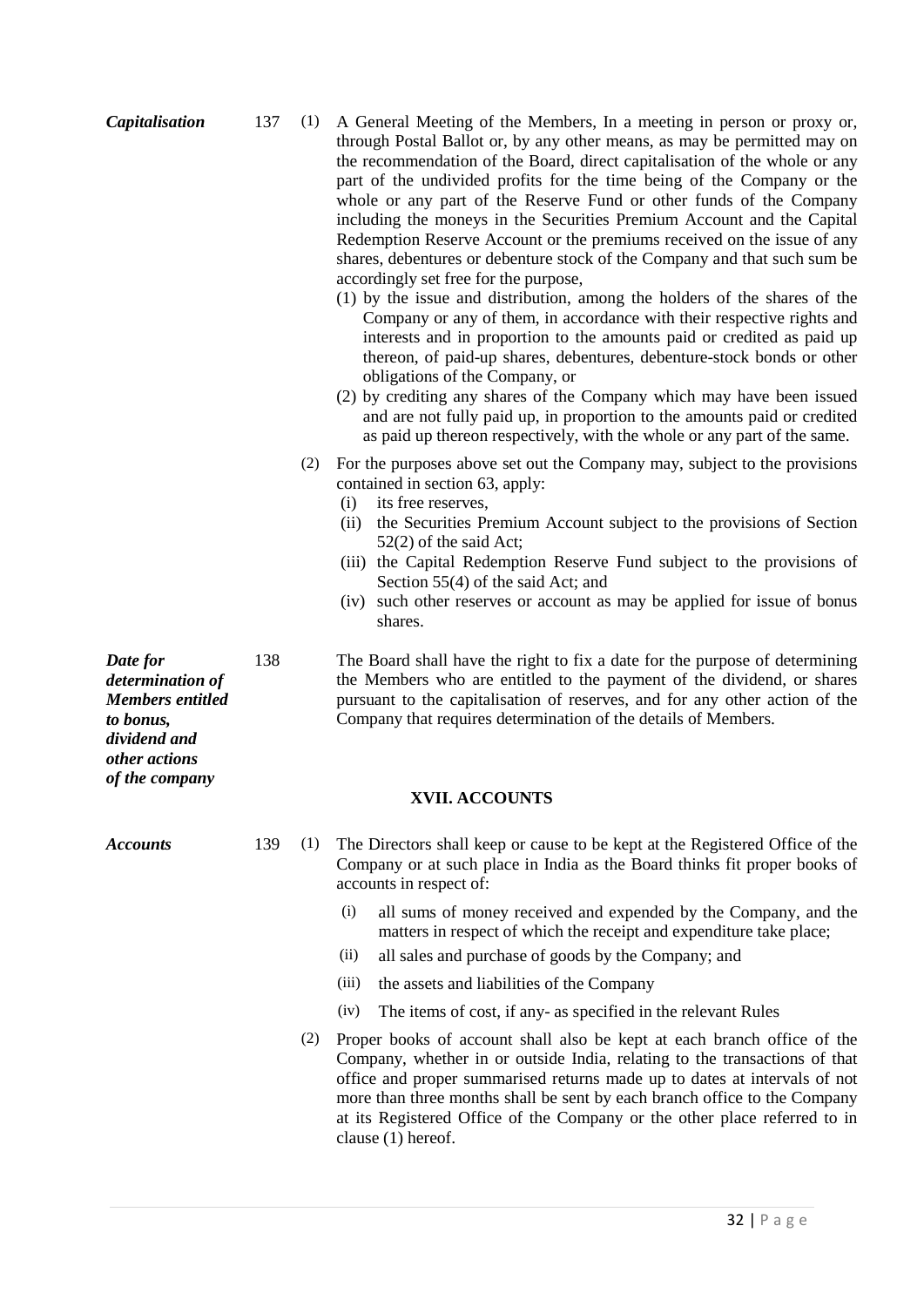***Capitalisation***

137 (1) A General Meeting of the Members, In a meeting in person or proxy or, through Postal Ballot or, by any other means, as may be permitted may on the recommendation of the Board, direct capitalisation of the whole or any part of the undivided profits for the time being of the Company or the whole or any part of the Reserve Fund or other funds of the Company including the moneys in the Securities Premium Account and the Capital Redemption Reserve Account or the premiums received on the issue of any shares, debentures or debenture stock of the Company and that such sum be accordingly set free for the purpose,

(1) by the issue and distribution, among the holders of the shares of the Company or any of them, in accordance with their respective rights and interests and in proportion to the amounts paid or credited as paid up thereon, of paid-up shares, debentures, debenture-stock bonds or other obligations of the Company, or

(2) by crediting any shares of the Company which may have been issued and are not fully paid up, in proportion to the amounts paid or credited as paid up thereon respectively, with the whole or any part of the same.

(2) For the purposes above set out the Company may, subject to the provisions contained in section 63, apply:

- (i) its free reserves,
- (ii) the Securities Premium Account subject to the provisions of Section 52(2) of the said Act;
- (iii) the Capital Redemption Reserve Fund subject to the provisions of Section 55(4) of the said Act; and
- (iv) such other reserves or account as may be applied for issue of bonus shares.

***Date for determination of Members entitled to bonus, dividend and other actions of the company***

138 The Board shall have the right to fix a date for the purpose of determining the Members who are entitled to the payment of the dividend, or shares pursuant to the capitalisation of reserves, and for any other action of the Company that requires determination of the details of Members.

## XVII. ACCOUNTS

***Accounts***

139 (1) The Directors shall keep or cause to be kept at the Registered Office of the Company or at such place in India as the Board thinks fit proper books of accounts in respect of:

- (i) all sums of money received and expended by the Company, and the matters in respect of which the receipt and expenditure take place;
- (ii) all sales and purchase of goods by the Company; and
- (iii) the assets and liabilities of the Company
- (iv) The items of cost, if any- as specified in the relevant Rules

(2) Proper books of account shall also be kept at each branch office of the Company, whether in or outside India, relating to the transactions of that office and proper summarised returns made up to dates at intervals of not more than three months shall be sent by each branch office to the Company at its Registered Office of the Company or the other place referred to in clause (1) hereof.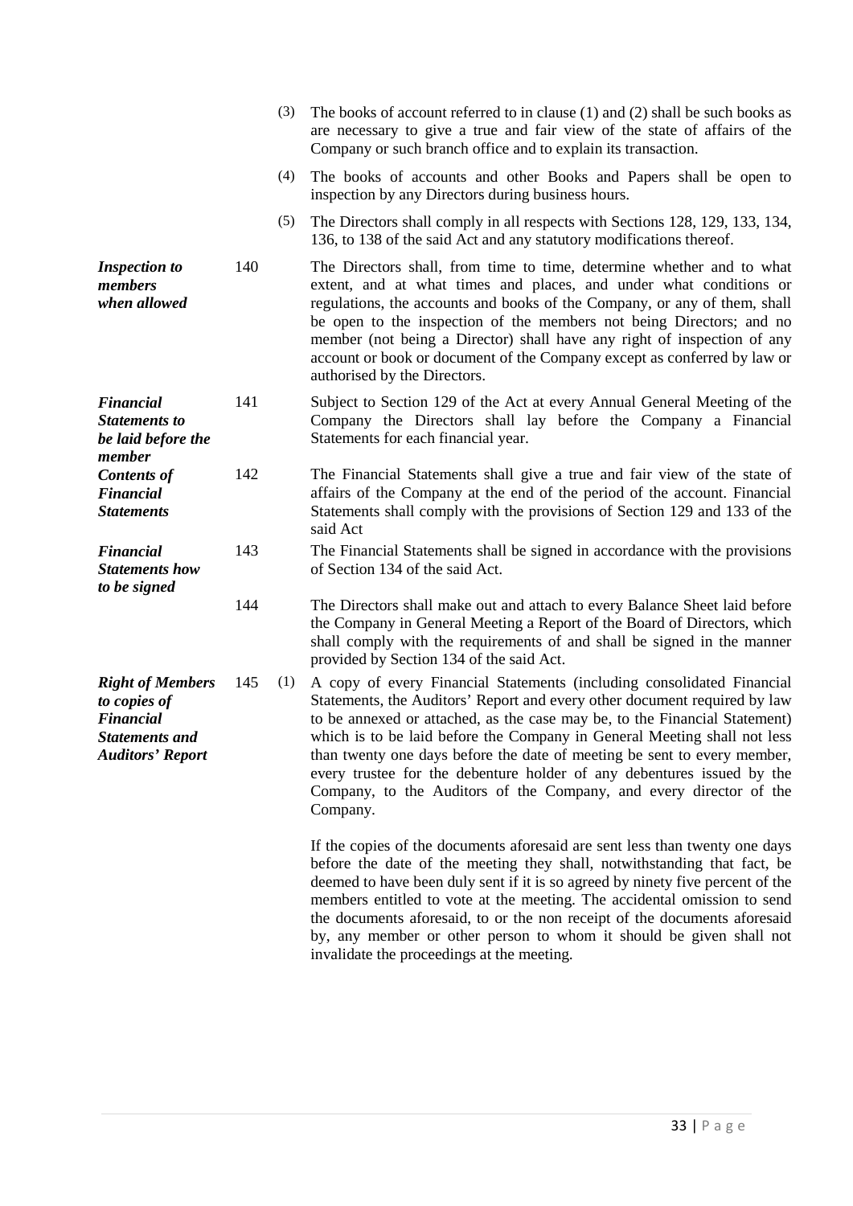(3) The books of account referred to in clause (1) and (2) shall be such books as are necessary to give a true and fair view of the state of affairs of the Company or such branch office and to explain its transaction.

(4) The books of accounts and other Books and Papers shall be open to inspection by any Directors during business hours.

(5) The Directors shall comply in all respects with Sections 128, 129, 133, 134, 136, to 138 of the said Act and any statutory modifications thereof.

***Inspection to members when allowed***

140 The Directors shall, from time to time, determine whether and to what extent, and at what times and places, and under what conditions or regulations, the accounts and books of the Company, or any of them, shall be open to the inspection of the members not being Directors; and no member (not being a Director) shall have any right of inspection of any account or book or document of the Company except as conferred by law or authorised by the Directors.

***Financial Statements to be laid before the member***

141 Subject to Section 129 of the Act at every Annual General Meeting of the Company the Directors shall lay before the Company a Financial Statements for each financial year.

***Contents of Financial Statements***

142 The Financial Statements shall give a true and fair view of the state of affairs of the Company at the end of the period of the account. Financial Statements shall comply with the provisions of Section 129 and 133 of the said Act

***Financial Statements how to be signed***

143 The Financial Statements shall be signed in accordance with the provisions of Section 134 of the said Act.

144 The Directors shall make out and attach to every Balance Sheet laid before the Company in General Meeting a Report of the Board of Directors, which shall comply with the requirements of and shall be signed in the manner provided by Section 134 of the said Act.

***Right of Members to copies of Financial Statements and Auditors' Report***

145 (1) A copy of every Financial Statements (including consolidated Financial Statements, the Auditors' Report and every other document required by law to be annexed or attached, as the case may be, to the Financial Statement) which is to be laid before the Company in General Meeting shall not less than twenty one days before the date of meeting be sent to every member, every trustee for the debenture holder of any debentures issued by the Company, to the Auditors of the Company, and every director of the Company.

If the copies of the documents aforesaid are sent less than twenty one days before the date of the meeting they shall, notwithstanding that fact, be deemed to have been duly sent if it is so agreed by ninety five percent of the members entitled to vote at the meeting. The accidental omission to send the documents aforesaid, to or the non receipt of the documents aforesaid by, any member or other person to whom it should be given shall not invalidate the proceedings at the meeting.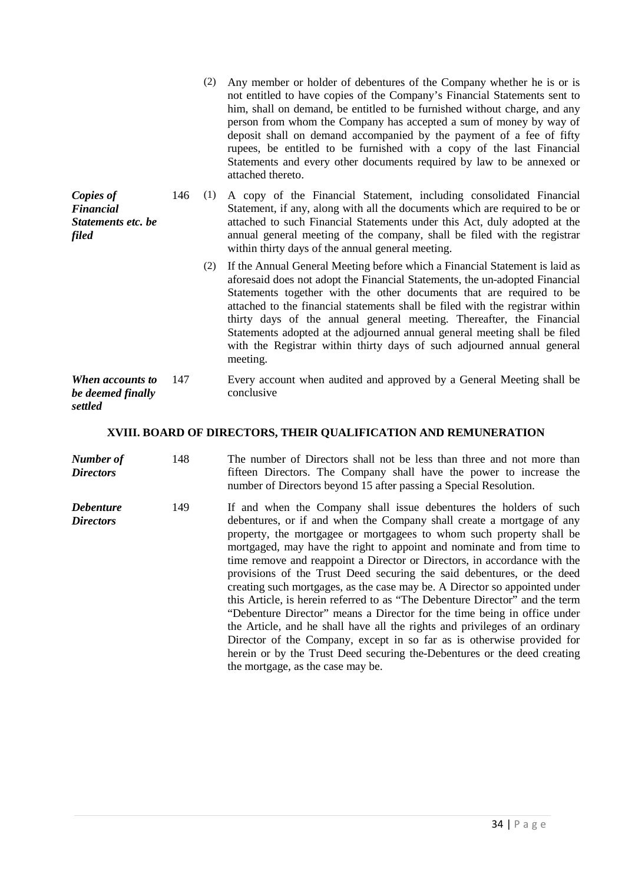(2) Any member or holder of debentures of the Company whether he is or is not entitled to have copies of the Company's Financial Statements sent to him, shall on demand, be entitled to be furnished without charge, and any person from whom the Company has accepted a sum of money by way of deposit shall on demand accompanied by the payment of a fee of fifty rupees, be entitled to be furnished with a copy of the last Financial Statements and every other documents required by law to be annexed or attached thereto.

***Copies of Financial Statements etc. be filed***

146 (1) A copy of the Financial Statement, including consolidated Financial Statement, if any, along with all the documents which are required to be or attached to such Financial Statements under this Act, duly adopted at the annual general meeting of the company, shall be filed with the registrar within thirty days of the annual general meeting.

(2) If the Annual General Meeting before which a Financial Statement is laid as aforesaid does not adopt the Financial Statements, the un-adopted Financial Statements together with the other documents that are required to be attached to the financial statements shall be filed with the registrar within thirty days of the annual general meeting. Thereafter, the Financial Statements adopted at the adjourned annual general meeting shall be filed with the Registrar within thirty days of such adjourned annual general meeting.

***When accounts to be deemed finally settled***

147 Every account when audited and approved by a General Meeting shall be conclusive

## XVIII. BOARD OF DIRECTORS, THEIR QUALIFICATION AND REMUNERATION

***Number of Directors***

148 The number of Directors shall not be less than three and not more than fifteen Directors. The Company shall have the power to increase the number of Directors beyond 15 after passing a Special Resolution.

***Debenture Directors***

149 If and when the Company shall issue debentures the holders of such debentures, or if and when the Company shall create a mortgage of any property, the mortgagee or mortgagees to whom such property shall be mortgaged, may have the right to appoint and nominate and from time to time remove and reappoint a Director or Directors, in accordance with the provisions of the Trust Deed securing the said debentures, or the deed creating such mortgages, as the case may be. A Director so appointed under this Article, is herein referred to as "The Debenture Director" and the term "Debenture Director" means a Director for the time being in office under the Article, and he shall have all the rights and privileges of an ordinary Director of the Company, except in so far as is otherwise provided for herein or by the Trust Deed securing the-Debentures or the deed creating the mortgage, as the case may be.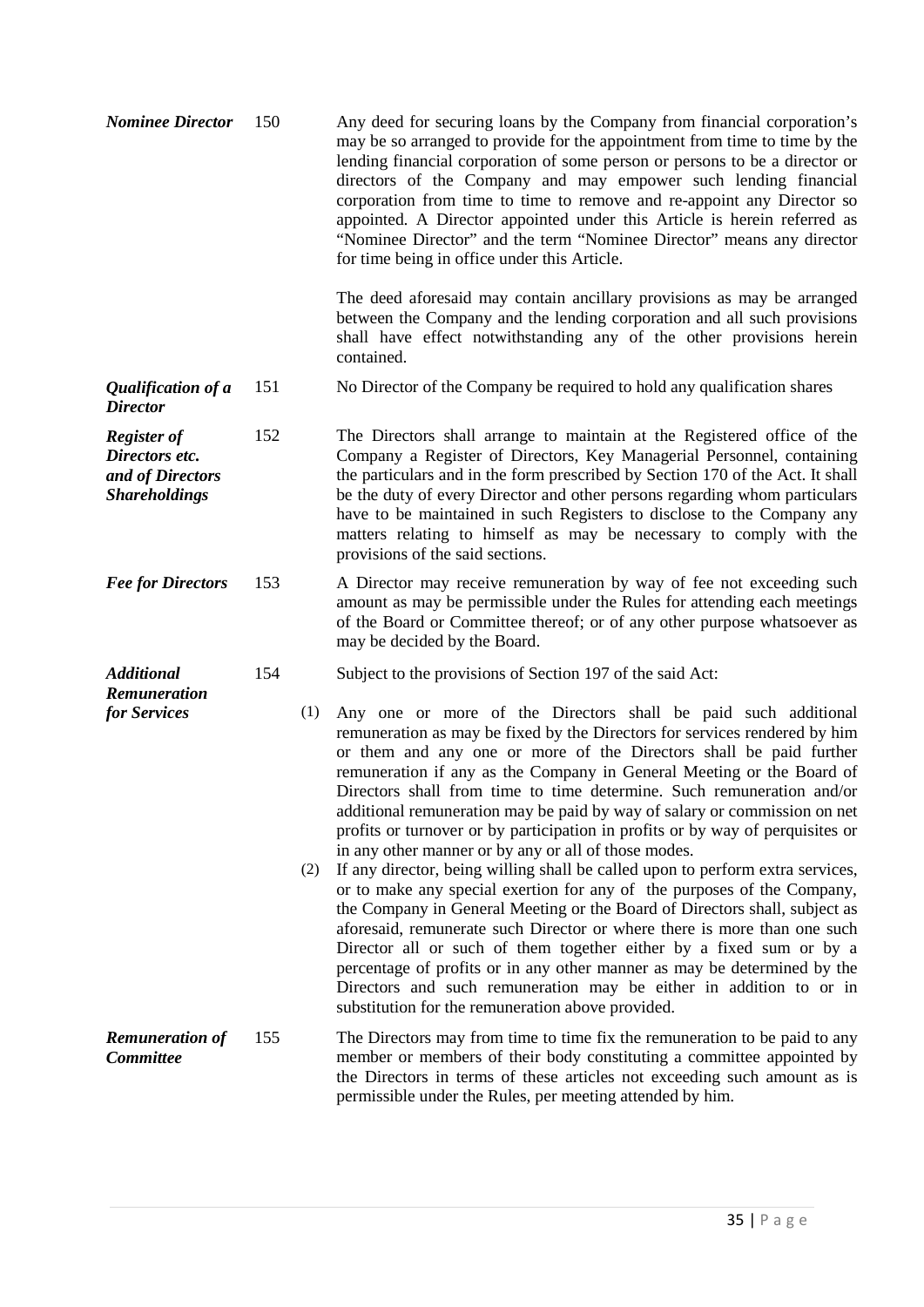***Nominee Director*** 150

Any deed for securing loans by the Company from financial corporation's may be so arranged to provide for the appointment from time to time by the lending financial corporation of some person or persons to be a director or directors of the Company and may empower such lending financial corporation from time to time to remove and re-appoint any Director so appointed. A Director appointed under this Article is herein referred as "Nominee Director" and the term "Nominee Director" means any director for time being in office under this Article.

The deed aforesaid may contain ancillary provisions as may be arranged between the Company and the lending corporation and all such provisions shall have effect notwithstanding any of the other provisions herein contained.

***Qualification of a Director*** 151

No Director of the Company be required to hold any qualification shares

***Register of Directors etc. and of Directors Shareholdings*** 152

The Directors shall arrange to maintain at the Registered office of the Company a Register of Directors, Key Managerial Personnel, containing the particulars and in the form prescribed by Section 170 of the Act. It shall be the duty of every Director and other persons regarding whom particulars have to be maintained in such Registers to disclose to the Company any matters relating to himself as may be necessary to comply with the provisions of the said sections.

***Fee for Directors*** 153

A Director may receive remuneration by way of fee not exceeding such amount as may be permissible under the Rules for attending each meetings of the Board or Committee thereof; or of any other purpose whatsoever as may be decided by the Board.

***Additional Remuneration for Services*** 154

Subject to the provisions of Section 197 of the said Act:

(1) Any one or more of the Directors shall be paid such additional remuneration as may be fixed by the Directors for services rendered by him or them and any one or more of the Directors shall be paid further remuneration if any as the Company in General Meeting or the Board of Directors shall from time to time determine. Such remuneration and/or additional remuneration may be paid by way of salary or commission on net profits or turnover or by participation in profits or by way of perquisites or in any other manner or by any or all of those modes.

(2) If any director, being willing shall be called upon to perform extra services, or to make any special exertion for any of the purposes of the Company, the Company in General Meeting or the Board of Directors shall, subject as aforesaid, remunerate such Director or where there is more than one such Director all or such of them together either by a fixed sum or by a percentage of profits or in any other manner as may be determined by the Directors and such remuneration may be either in addition to or in substitution for the remuneration above provided.

***Remuneration of Committee*** 155

The Directors may from time to time fix the remuneration to be paid to any member or members of their body constituting a committee appointed by the Directors in terms of these articles not exceeding such amount as is permissible under the Rules, per meeting attended by him.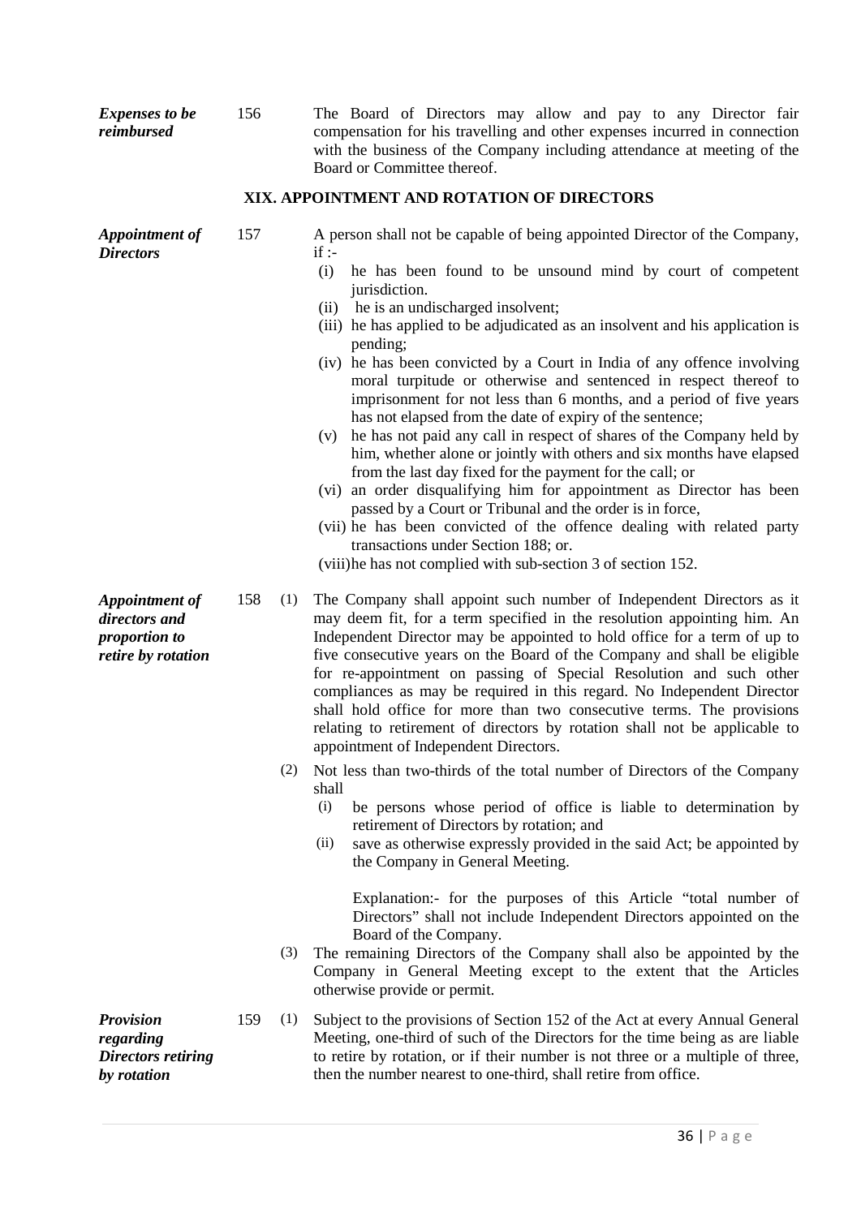***Expenses to be reimbursed***

156 The Board of Directors may allow and pay to any Director fair compensation for his travelling and other expenses incurred in connection with the business of the Company including attendance at meeting of the Board or Committee thereof.

## XIX. APPOINTMENT AND ROTATION OF DIRECTORS

***Appointment of Directors***

157 A person shall not be capable of being appointed Director of the Company, if :-

(i) he has been found to be unsound mind by court of competent jurisdiction.

(ii) he is an undischarged insolvent;

(iii) he has applied to be adjudicated as an insolvent and his application is pending;

(iv) he has been convicted by a Court in India of any offence involving moral turpitude or otherwise and sentenced in respect thereof to imprisonment for not less than 6 months, and a period of five years has not elapsed from the date of expiry of the sentence;

(v) he has not paid any call in respect of shares of the Company held by him, whether alone or jointly with others and six months have elapsed from the last day fixed for the payment for the call; or

(vi) an order disqualifying him for appointment as Director has been passed by a Court or Tribunal and the order is in force,

(vii) he has been convicted of the offence dealing with related party transactions under Section 188; or.

(viii) he has not complied with sub-section 3 of section 152.

***Appointment of directors and proportion to retire by rotation***

158 (1) The Company shall appoint such number of Independent Directors as it may deem fit, for a term specified in the resolution appointing him. An Independent Director may be appointed to hold office for a term of up to five consecutive years on the Board of the Company and shall be eligible for re-appointment on passing of Special Resolution and such other compliances as may be required in this regard. No Independent Director shall hold office for more than two consecutive terms. The provisions relating to retirement of directors by rotation shall not be applicable to appointment of Independent Directors.

(2) Not less than two-thirds of the total number of Directors of the Company shall

(i) be persons whose period of office is liable to determination by retirement of Directors by rotation; and

(ii) save as otherwise expressly provided in the said Act; be appointed by the Company in General Meeting.

Explanation:- for the purposes of this Article "total number of Directors" shall not include Independent Directors appointed on the Board of the Company.

(3) The remaining Directors of the Company shall also be appointed by the Company in General Meeting except to the extent that the Articles otherwise provide or permit.

***Provision regarding Directors retiring by rotation***

159 (1) Subject to the provisions of Section 152 of the Act at every Annual General Meeting, one-third of such of the Directors for the time being as are liable to retire by rotation, or if their number is not three or a multiple of three, then the number nearest to one-third, shall retire from office.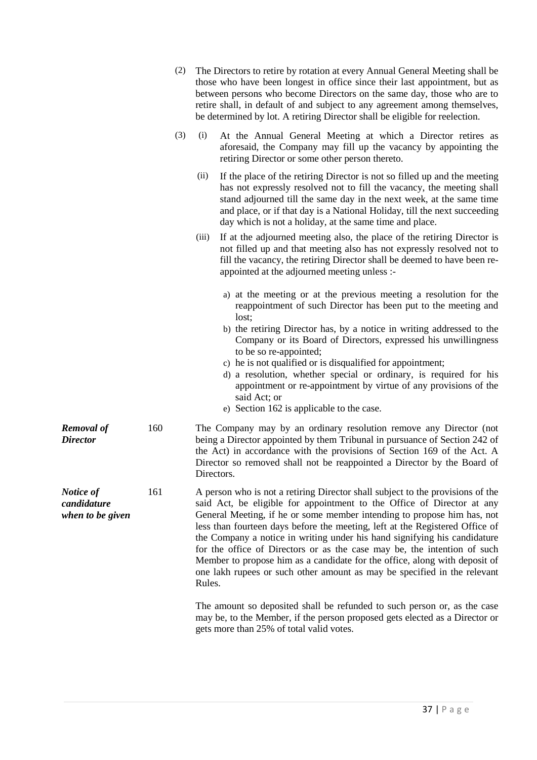(2) The Directors to retire by rotation at every Annual General Meeting shall be those who have been longest in office since their last appointment, but as between persons who become Directors on the same day, those who are to retire shall, in default of and subject to any agreement among themselves, be determined by lot. A retiring Director shall be eligible for reelection.

(3) (i) At the Annual General Meeting at which a Director retires as aforesaid, the Company may fill up the vacancy by appointing the retiring Director or some other person thereto.

(ii) If the place of the retiring Director is not so filled up and the meeting has not expressly resolved not to fill the vacancy, the meeting shall stand adjourned till the same day in the next week, at the same time and place, or if that day is a National Holiday, till the next succeeding day which is not a holiday, at the same time and place.

(iii) If at the adjourned meeting also, the place of the retiring Director is not filled up and that meeting also has not expressly resolved not to fill the vacancy, the retiring Director shall be deemed to have been re-appointed at the adjourned meeting unless :-

a) at the meeting or at the previous meeting a resolution for the reappointment of such Director has been put to the meeting and lost;
b) the retiring Director has, by a notice in writing addressed to the Company or its Board of Directors, expressed his unwillingness to be so re-appointed;
c) he is not qualified or is disqualified for appointment;
d) a resolution, whether special or ordinary, is required for his appointment or re-appointment by virtue of any provisions of the said Act; or
e) Section 162 is applicable to the case.

***Removal of Director***

160 The Company may by an ordinary resolution remove any Director (not being a Director appointed by them Tribunal in pursuance of Section 242 of the Act) in accordance with the provisions of Section 169 of the Act. A Director so removed shall not be reappointed a Director by the Board of Directors.

***Notice of candidature when to be given***

161 A person who is not a retiring Director shall subject to the provisions of the said Act, be eligible for appointment to the Office of Director at any General Meeting, if he or some member intending to propose him has, not less than fourteen days before the meeting, left at the Registered Office of the Company a notice in writing under his hand signifying his candidature for the office of Directors or as the case may be, the intention of such Member to propose him as a candidate for the office, along with deposit of one lakh rupees or such other amount as may be specified in the relevant Rules.

The amount so deposited shall be refunded to such person or, as the case may be, to the Member, if the person proposed gets elected as a Director or gets more than 25% of total valid votes.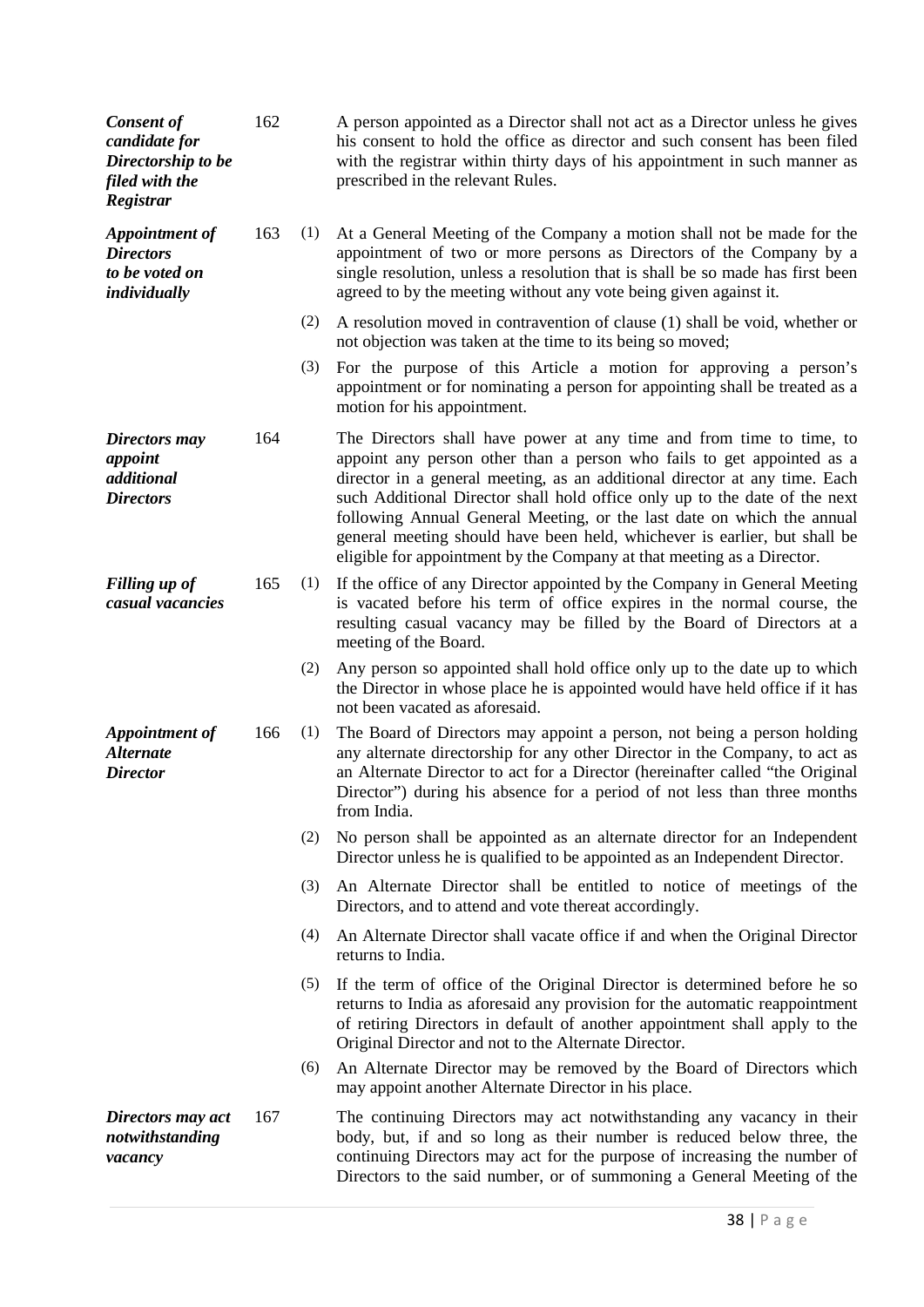***Consent of candidate for Directorship to be filed with the Registrar***

**162** A person appointed as a Director shall not act as a Director unless he gives his consent to hold the office as director and such consent has been filed with the registrar within thirty days of his appointment in such manner as prescribed in the relevant Rules.

***Appointment of Directors to be voted on individually***

**163** (1) At a General Meeting of the Company a motion shall not be made for the appointment of two or more persons as Directors of the Company by a single resolution, unless a resolution that is shall be so made has first been agreed to by the meeting without any vote being given against it.

(2) A resolution moved in contravention of clause (1) shall be void, whether or not objection was taken at the time to its being so moved;

(3) For the purpose of this Article a motion for approving a person's appointment or for nominating a person for appointing shall be treated as a motion for his appointment.

***Directors may appoint additional Directors***

**164** The Directors shall have power at any time and from time to time, to appoint any person other than a person who fails to get appointed as a director in a general meeting, as an additional director at any time. Each such Additional Director shall hold office only up to the date of the next following Annual General Meeting, or the last date on which the annual general meeting should have been held, whichever is earlier, but shall be eligible for appointment by the Company at that meeting as a Director.

***Filling up of casual vacancies***

**165** (1) If the office of any Director appointed by the Company in General Meeting is vacated before his term of office expires in the normal course, the resulting casual vacancy may be filled by the Board of Directors at a meeting of the Board.

(2) Any person so appointed shall hold office only up to the date up to which the Director in whose place he is appointed would have held office if it has not been vacated as aforesaid.

***Appointment of Alternate Director***

**166** (1) The Board of Directors may appoint a person, not being a person holding any alternate directorship for any other Director in the Company, to act as an Alternate Director to act for a Director (hereinafter called "the Original Director") during his absence for a period of not less than three months from India.

(2) No person shall be appointed as an alternate director for an Independent Director unless he is qualified to be appointed as an Independent Director.

(3) An Alternate Director shall be entitled to notice of meetings of the Directors, and to attend and vote thereat accordingly.

(4) An Alternate Director shall vacate office if and when the Original Director returns to India.

(5) If the term of office of the Original Director is determined before he so returns to India as aforesaid any provision for the automatic reappointment of retiring Directors in default of another appointment shall apply to the Original Director and not to the Alternate Director.

(6) An Alternate Director may be removed by the Board of Directors which may appoint another Alternate Director in his place.

***Directors may act notwithstanding vacancy***

**167** The continuing Directors may act notwithstanding any vacancy in their body, but, if and so long as their number is reduced below three, the continuing Directors may act for the purpose of increasing the number of Directors to the said number, or of summoning a General Meeting of the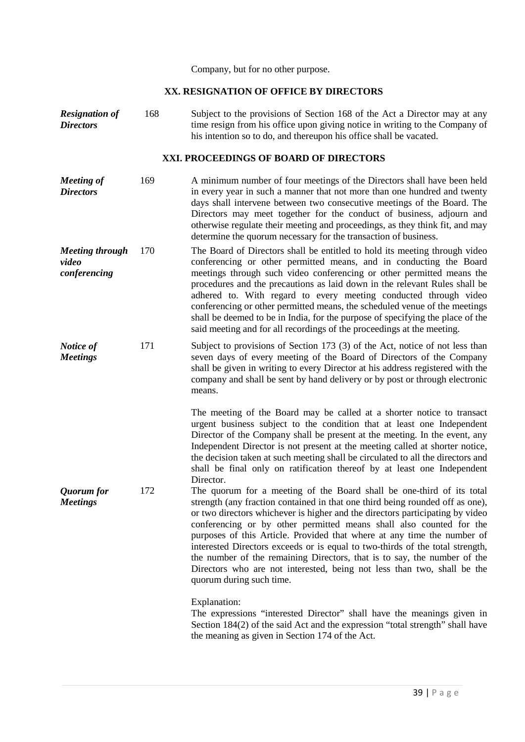Company, but for no other purpose.

## XX. RESIGNATION OF OFFICE BY DIRECTORS

***Resignation of Directors***

168 Subject to the provisions of Section 168 of the Act a Director may at any time resign from his office upon giving notice in writing to the Company of his intention so to do, and thereupon his office shall be vacated.

## XXI. PROCEEDINGS OF BOARD OF DIRECTORS

***Meeting of Directors***

169 A minimum number of four meetings of the Directors shall have been held in every year in such a manner that not more than one hundred and twenty days shall intervene between two consecutive meetings of the Board. The Directors may meet together for the conduct of business, adjourn and otherwise regulate their meeting and proceedings, as they think fit, and may determine the quorum necessary for the transaction of business.

***Meeting through video conferencing***

170 The Board of Directors shall be entitled to hold its meeting through video conferencing or other permitted means, and in conducting the Board meetings through such video conferencing or other permitted means the procedures and the precautions as laid down in the relevant Rules shall be adhered to. With regard to every meeting conducted through video conferencing or other permitted means, the scheduled venue of the meetings shall be deemed to be in India, for the purpose of specifying the place of the said meeting and for all recordings of the proceedings at the meeting.

***Notice of Meetings***

171 Subject to provisions of Section 173 (3) of the Act, notice of not less than seven days of every meeting of the Board of Directors of the Company shall be given in writing to every Director at his address registered with the company and shall be sent by hand delivery or by post or through electronic means.

The meeting of the Board may be called at a shorter notice to transact urgent business subject to the condition that at least one Independent Director of the Company shall be present at the meeting. In the event, any Independent Director is not present at the meeting called at shorter notice, the decision taken at such meeting shall be circulated to all the directors and shall be final only on ratification thereof by at least one Independent Director.

***Quorum for Meetings***

172 The quorum for a meeting of the Board shall be one-third of its total strength (any fraction contained in that one third being rounded off as one), or two directors whichever is higher and the directors participating by video conferencing or by other permitted means shall also counted for the purposes of this Article. Provided that where at any time the number of interested Directors exceeds or is equal to two-thirds of the total strength, the number of the remaining Directors, that is to say, the number of the Directors who are not interested, being not less than two, shall be the quorum during such time.

Explanation:
The expressions "interested Director" shall have the meanings given in Section 184(2) of the said Act and the expression "total strength" shall have the meaning as given in Section 174 of the Act.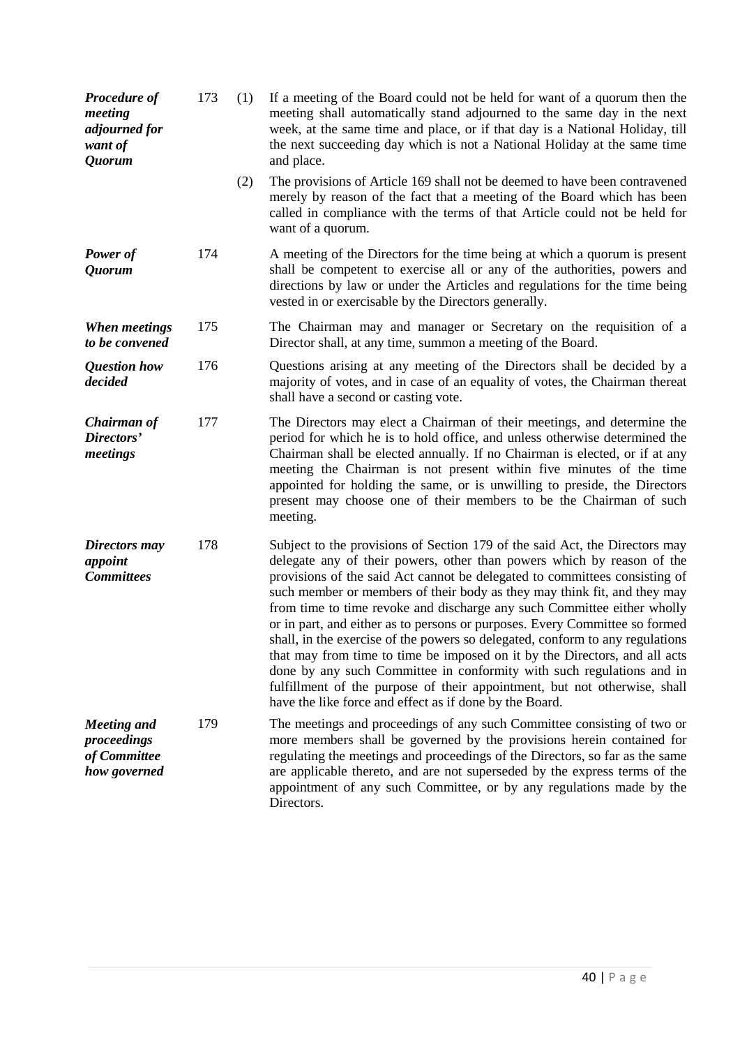**_Procedure of meeting adjourned for want of Quorum_**

173 (1) If a meeting of the Board could not be held for want of a quorum then the meeting shall automatically stand adjourned to the same day in the next week, at the same time and place, or if that day is a National Holiday, till the next succeeding day which is not a National Holiday at the same time and place.

(2) The provisions of Article 169 shall not be deemed to have been contravened merely by reason of the fact that a meeting of the Board which has been called in compliance with the terms of that Article could not be held for want of a quorum.

**_Power of Quorum_**

174 A meeting of the Directors for the time being at which a quorum is present shall be competent to exercise all or any of the authorities, powers and directions by law or under the Articles and regulations for the time being vested in or exercisable by the Directors generally.

**_When meetings to be convened_**

175 The Chairman may and manager or Secretary on the requisition of a Director shall, at any time, summon a meeting of the Board.

**_Question how decided_**

176 Questions arising at any meeting of the Directors shall be decided by a majority of votes, and in case of an equality of votes, the Chairman thereat shall have a second or casting vote.

**_Chairman of Directors' meetings_**

177 The Directors may elect a Chairman of their meetings, and determine the period for which he is to hold office, and unless otherwise determined the Chairman shall be elected annually. If no Chairman is elected, or if at any meeting the Chairman is not present within five minutes of the time appointed for holding the same, or is unwilling to preside, the Directors present may choose one of their members to be the Chairman of such meeting.

**_Directors may appoint Committees_**

178 Subject to the provisions of Section 179 of the said Act, the Directors may delegate any of their powers, other than powers which by reason of the provisions of the said Act cannot be delegated to committees consisting of such member or members of their body as they may think fit, and they may from time to time revoke and discharge any such Committee either wholly or in part, and either as to persons or purposes. Every Committee so formed shall, in the exercise of the powers so delegated, conform to any regulations that may from time to time be imposed on it by the Directors, and all acts done by any such Committee in conformity with such regulations and in fulfillment of the purpose of their appointment, but not otherwise, shall have the like force and effect as if done by the Board.

**_Meeting and proceedings of Committee how governed_**

179 The meetings and proceedings of any such Committee consisting of two or more members shall be governed by the provisions herein contained for regulating the meetings and proceedings of the Directors, so far as the same are applicable thereto, and are not superseded by the express terms of the appointment of any such Committee, or by any regulations made by the Directors.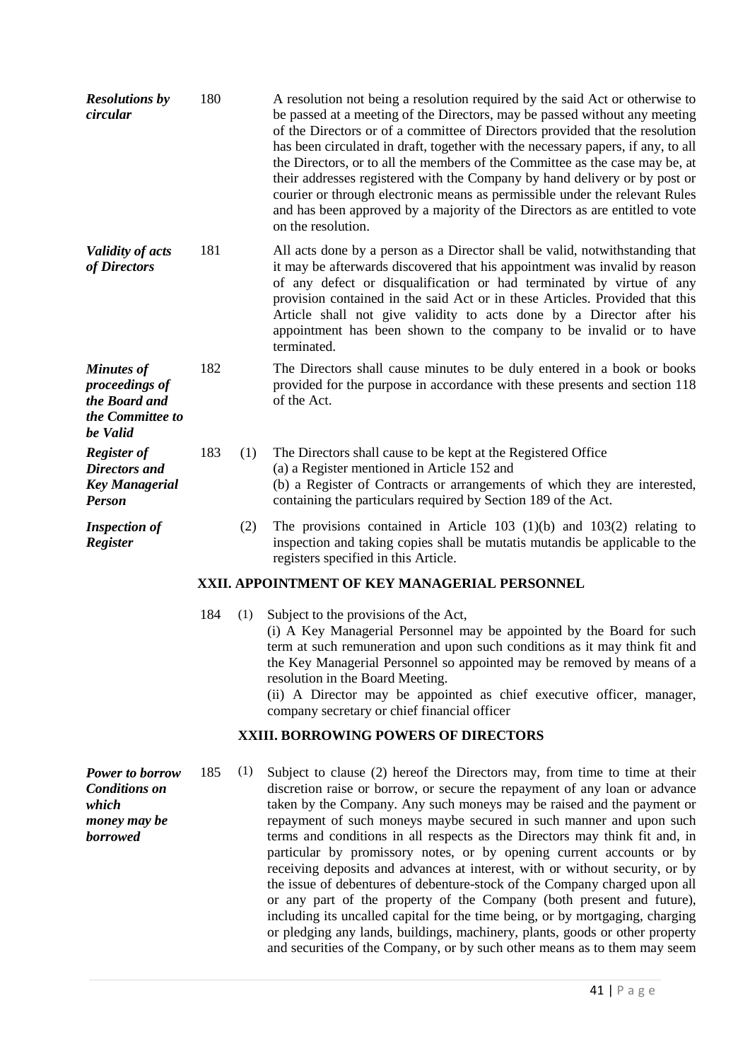***Resolutions by circular***

180 A resolution not being a resolution required by the said Act or otherwise to be passed at a meeting of the Directors, may be passed without any meeting of the Directors or of a committee of Directors provided that the resolution has been circulated in draft, together with the necessary papers, if any, to all the Directors, or to all the members of the Committee as the case may be, at their addresses registered with the Company by hand delivery or by post or courier or through electronic means as permissible under the relevant Rules and has been approved by a majority of the Directors as are entitled to vote on the resolution.

***Validity of acts of Directors***

181 All acts done by a person as a Director shall be valid, notwithstanding that it may be afterwards discovered that his appointment was invalid by reason of any defect or disqualification or had terminated by virtue of any provision contained in the said Act or in these Articles. Provided that this Article shall not give validity to acts done by a Director after his appointment has been shown to the company to be invalid or to have terminated.

***Minutes of proceedings of the Board and the Committee to be Valid***

182 The Directors shall cause minutes to be duly entered in a book or books provided for the purpose in accordance with these presents and section 118 of the Act.

***Register of Directors and Key Managerial Person***

183 (1) The Directors shall cause to be kept at the Registered Office
(a) a Register mentioned in Article 152 and
(b) a Register of Contracts or arrangements of which they are interested, containing the particulars required by Section 189 of the Act.

***Inspection of Register***

(2) The provisions contained in Article 103 (1)(b) and 103(2) relating to inspection and taking copies shall be mutatis mutandis be applicable to the registers specified in this Article.

## XXII. APPOINTMENT OF KEY MANAGERIAL PERSONNEL

184 (1) Subject to the provisions of the Act,
(i) A Key Managerial Personnel may be appointed by the Board for such term at such remuneration and upon such conditions as it may think fit and the Key Managerial Personnel so appointed may be removed by means of a resolution in the Board Meeting.
(ii) A Director may be appointed as chief executive officer, manager, company secretary or chief financial officer

## XXIII. BORROWING POWERS OF DIRECTORS

***Power to borrow Conditions on which money may be borrowed***

185 (1) Subject to clause (2) hereof the Directors may, from time to time at their discretion raise or borrow, or secure the repayment of any loan or advance taken by the Company. Any such moneys may be raised and the payment or repayment of such moneys maybe secured in such manner and upon such terms and conditions in all respects as the Directors may think fit and, in particular by promissory notes, or by opening current accounts or by receiving deposits and advances at interest, with or without security, or by the issue of debentures of debenture-stock of the Company charged upon all or any part of the property of the Company (both present and future), including its uncalled capital for the time being, or by mortgaging, charging or pledging any lands, buildings, machinery, plants, goods or other property and securities of the Company, or by such other means as to them may seem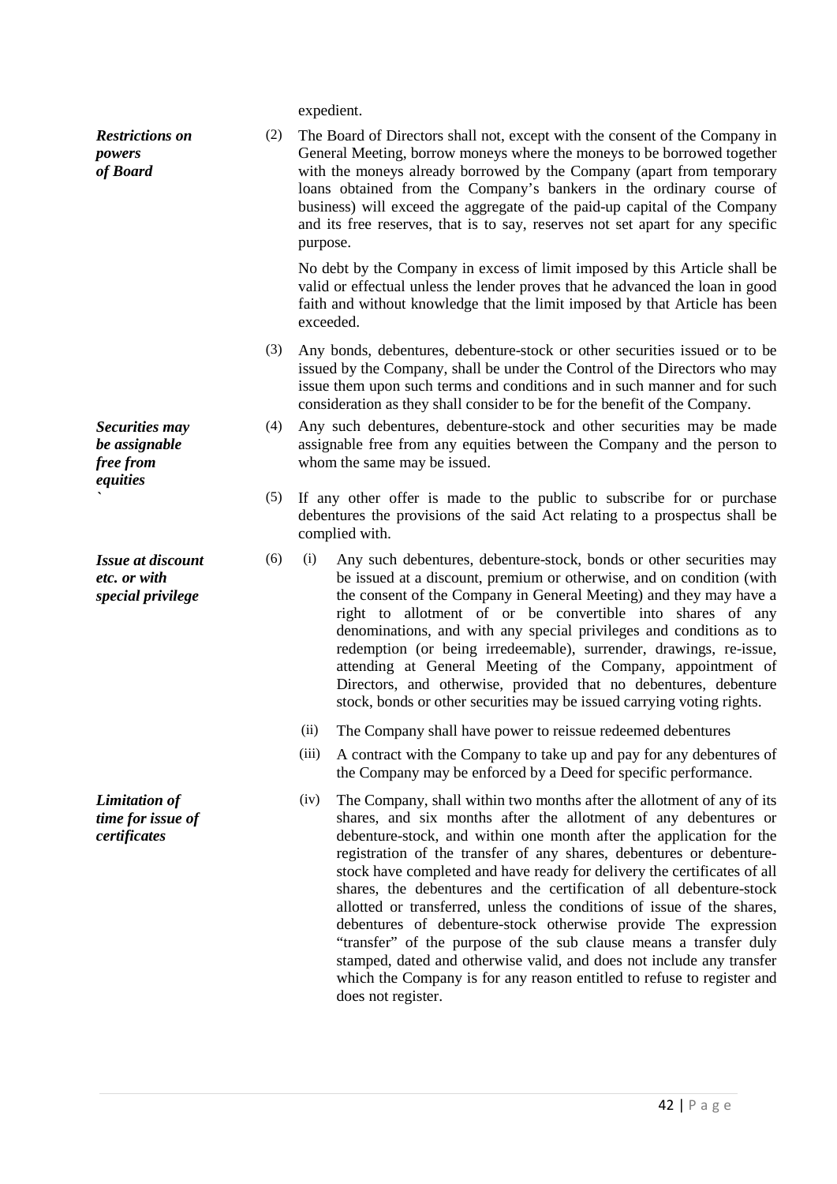expedient.

***Restrictions on powers of Board***

(2) The Board of Directors shall not, except with the consent of the Company in General Meeting, borrow moneys where the moneys to be borrowed together with the moneys already borrowed by the Company (apart from temporary loans obtained from the Company's bankers in the ordinary course of business) will exceed the aggregate of the paid-up capital of the Company and its free reserves, that is to say, reserves not set apart for any specific purpose.

No debt by the Company in excess of limit imposed by this Article shall be valid or effectual unless the lender proves that he advanced the loan in good faith and without knowledge that the limit imposed by that Article has been exceeded.

(3) Any bonds, debentures, debenture-stock or other securities issued or to be issued by the Company, shall be under the Control of the Directors who may issue them upon such terms and conditions and in such manner and for such consideration as they shall consider to be for the benefit of the Company.

***Securities may be assignable free from equities***

(4) Any such debentures, debenture-stock and other securities may be made assignable free from any equities between the Company and the person to whom the same may be issued.

(5) If any other offer is made to the public to subscribe for or purchase debentures the provisions of the said Act relating to a prospectus shall be complied with.

***Issue at discount etc. or with special privilege***

(6) (i) Any such debentures, debenture-stock, bonds or other securities may be issued at a discount, premium or otherwise, and on condition (with the consent of the Company in General Meeting) and they may have a right to allotment of or be convertible into shares of any denominations, and with any special privileges and conditions as to redemption (or being irredeemable), surrender, drawings, re-issue, attending at General Meeting of the Company, appointment of Directors, and otherwise, provided that no debentures, debenture stock, bonds or other securities may be issued carrying voting rights.

(ii) The Company shall have power to reissue redeemed debentures

(iii) A contract with the Company to take up and pay for any debentures of the Company may be enforced by a Deed for specific performance.

***Limitation of time for issue of certificates***

(iv) The Company, shall within two months after the allotment of any of its shares, and six months after the allotment of any debentures or debenture-stock, and within one month after the application for the registration of the transfer of any shares, debentures or debenture-stock have completed and have ready for delivery the certificates of all shares, the debentures and the certification of all debenture-stock allotted or transferred, unless the conditions of issue of the shares, debentures of debenture-stock otherwise provide The expression "transfer" of the purpose of the sub clause means a transfer duly stamped, dated and otherwise valid, and does not include any transfer which the Company is for any reason entitled to refuse to register and does not register.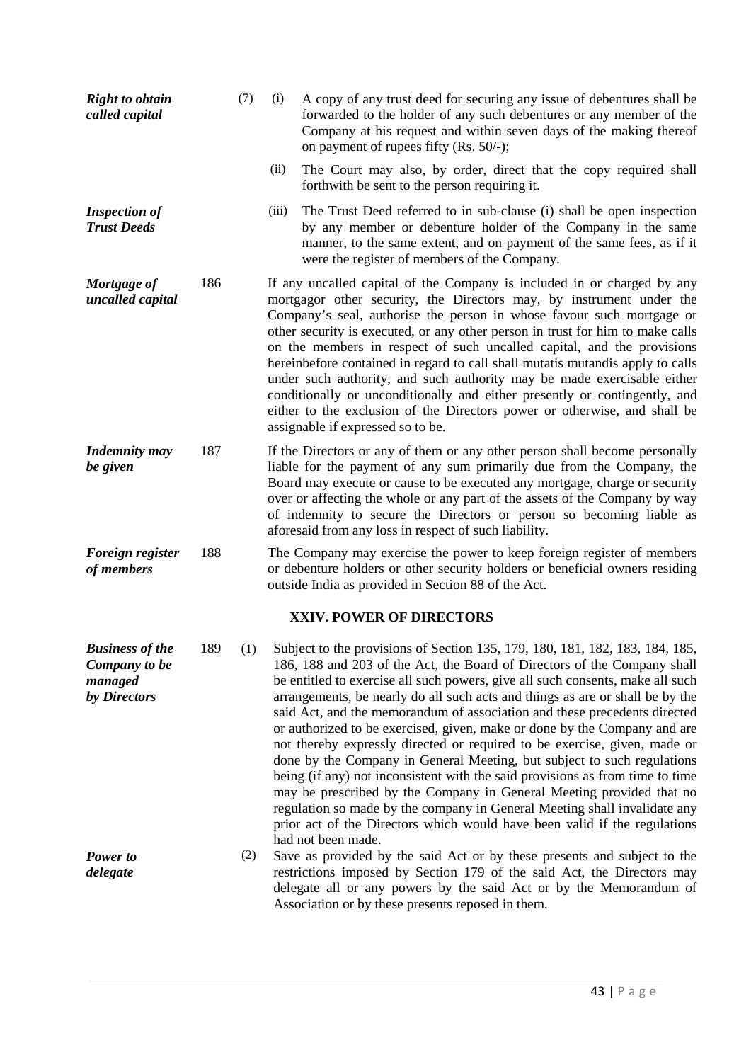***Right to obtain called capital***

(7) (i) A copy of any trust deed for securing any issue of debentures shall be forwarded to the holder of any such debentures or any member of the Company at his request and within seven days of the making thereof on payment of rupees fifty (Rs. 50/-);

(ii) The Court may also, by order, direct that the copy required shall forthwith be sent to the person requiring it.

***Inspection of Trust Deeds***

(iii) The Trust Deed referred to in sub-clause (i) shall be open inspection by any member or debenture holder of the Company in the same manner, to the same extent, and on payment of the same fees, as if it were the register of members of the Company.

***Mortgage of uncalled capital***

186 If any uncalled capital of the Company is included in or charged by any mortgagor other security, the Directors may, by instrument under the Company's seal, authorise the person in whose favour such mortgage or other security is executed, or any other person in trust for him to make calls on the members in respect of such uncalled capital, and the provisions hereinbefore contained in regard to call shall mutatis mutandis apply to calls under such authority, and such authority may be made exercisable either conditionally or unconditionally and either presently or contingently, and either to the exclusion of the Directors power or otherwise, and shall be assignable if expressed so to be.

***Indemnity may be given***

187 If the Directors or any of them or any other person shall become personally liable for the payment of any sum primarily due from the Company, the Board may execute or cause to be executed any mortgage, charge or security over or affecting the whole or any part of the assets of the Company by way of indemnity to secure the Directors or person so becoming liable as aforesaid from any loss in respect of such liability.

***Foreign register of members***

188 The Company may exercise the power to keep foreign register of members or debenture holders or other security holders or beneficial owners residing outside India as provided in Section 88 of the Act.

## XXIV. POWER OF DIRECTORS

***Business of the Company to be managed by Directors***

189 (1) Subject to the provisions of Section 135, 179, 180, 181, 182, 183, 184, 185, 186, 188 and 203 of the Act, the Board of Directors of the Company shall be entitled to exercise all such powers, give all such consents, make all such arrangements, be nearly do all such acts and things as are or shall be by the said Act, and the memorandum of association and these precedents directed or authorized to be exercised, given, make or done by the Company and are not thereby expressly directed or required to be exercise, given, made or done by the Company in General Meeting, but subject to such regulations being (if any) not inconsistent with the said provisions as from time to time may be prescribed by the Company in General Meeting provided that no regulation so made by the company in General Meeting shall invalidate any prior act of the Directors which would have been valid if the regulations had not been made.

***Power to delegate***

(2) Save as provided by the said Act or by these presents and subject to the restrictions imposed by Section 179 of the said Act, the Directors may delegate all or any powers by the said Act or by the Memorandum of Association or by these presents reposed in them.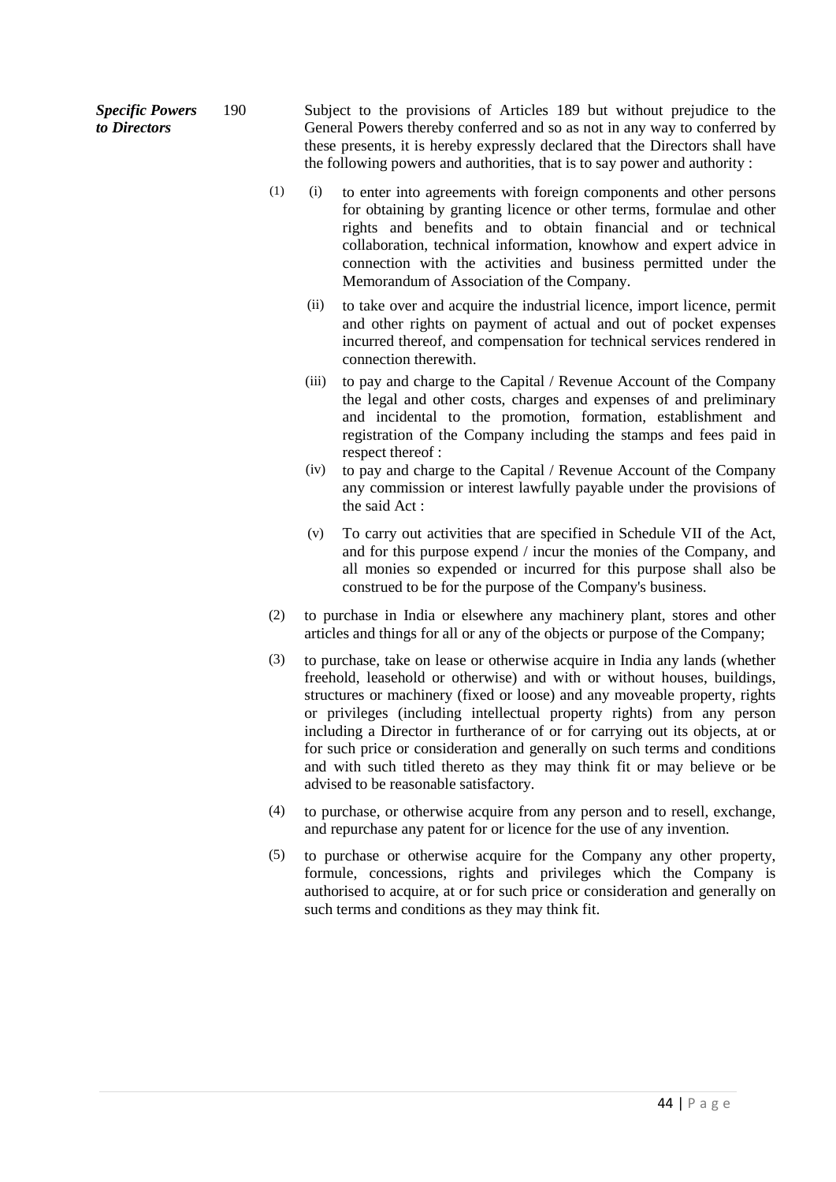***Specific Powers to Directors*** 190

Subject to the provisions of Articles 189 but without prejudice to the General Powers thereby conferred and so as not in any way to conferred by these presents, it is hereby expressly declared that the Directors shall have the following powers and authorities, that is to say power and authority :

(1) (i) to enter into agreements with foreign components and other persons for obtaining by granting licence or other terms, formulae and other rights and benefits and to obtain financial and or technical collaboration, technical information, knowhow and expert advice in connection with the activities and business permitted under the Memorandum of Association of the Company.

(ii) to take over and acquire the industrial licence, import licence, permit and other rights on payment of actual and out of pocket expenses incurred thereof, and compensation for technical services rendered in connection therewith.

(iii) to pay and charge to the Capital / Revenue Account of the Company the legal and other costs, charges and expenses of and preliminary and incidental to the promotion, formation, establishment and registration of the Company including the stamps and fees paid in respect thereof :

(iv) to pay and charge to the Capital / Revenue Account of the Company any commission or interest lawfully payable under the provisions of the said Act :

(v) To carry out activities that are specified in Schedule VII of the Act, and for this purpose expend / incur the monies of the Company, and all monies so expended or incurred for this purpose shall also be construed to be for the purpose of the Company's business.

(2) to purchase in India or elsewhere any machinery plant, stores and other articles and things for all or any of the objects or purpose of the Company;

(3) to purchase, take on lease or otherwise acquire in India any lands (whether freehold, leasehold or otherwise) and with or without houses, buildings, structures or machinery (fixed or loose) and any moveable property, rights or privileges (including intellectual property rights) from any person including a Director in furtherance of or for carrying out its objects, at or for such price or consideration and generally on such terms and conditions and with such titled thereto as they may think fit or may believe or be advised to be reasonable satisfactory.

(4) to purchase, or otherwise acquire from any person and to resell, exchange, and repurchase any patent for or licence for the use of any invention.

(5) to purchase or otherwise acquire for the Company any other property, formule, concessions, rights and privileges which the Company is authorised to acquire, at or for such price or consideration and generally on such terms and conditions as they may think fit.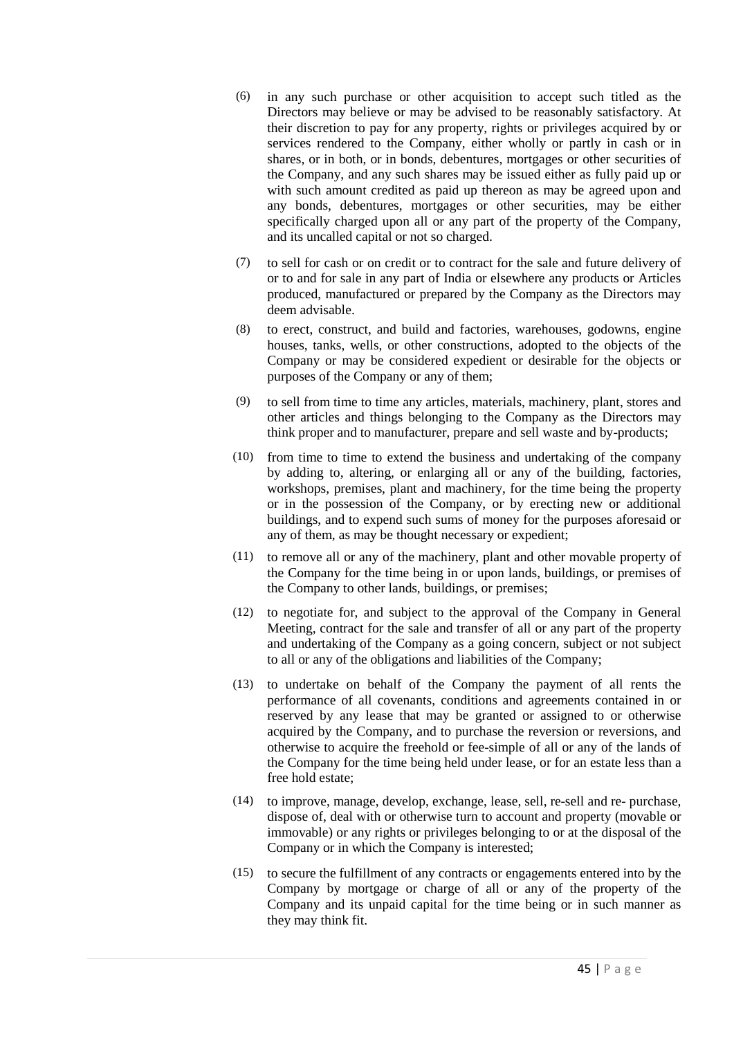(6) in any such purchase or other acquisition to accept such titled as the Directors may believe or may be advised to be reasonably satisfactory. At their discretion to pay for any property, rights or privileges acquired by or services rendered to the Company, either wholly or partly in cash or in shares, or in both, or in bonds, debentures, mortgages or other securities of the Company, and any such shares may be issued either as fully paid up or with such amount credited as paid up thereon as may be agreed upon and any bonds, debentures, mortgages or other securities, may be either specifically charged upon all or any part of the property of the Company, and its uncalled capital or not so charged.

(7) to sell for cash or on credit or to contract for the sale and future delivery of or to and for sale in any part of India or elsewhere any products or Articles produced, manufactured or prepared by the Company as the Directors may deem advisable.

(8) to erect, construct, and build and factories, warehouses, godowns, engine houses, tanks, wells, or other constructions, adopted to the objects of the Company or may be considered expedient or desirable for the objects or purposes of the Company or any of them;

(9) to sell from time to time any articles, materials, machinery, plant, stores and other articles and things belonging to the Company as the Directors may think proper and to manufacturer, prepare and sell waste and by-products;

(10) from time to time to extend the business and undertaking of the company by adding to, altering, or enlarging all or any of the building, factories, workshops, premises, plant and machinery, for the time being the property or in the possession of the Company, or by erecting new or additional buildings, and to expend such sums of money for the purposes aforesaid or any of them, as may be thought necessary or expedient;

(11) to remove all or any of the machinery, plant and other movable property of the Company for the time being in or upon lands, buildings, or premises of the Company to other lands, buildings, or premises;

(12) to negotiate for, and subject to the approval of the Company in General Meeting, contract for the sale and transfer of all or any part of the property and undertaking of the Company as a going concern, subject or not subject to all or any of the obligations and liabilities of the Company;

(13) to undertake on behalf of the Company the payment of all rents the performance of all covenants, conditions and agreements contained in or reserved by any lease that may be granted or assigned to or otherwise acquired by the Company, and to purchase the reversion or reversions, and otherwise to acquire the freehold or fee-simple of all or any of the lands of the Company for the time being held under lease, or for an estate less than a free hold estate;

(14) to improve, manage, develop, exchange, lease, sell, re-sell and re- purchase, dispose of, deal with or otherwise turn to account and property (movable or immovable) or any rights or privileges belonging to or at the disposal of the Company or in which the Company is interested;

(15) to secure the fulfillment of any contracts or engagements entered into by the Company by mortgage or charge of all or any of the property of the Company and its unpaid capital for the time being or in such manner as they may think fit.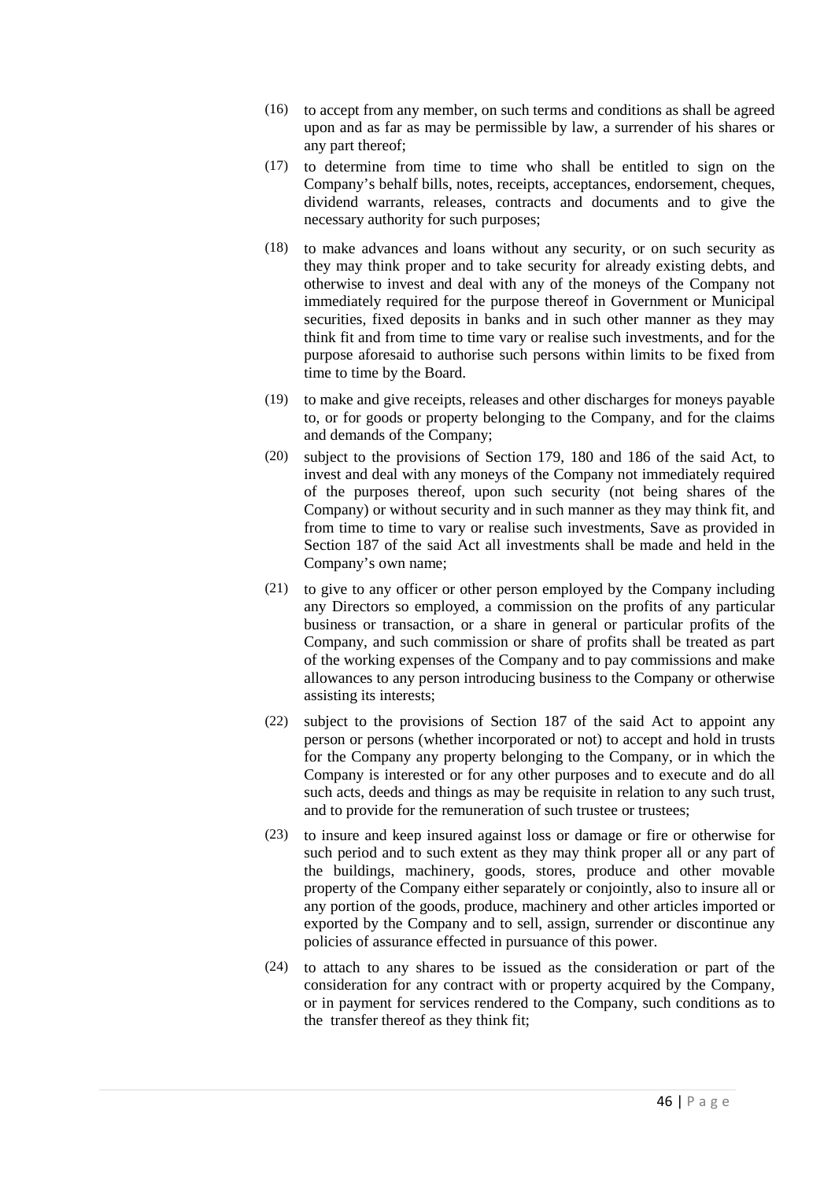(16) to accept from any member, on such terms and conditions as shall be agreed upon and as far as may be permissible by law, a surrender of his shares or any part thereof;

(17) to determine from time to time who shall be entitled to sign on the Company's behalf bills, notes, receipts, acceptances, endorsement, cheques, dividend warrants, releases, contracts and documents and to give the necessary authority for such purposes;

(18) to make advances and loans without any security, or on such security as they may think proper and to take security for already existing debts, and otherwise to invest and deal with any of the moneys of the Company not immediately required for the purpose thereof in Government or Municipal securities, fixed deposits in banks and in such other manner as they may think fit and from time to time vary or realise such investments, and for the purpose aforesaid to authorise such persons within limits to be fixed from time to time by the Board.

(19) to make and give receipts, releases and other discharges for moneys payable to, or for goods or property belonging to the Company, and for the claims and demands of the Company;

(20) subject to the provisions of Section 179, 180 and 186 of the said Act, to invest and deal with any moneys of the Company not immediately required of the purposes thereof, upon such security (not being shares of the Company) or without security and in such manner as they may think fit, and from time to time to vary or realise such investments, Save as provided in Section 187 of the said Act all investments shall be made and held in the Company's own name;

(21) to give to any officer or other person employed by the Company including any Directors so employed, a commission on the profits of any particular business or transaction, or a share in general or particular profits of the Company, and such commission or share of profits shall be treated as part of the working expenses of the Company and to pay commissions and make allowances to any person introducing business to the Company or otherwise assisting its interests;

(22) subject to the provisions of Section 187 of the said Act to appoint any person or persons (whether incorporated or not) to accept and hold in trusts for the Company any property belonging to the Company, or in which the Company is interested or for any other purposes and to execute and do all such acts, deeds and things as may be requisite in relation to any such trust, and to provide for the remuneration of such trustee or trustees;

(23) to insure and keep insured against loss or damage or fire or otherwise for such period and to such extent as they may think proper all or any part of the buildings, machinery, goods, stores, produce and other movable property of the Company either separately or conjointly, also to insure all or any portion of the goods, produce, machinery and other articles imported or exported by the Company and to sell, assign, surrender or discontinue any policies of assurance effected in pursuance of this power.

(24) to attach to any shares to be issued as the consideration or part of the consideration for any contract with or property acquired by the Company, or in payment for services rendered to the Company, such conditions as to the transfer thereof as they think fit;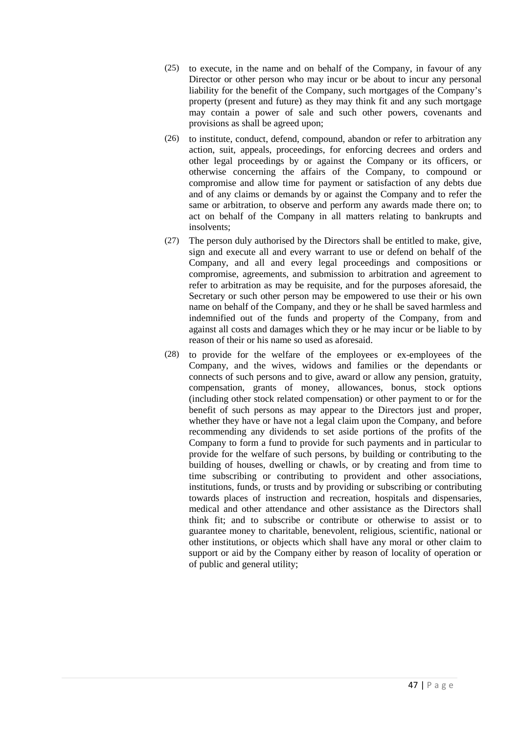(25) to execute, in the name and on behalf of the Company, in favour of any Director or other person who may incur or be about to incur any personal liability for the benefit of the Company, such mortgages of the Company's property (present and future) as they may think fit and any such mortgage may contain a power of sale and such other powers, covenants and provisions as shall be agreed upon;

(26) to institute, conduct, defend, compound, abandon or refer to arbitration any action, suit, appeals, proceedings, for enforcing decrees and orders and other legal proceedings by or against the Company or its officers, or otherwise concerning the affairs of the Company, to compound or compromise and allow time for payment or satisfaction of any debts due and of any claims or demands by or against the Company and to refer the same or arbitration, to observe and perform any awards made there on; to act on behalf of the Company in all matters relating to bankrupts and insolvents;

(27) The person duly authorised by the Directors shall be entitled to make, give, sign and execute all and every warrant to use or defend on behalf of the Company, and all and every legal proceedings and compositions or compromise, agreements, and submission to arbitration and agreement to refer to arbitration as may be requisite, and for the purposes aforesaid, the Secretary or such other person may be empowered to use their or his own name on behalf of the Company, and they or he shall be saved harmless and indemnified out of the funds and property of the Company, from and against all costs and damages which they or he may incur or be liable to by reason of their or his name so used as aforesaid.

(28) to provide for the welfare of the employees or ex-employees of the Company, and the wives, widows and families or the dependants or connects of such persons and to give, award or allow any pension, gratuity, compensation, grants of money, allowances, bonus, stock options (including other stock related compensation) or other payment to or for the benefit of such persons as may appear to the Directors just and proper, whether they have or have not a legal claim upon the Company, and before recommending any dividends to set aside portions of the profits of the Company to form a fund to provide for such payments and in particular to provide for the welfare of such persons, by building or contributing to the building of houses, dwelling or chawls, or by creating and from time to time subscribing or contributing to provident and other associations, institutions, funds, or trusts and by providing or subscribing or contributing towards places of instruction and recreation, hospitals and dispensaries, medical and other attendance and other assistance as the Directors shall think fit; and to subscribe or contribute or otherwise to assist or to guarantee money to charitable, benevolent, religious, scientific, national or other institutions, or objects which shall have any moral or other claim to support or aid by the Company either by reason of locality of operation or of public and general utility;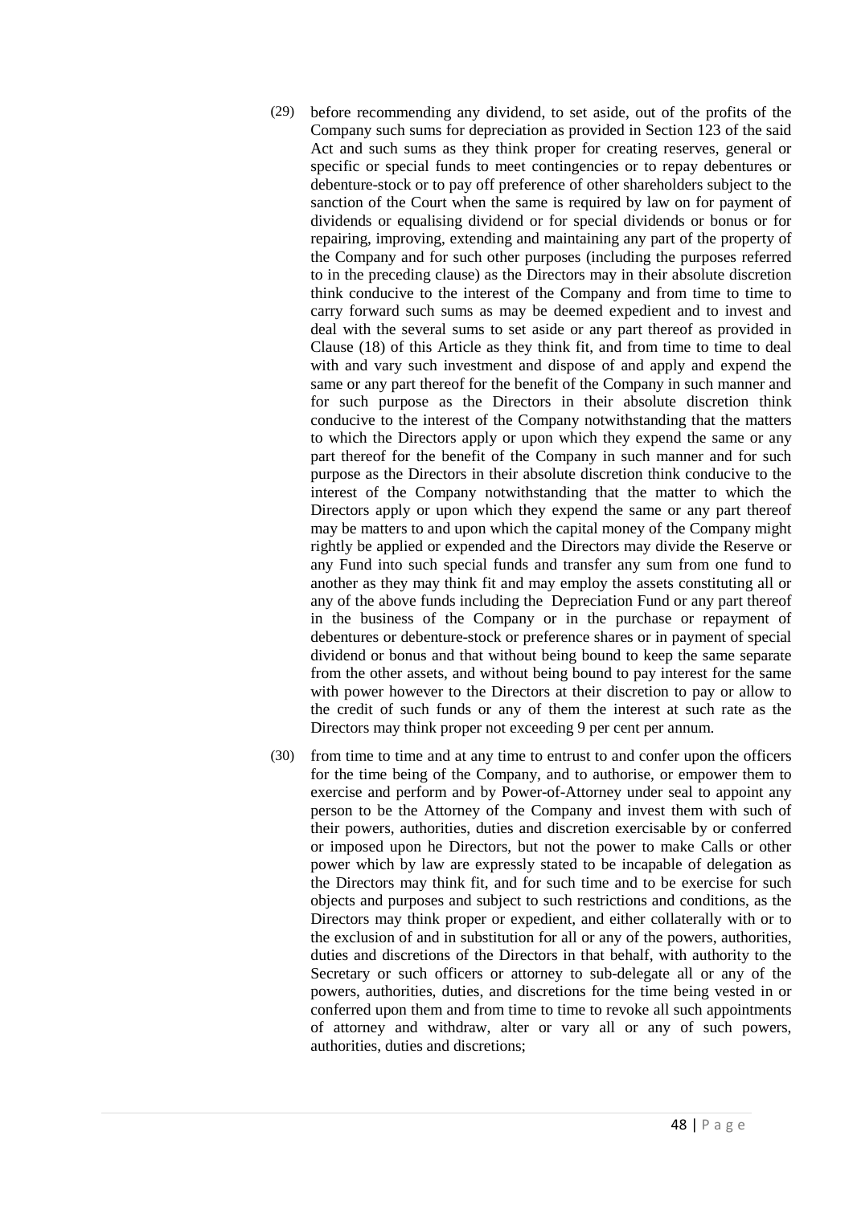(29) before recommending any dividend, to set aside, out of the profits of the Company such sums for depreciation as provided in Section 123 of the said Act and such sums as they think proper for creating reserves, general or specific or special funds to meet contingencies or to repay debentures or debenture-stock or to pay off preference of other shareholders subject to the sanction of the Court when the same is required by law on for payment of dividends or equalising dividend or for special dividends or bonus or for repairing, improving, extending and maintaining any part of the property of the Company and for such other purposes (including the purposes referred to in the preceding clause) as the Directors may in their absolute discretion think conducive to the interest of the Company and from time to time to carry forward such sums as may be deemed expedient and to invest and deal with the several sums to set aside or any part thereof as provided in Clause (18) of this Article as they think fit, and from time to time to deal with and vary such investment and dispose of and apply and expend the same or any part thereof for the benefit of the Company in such manner and for such purpose as the Directors in their absolute discretion think conducive to the interest of the Company notwithstanding that the matters to which the Directors apply or upon which they expend the same or any part thereof for the benefit of the Company in such manner and for such purpose as the Directors in their absolute discretion think conducive to the interest of the Company notwithstanding that the matter to which the Directors apply or upon which they expend the same or any part thereof may be matters to and upon which the capital money of the Company might rightly be applied or expended and the Directors may divide the Reserve or any Fund into such special funds and transfer any sum from one fund to another as they may think fit and may employ the assets constituting all or any of the above funds including the Depreciation Fund or any part thereof in the business of the Company or in the purchase or repayment of debentures or debenture-stock or preference shares or in payment of special dividend or bonus and that without being bound to keep the same separate from the other assets, and without being bound to pay interest for the same with power however to the Directors at their discretion to pay or allow to the credit of such funds or any of them the interest at such rate as the Directors may think proper not exceeding 9 per cent per annum.

(30) from time to time and at any time to entrust to and confer upon the officers for the time being of the Company, and to authorise, or empower them to exercise and perform and by Power-of-Attorney under seal to appoint any person to be the Attorney of the Company and invest them with such of their powers, authorities, duties and discretion exercisable by or conferred or imposed upon he Directors, but not the power to make Calls or other power which by law are expressly stated to be incapable of delegation as the Directors may think fit, and for such time and to be exercise for such objects and purposes and subject to such restrictions and conditions, as the Directors may think proper or expedient, and either collaterally with or to the exclusion of and in substitution for all or any of the powers, authorities, duties and discretions of the Directors in that behalf, with authority to the Secretary or such officers or attorney to sub-delegate all or any of the powers, authorities, duties, and discretions for the time being vested in or conferred upon them and from time to time to revoke all such appointments of attorney and withdraw, alter or vary all or any of such powers, authorities, duties and discretions;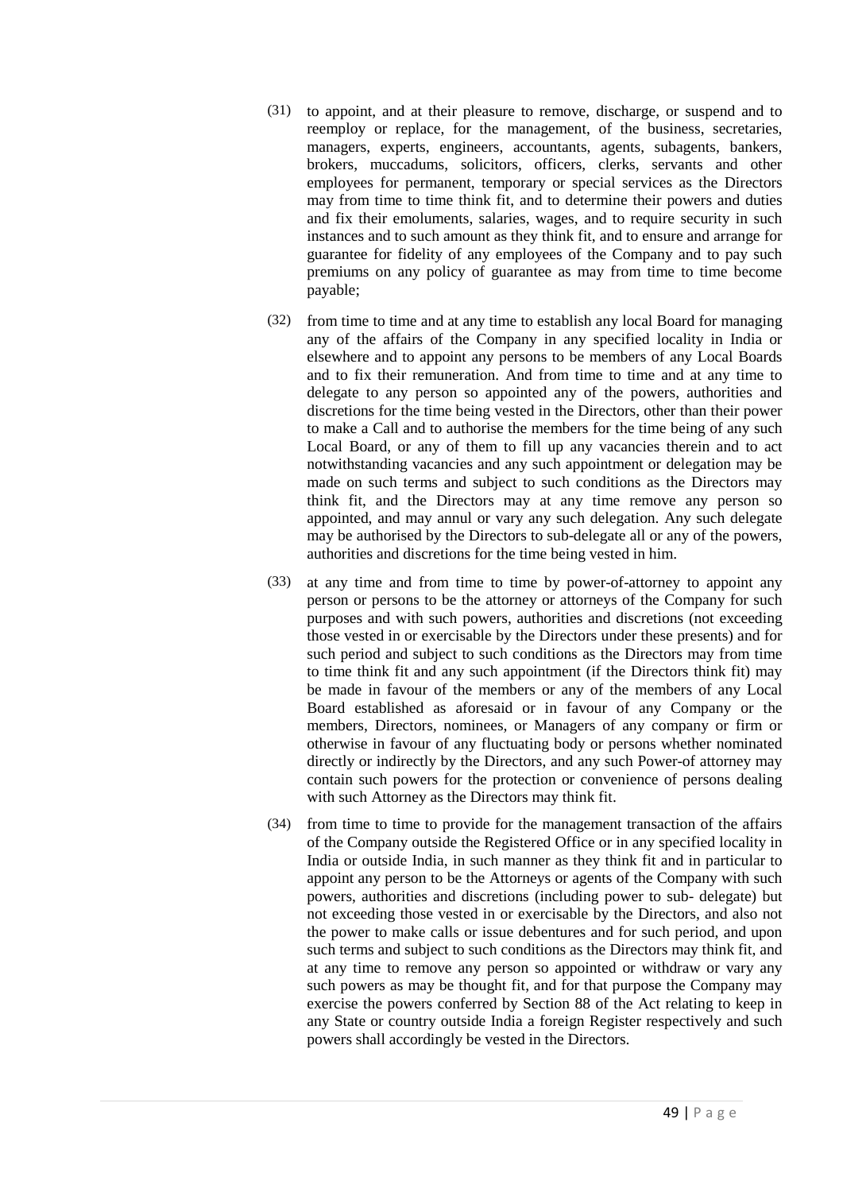(31) to appoint, and at their pleasure to remove, discharge, or suspend and to reemploy or replace, for the management, of the business, secretaries, managers, experts, engineers, accountants, agents, subagents, bankers, brokers, muccadums, solicitors, officers, clerks, servants and other employees for permanent, temporary or special services as the Directors may from time to time think fit, and to determine their powers and duties and fix their emoluments, salaries, wages, and to require security in such instances and to such amount as they think fit, and to ensure and arrange for guarantee for fidelity of any employees of the Company and to pay such premiums on any policy of guarantee as may from time to time become payable;

(32) from time to time and at any time to establish any local Board for managing any of the affairs of the Company in any specified locality in India or elsewhere and to appoint any persons to be members of any Local Boards and to fix their remuneration. And from time to time and at any time to delegate to any person so appointed any of the powers, authorities and discretions for the time being vested in the Directors, other than their power to make a Call and to authorise the members for the time being of any such Local Board, or any of them to fill up any vacancies therein and to act notwithstanding vacancies and any such appointment or delegation may be made on such terms and subject to such conditions as the Directors may think fit, and the Directors may at any time remove any person so appointed, and may annul or vary any such delegation. Any such delegate may be authorised by the Directors to sub-delegate all or any of the powers, authorities and discretions for the time being vested in him.

(33) at any time and from time to time by power-of-attorney to appoint any person or persons to be the attorney or attorneys of the Company for such purposes and with such powers, authorities and discretions (not exceeding those vested in or exercisable by the Directors under these presents) and for such period and subject to such conditions as the Directors may from time to time think fit and any such appointment (if the Directors think fit) may be made in favour of the members or any of the members of any Local Board established as aforesaid or in favour of any Company or the members, Directors, nominees, or Managers of any company or firm or otherwise in favour of any fluctuating body or persons whether nominated directly or indirectly by the Directors, and any such Power-of attorney may contain such powers for the protection or convenience of persons dealing with such Attorney as the Directors may think fit.

(34) from time to time to provide for the management transaction of the affairs of the Company outside the Registered Office or in any specified locality in India or outside India, in such manner as they think fit and in particular to appoint any person to be the Attorneys or agents of the Company with such powers, authorities and discretions (including power to sub- delegate) but not exceeding those vested in or exercisable by the Directors, and also not the power to make calls or issue debentures and for such period, and upon such terms and subject to such conditions as the Directors may think fit, and at any time to remove any person so appointed or withdraw or vary any such powers as may be thought fit, and for that purpose the Company may exercise the powers conferred by Section 88 of the Act relating to keep in any State or country outside India a foreign Register respectively and such powers shall accordingly be vested in the Directors.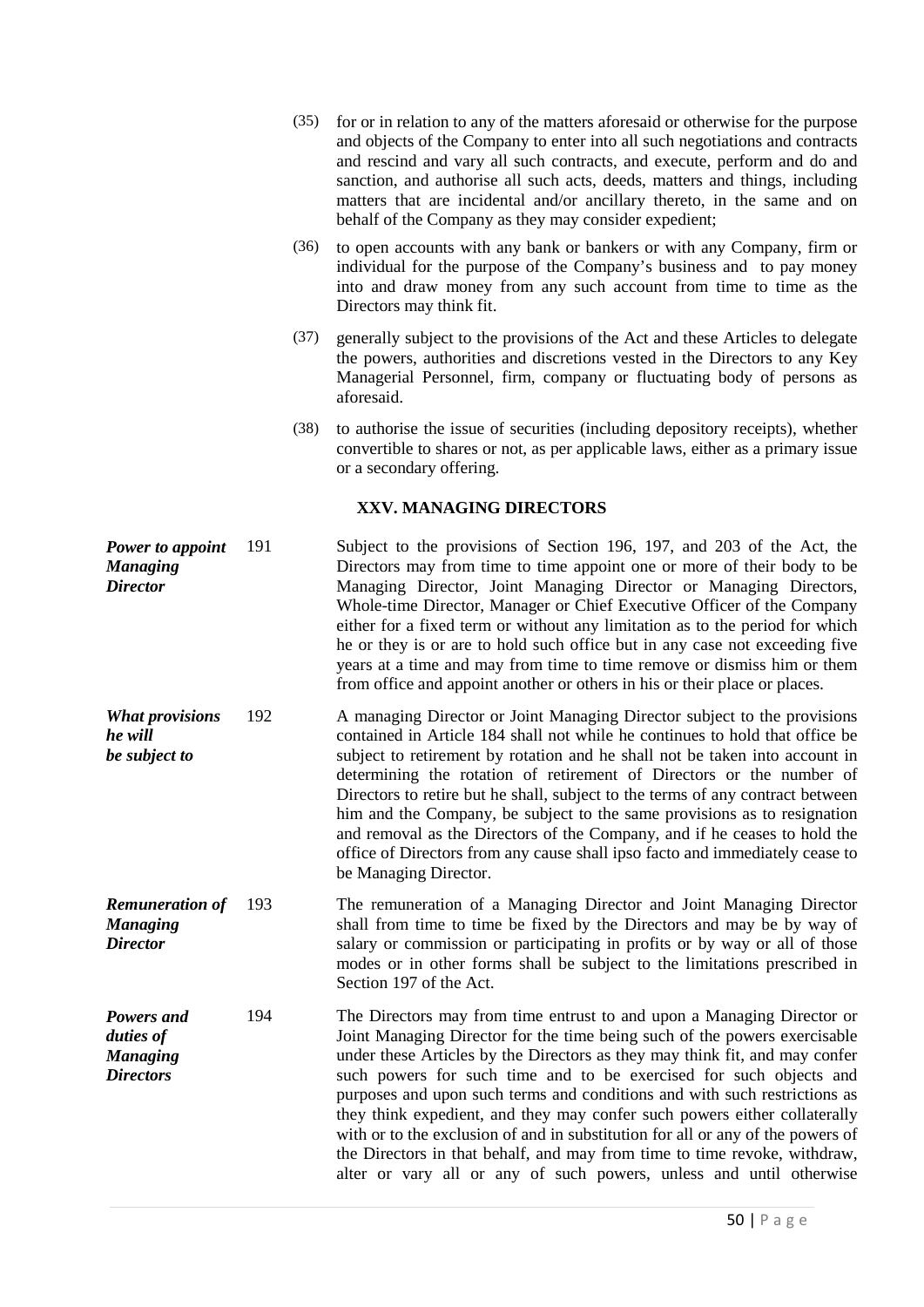(35) for or in relation to any of the matters aforesaid or otherwise for the purpose and objects of the Company to enter into all such negotiations and contracts and rescind and vary all such contracts, and execute, perform and do and sanction, and authorise all such acts, deeds, matters and things, including matters that are incidental and/or ancillary thereto, in the same and on behalf of the Company as they may consider expedient;

(36) to open accounts with any bank or bankers or with any Company, firm or individual for the purpose of the Company's business and to pay money into and draw money from any such account from time to time as the Directors may think fit.

(37) generally subject to the provisions of the Act and these Articles to delegate the powers, authorities and discretions vested in the Directors to any Key Managerial Personnel, firm, company or fluctuating body of persons as aforesaid.

(38) to authorise the issue of securities (including depository receipts), whether convertible to shares or not, as per applicable laws, either as a primary issue or a secondary offering.

## XXV. MANAGING DIRECTORS

***Power to appoint Managing Director***

191 Subject to the provisions of Section 196, 197, and 203 of the Act, the Directors may from time to time appoint one or more of their body to be Managing Director, Joint Managing Director or Managing Directors, Whole-time Director, Manager or Chief Executive Officer of the Company either for a fixed term or without any limitation as to the period for which he or they is or are to hold such office but in any case not exceeding five years at a time and may from time to time remove or dismiss him or them from office and appoint another or others in his or their place or places.

***What provisions he will be subject to***

192 A managing Director or Joint Managing Director subject to the provisions contained in Article 184 shall not while he continues to hold that office be subject to retirement by rotation and he shall not be taken into account in determining the rotation of retirement of Directors or the number of Directors to retire but he shall, subject to the terms of any contract between him and the Company, be subject to the same provisions as to resignation and removal as the Directors of the Company, and if he ceases to hold the office of Directors from any cause shall ipso facto and immediately cease to be Managing Director.

***Remuneration of Managing Director***

193 The remuneration of a Managing Director and Joint Managing Director shall from time to time be fixed by the Directors and may be by way of salary or commission or participating in profits or by way or all of those modes or in other forms shall be subject to the limitations prescribed in Section 197 of the Act.

***Powers and duties of Managing Directors***

194 The Directors may from time entrust to and upon a Managing Director or Joint Managing Director for the time being such of the powers exercisable under these Articles by the Directors as they may think fit, and may confer such powers for such time and to be exercised for such objects and purposes and upon such terms and conditions and with such restrictions as they think expedient, and they may confer such powers either collaterally with or to the exclusion of and in substitution for all or any of the powers of the Directors in that behalf, and may from time to time revoke, withdraw, alter or vary all or any of such powers, unless and until otherwise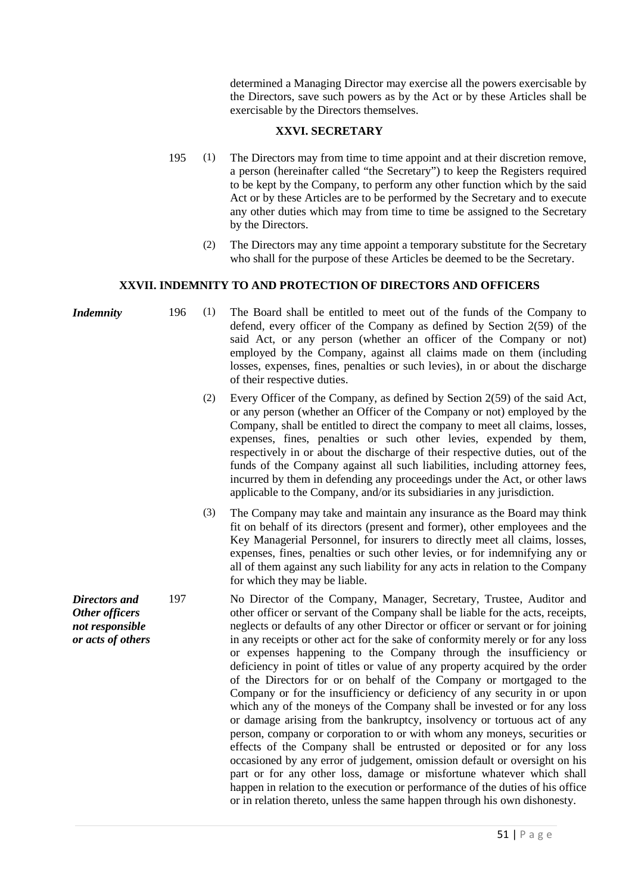determined a Managing Director may exercise all the powers exercisable by the Directors, save such powers as by the Act or by these Articles shall be exercisable by the Directors themselves.

### XXVI. SECRETARY

195 (1) The Directors may from time to time appoint and at their discretion remove, a person (hereinafter called "the Secretary") to keep the Registers required to be kept by the Company, to perform any other function which by the said Act or by these Articles are to be performed by the Secretary and to execute any other duties which may from time to time be assigned to the Secretary by the Directors.

(2) The Directors may any time appoint a temporary substitute for the Secretary who shall for the purpose of these Articles be deemed to be the Secretary.

### XXVII. INDEMNITY TO AND PROTECTION OF DIRECTORS AND OFFICERS

***Indemnity***

196 (1) The Board shall be entitled to meet out of the funds of the Company to defend, every officer of the Company as defined by Section 2(59) of the said Act, or any person (whether an officer of the Company or not) employed by the Company, against all claims made on them (including losses, expenses, fines, penalties or such levies), in or about the discharge of their respective duties.

(2) Every Officer of the Company, as defined by Section 2(59) of the said Act, or any person (whether an Officer of the Company or not) employed by the Company, shall be entitled to direct the company to meet all claims, losses, expenses, fines, penalties or such other levies, expended by them, respectively in or about the discharge of their respective duties, out of the funds of the Company against all such liabilities, including attorney fees, incurred by them in defending any proceedings under the Act, or other laws applicable to the Company, and/or its subsidiaries in any jurisdiction.

(3) The Company may take and maintain any insurance as the Board may think fit on behalf of its directors (present and former), other employees and the Key Managerial Personnel, for insurers to directly meet all claims, losses, expenses, fines, penalties or such other levies, or for indemnifying any or all of them against any such liability for any acts in relation to the Company for which they may be liable.

***Directors and Other officers not responsible or acts of others***

197 No Director of the Company, Manager, Secretary, Trustee, Auditor and other officer or servant of the Company shall be liable for the acts, receipts, neglects or defaults of any other Director or officer or servant or for joining in any receipts or other act for the sake of conformity merely or for any loss or expenses happening to the Company through the insufficiency or deficiency in point of titles or value of any property acquired by the order of the Directors for or on behalf of the Company or mortgaged to the Company or for the insufficiency or deficiency of any security in or upon which any of the moneys of the Company shall be invested or for any loss or damage arising from the bankruptcy, insolvency or tortuous act of any person, company or corporation to or with whom any moneys, securities or effects of the Company shall be entrusted or deposited or for any loss occasioned by any error of judgement, omission default or oversight on his part or for any other loss, damage or misfortune whatever which shall happen in relation to the execution or performance of the duties of his office or in relation thereto, unless the same happen through his own dishonesty.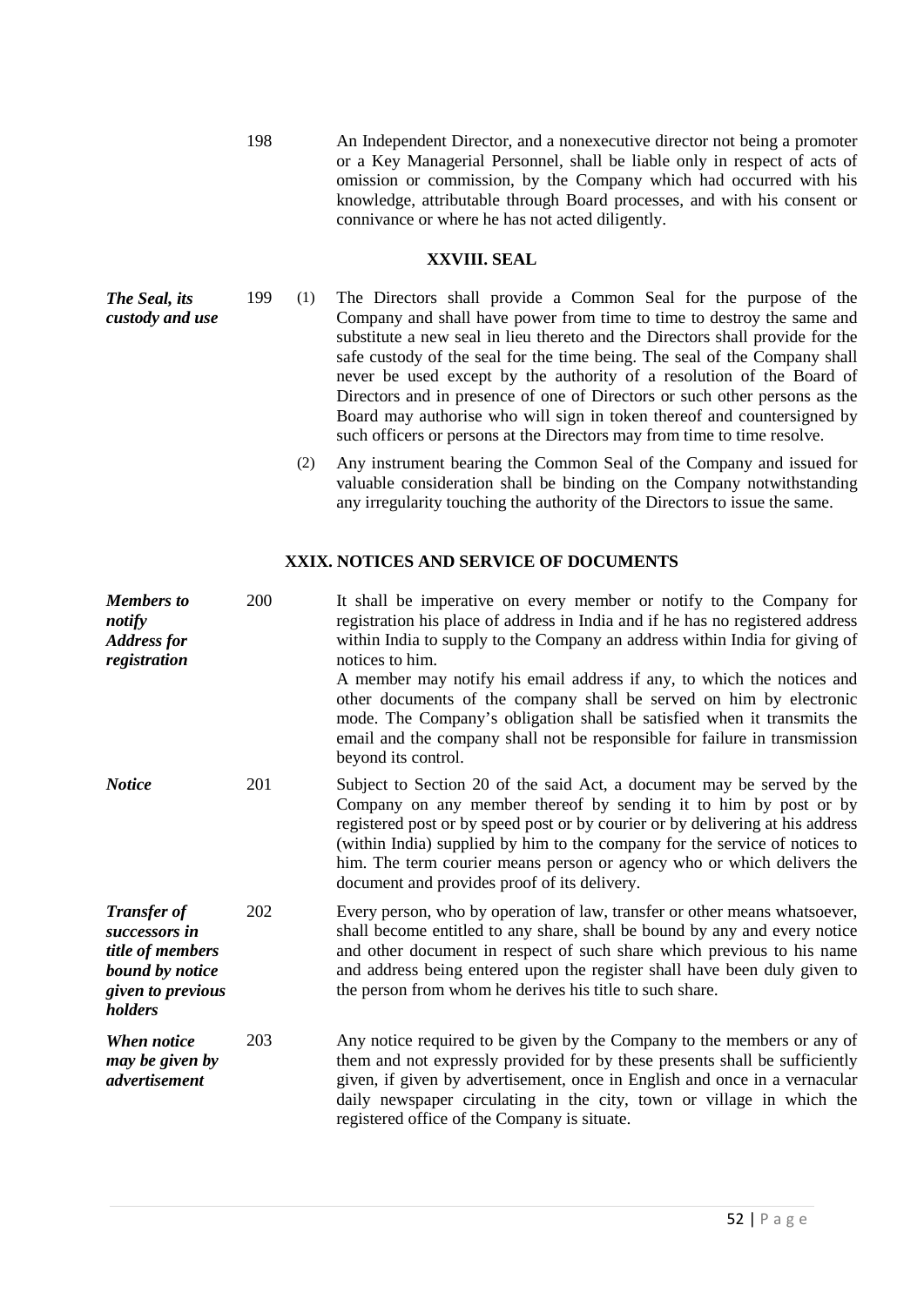198 An Independent Director, and a nonexecutive director not being a promoter or a Key Managerial Personnel, shall be liable only in respect of acts of omission or commission, by the Company which had occurred with his knowledge, attributable through Board processes, and with his consent or connivance or where he has not acted diligently.

## XXVIII. SEAL

***The Seal, its custody and use***

199 (1) The Directors shall provide a Common Seal for the purpose of the Company and shall have power from time to time to destroy the same and substitute a new seal in lieu thereto and the Directors shall provide for the safe custody of the seal for the time being. The seal of the Company shall never be used except by the authority of a resolution of the Board of Directors and in presence of one of Directors or such other persons as the Board may authorise who will sign in token thereof and countersigned by such officers or persons at the Directors may from time to time resolve.

(2) Any instrument bearing the Common Seal of the Company and issued for valuable consideration shall be binding on the Company notwithstanding any irregularity touching the authority of the Directors to issue the same.

## XXIX. NOTICES AND SERVICE OF DOCUMENTS

***Members to notify Address for registration***

200 It shall be imperative on every member or notify to the Company for registration his place of address in India and if he has no registered address within India to supply to the Company an address within India for giving of notices to him.

A member may notify his email address if any, to which the notices and other documents of the company shall be served on him by electronic mode. The Company's obligation shall be satisfied when it transmits the email and the company shall not be responsible for failure in transmission beyond its control.

***Notice***

201 Subject to Section 20 of the said Act, a document may be served by the Company on any member thereof by sending it to him by post or by registered post or by speed post or by courier or by delivering at his address (within India) supplied by him to the company for the service of notices to him. The term courier means person or agency who or which delivers the document and provides proof of its delivery.

***Transfer of successors in title of members bound by notice given to previous holders***

202 Every person, who by operation of law, transfer or other means whatsoever, shall become entitled to any share, shall be bound by any and every notice and other document in respect of such share which previous to his name and address being entered upon the register shall have been duly given to the person from whom he derives his title to such share.

***When notice may be given by advertisement***

203 Any notice required to be given by the Company to the members or any of them and not expressly provided for by these presents shall be sufficiently given, if given by advertisement, once in English and once in a vernacular daily newspaper circulating in the city, town or village in which the registered office of the Company is situate.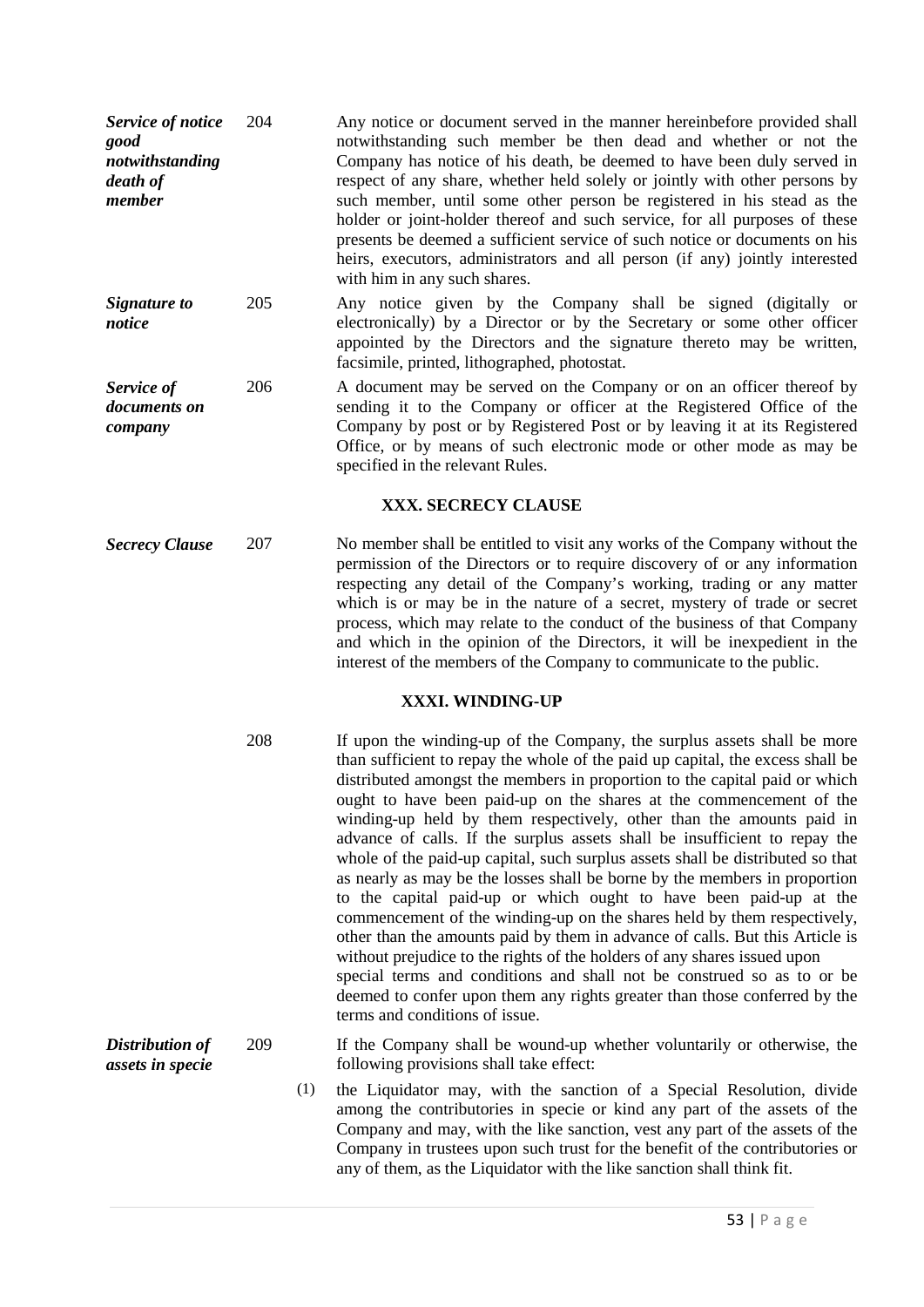***Service of notice good notwithstanding death of member***

204 Any notice or document served in the manner hereinbefore provided shall notwithstanding such member be then dead and whether or not the Company has notice of his death, be deemed to have been duly served in respect of any share, whether held solely or jointly with other persons by such member, until some other person be registered in his stead as the holder or joint-holder thereof and such service, for all purposes of these presents be deemed a sufficient service of such notice or documents on his heirs, executors, administrators and all person (if any) jointly interested with him in any such shares.

***Signature to notice***

205 Any notice given by the Company shall be signed (digitally or electronically) by a Director or by the Secretary or some other officer appointed by the Directors and the signature thereto may be written, facsimile, printed, lithographed, photostat.

***Service of documents on company***

206 A document may be served on the Company or on an officer thereof by sending it to the Company or officer at the Registered Office of the Company by post or by Registered Post or by leaving it at its Registered Office, or by means of such electronic mode or other mode as may be specified in the relevant Rules.

## XXX. SECRECY CLAUSE

***Secrecy Clause***

207 No member shall be entitled to visit any works of the Company without the permission of the Directors or to require discovery of or any information respecting any detail of the Company's working, trading or any matter which is or may be in the nature of a secret, mystery of trade or secret process, which may relate to the conduct of the business of that Company and which in the opinion of the Directors, it will be inexpedient in the interest of the members of the Company to communicate to the public.

## XXXI. WINDING-UP

208 If upon the winding-up of the Company, the surplus assets shall be more than sufficient to repay the whole of the paid up capital, the excess shall be distributed amongst the members in proportion to the capital paid or which ought to have been paid-up on the shares at the commencement of the winding-up held by them respectively, other than the amounts paid in advance of calls. If the surplus assets shall be insufficient to repay the whole of the paid-up capital, such surplus assets shall be distributed so that as nearly as may be the losses shall be borne by the members in proportion to the capital paid-up or which ought to have been paid-up at the commencement of the winding-up on the shares held by them respectively, other than the amounts paid by them in advance of calls. But this Article is without prejudice to the rights of the holders of any shares issued upon special terms and conditions and shall not be construed so as to or be deemed to confer upon them any rights greater than those conferred by the terms and conditions of issue.

***Distribution of assets in specie***

209 If the Company shall be wound-up whether voluntarily or otherwise, the following provisions shall take effect:

(1) the Liquidator may, with the sanction of a Special Resolution, divide among the contributories in specie or kind any part of the assets of the Company and may, with the like sanction, vest any part of the assets of the Company in trustees upon such trust for the benefit of the contributories or any of them, as the Liquidator with the like sanction shall think fit.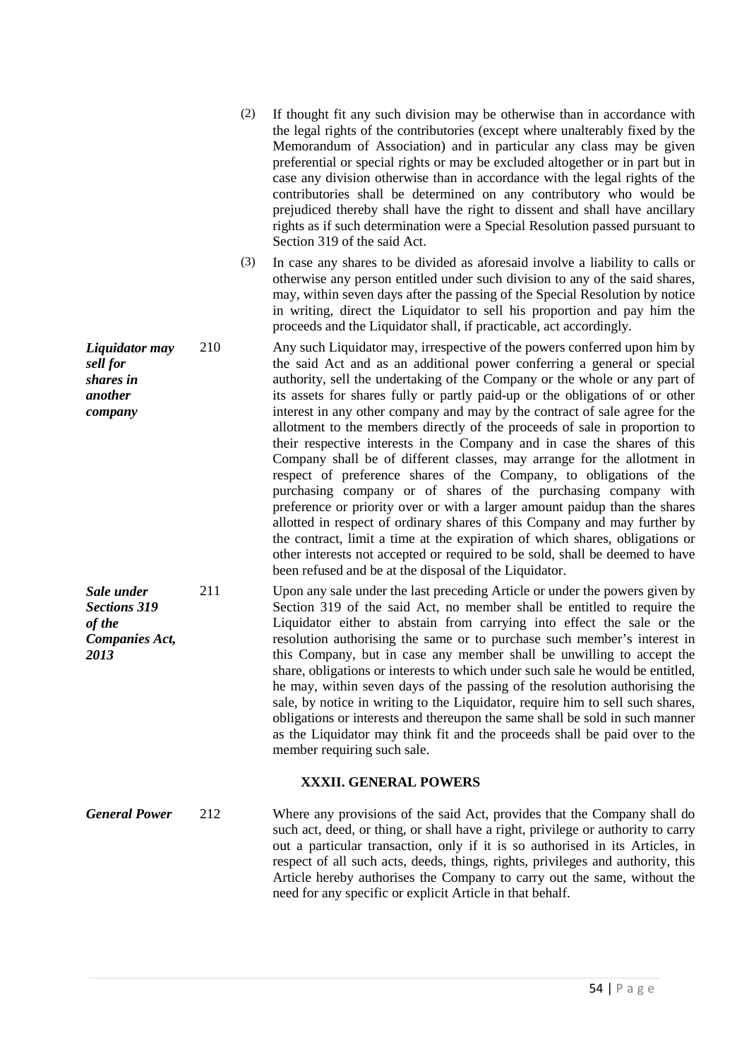(2) If thought fit any such division may be otherwise than in accordance with the legal rights of the contributories (except where unalterably fixed by the Memorandum of Association) and in particular any class may be given preferential or special rights or may be excluded altogether or in part but in case any division otherwise than in accordance with the legal rights of the contributories shall be determined on any contributory who would be prejudiced thereby shall have the right to dissent and shall have ancillary rights as if such determination were a Special Resolution passed pursuant to Section 319 of the said Act.

(3) In case any shares to be divided as aforesaid involve a liability to calls or otherwise any person entitled under such division to any of the said shares, may, within seven days after the passing of the Special Resolution by notice in writing, direct the Liquidator to sell his proportion and pay him the proceeds and the Liquidator shall, if practicable, act accordingly.

***Liquidator may sell for shares in another company***

210 Any such Liquidator may, irrespective of the powers conferred upon him by the said Act and as an additional power conferring a general or special authority, sell the undertaking of the Company or the whole or any part of its assets for shares fully or partly paid-up or the obligations of or other interest in any other company and may by the contract of sale agree for the allotment to the members directly of the proceeds of sale in proportion to their respective interests in the Company and in case the shares of this Company shall be of different classes, may arrange for the allotment in respect of preference shares of the Company, to obligations of the purchasing company or of shares of the purchasing company with preference or priority over or with a larger amount paidup than the shares allotted in respect of ordinary shares of this Company and may further by the contract, limit a time at the expiration of which shares, obligations or other interests not accepted or required to be sold, shall be deemed to have been refused and be at the disposal of the Liquidator.

***Sale under Sections 319 of the Companies Act, 2013***

211 Upon any sale under the last preceding Article or under the powers given by Section 319 of the said Act, no member shall be entitled to require the Liquidator either to abstain from carrying into effect the sale or the resolution authorising the same or to purchase such member's interest in this Company, but in case any member shall be unwilling to accept the share, obligations or interests to which under such sale he would be entitled, he may, within seven days of the passing of the resolution authorising the sale, by notice in writing to the Liquidator, require him to sell such shares, obligations or interests and thereupon the same shall be sold in such manner as the Liquidator may think fit and the proceeds shall be paid over to the member requiring such sale.

## XXXII. GENERAL POWERS

***General Power***

212 Where any provisions of the said Act, provides that the Company shall do such act, deed, or thing, or shall have a right, privilege or authority to carry out a particular transaction, only if it is so authorised in its Articles, in respect of all such acts, deeds, things, rights, privileges and authority, this Article hereby authorises the Company to carry out the same, without the need for any specific or explicit Article in that behalf.